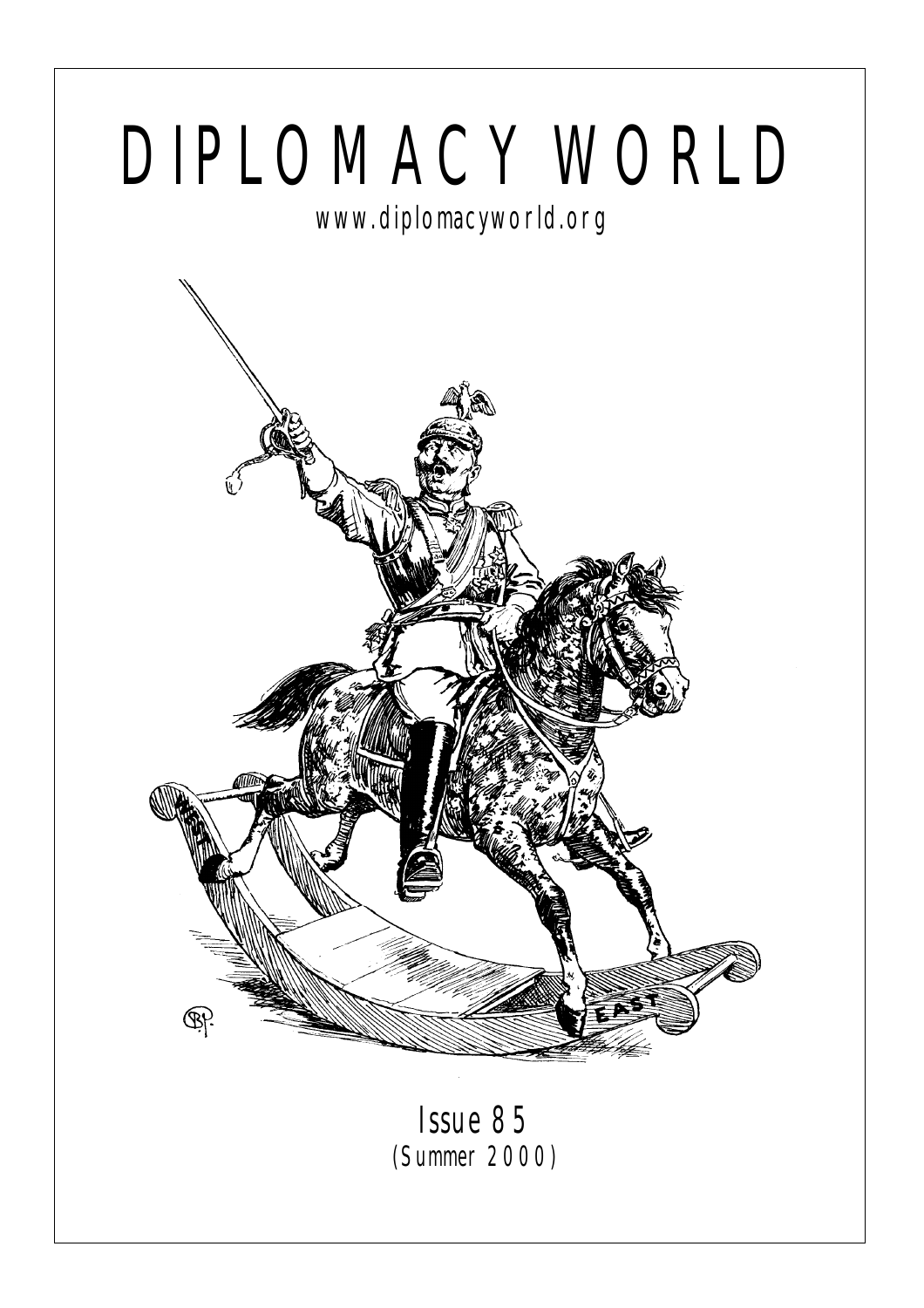# DIPLOMACY WORLD

www.diplomacyworld.org

Issue 85
(Summer 2000)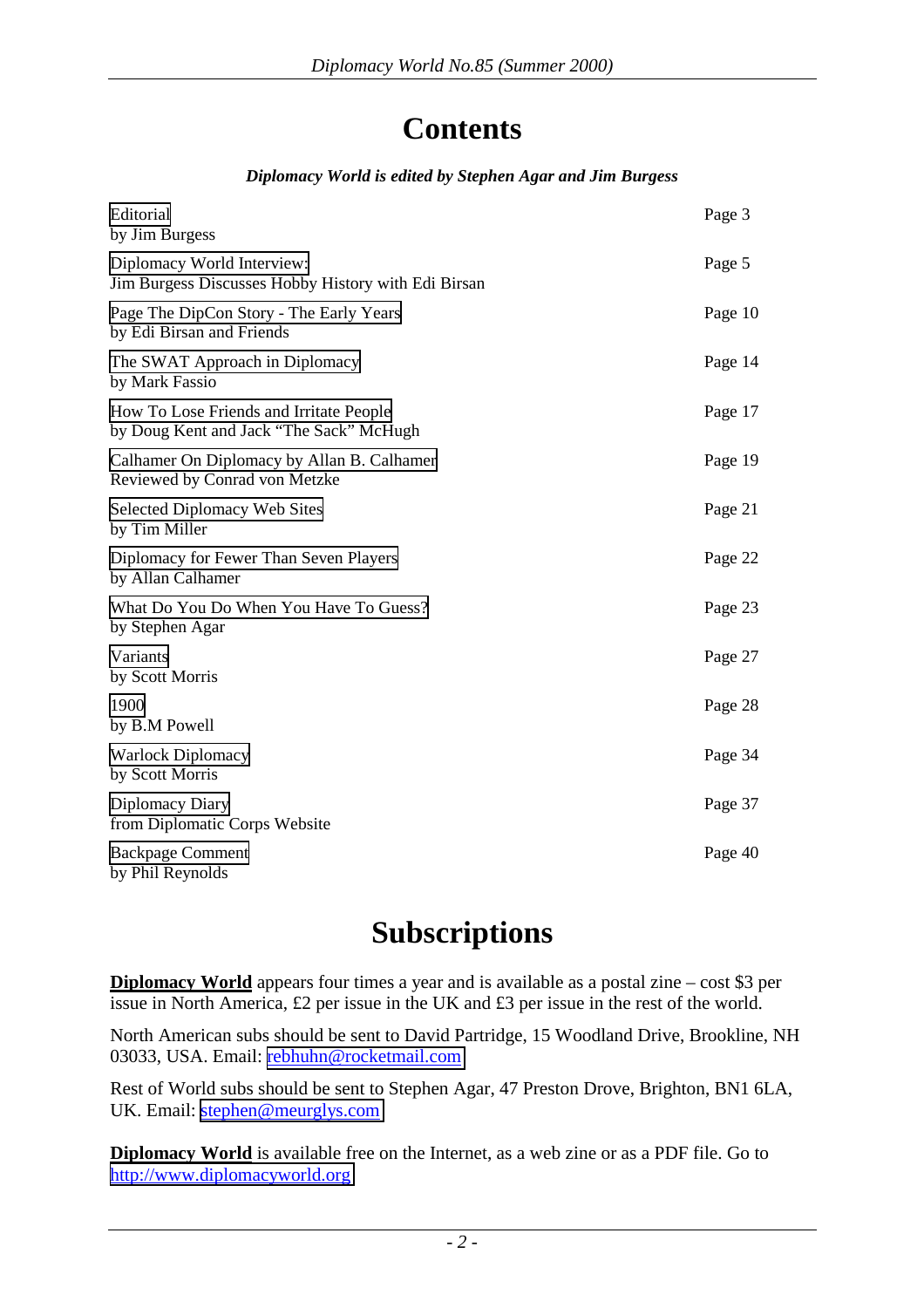# Contents

***Diplomacy World is edited by Stephen Agar and Jim Burgess***

| | |
|---|---|
| Editorial<br>by Jim Burgess | Page 3 |
| Diplomacy World Interview:<br>Jim Burgess Discusses Hobby History with Edi Birsan | Page 5 |
| Page The DipCon Story - The Early Years<br>by Edi Birsan and Friends | Page 10 |
| The SWAT Approach in Diplomacy<br>by Mark Fassio | Page 14 |
| How To Lose Friends and Irritate People<br>by Doug Kent and Jack "The Sack" McHugh | Page 17 |
| Calhamer On Diplomacy by Allan B. Calhamer<br>Reviewed by Conrad von Metzke | Page 19 |
| Selected Diplomacy Web Sites<br>by Tim Miller | Page 21 |
| Diplomacy for Fewer Than Seven Players<br>by Allan Calhamer | Page 22 |
| What Do You Do When You Have To Guess?<br>by Stephen Agar | Page 23 |
| Variants<br>by Scott Morris | Page 27 |
| 1900<br>by B.M Powell | Page 28 |
| Warlock Diplomacy<br>by Scott Morris | Page 34 |
| Diplomacy Diary<br>from Diplomatic Corps Website | Page 37 |
| Backpage Comment<br>by Phil Reynolds | Page 40 |

# Subscriptions

**Diplomacy World** appears four times a year and is available as a postal zine – cost $3 per issue in North America, £2 per issue in the UK and £3 per issue in the rest of the world.

North American subs should be sent to David Partridge, 15 Woodland Drive, Brookline, NH 03033, USA. Email: rebhuhn@rocketmail.com

Rest of World subs should be sent to Stephen Agar, 47 Preston Drove, Brighton, BN1 6LA, UK. Email: stephen@meurglys.com

**Diplomacy World** is available free on the Internet, as a web zine or as a PDF file. Go to http://www.diplomacyworld.org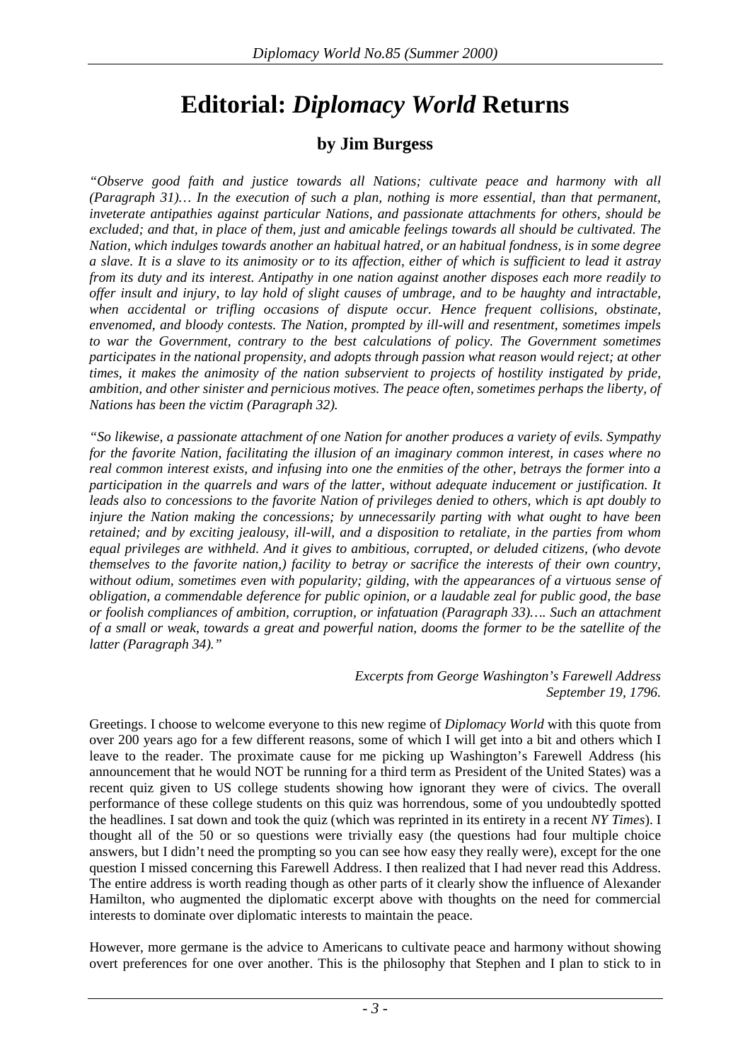# Editorial: *Diplomacy World* Returns

### by Jim Burgess

*"Observe good faith and justice towards all Nations; cultivate peace and harmony with all (Paragraph 31)… In the execution of such a plan, nothing is more essential, than that permanent, inveterate antipathies against particular Nations, and passionate attachments for others, should be excluded; and that, in place of them, just and amicable feelings towards all should be cultivated. The Nation, which indulges towards another an habitual hatred, or an habitual fondness, is in some degree a slave. It is a slave to its animosity or to its affection, either of which is sufficient to lead it astray from its duty and its interest. Antipathy in one nation against another disposes each more readily to offer insult and injury, to lay hold of slight causes of umbrage, and to be haughty and intractable, when accidental or trifling occasions of dispute occur. Hence frequent collisions, obstinate, envenomed, and bloody contests. The Nation, prompted by ill-will and resentment, sometimes impels to war the Government, contrary to the best calculations of policy. The Government sometimes participates in the national propensity, and adopts through passion what reason would reject; at other times, it makes the animosity of the nation subservient to projects of hostility instigated by pride, ambition, and other sinister and pernicious motives. The peace often, sometimes perhaps the liberty, of Nations has been the victim (Paragraph 32).*

*"So likewise, a passionate attachment of one Nation for another produces a variety of evils. Sympathy for the favorite Nation, facilitating the illusion of an imaginary common interest, in cases where no real common interest exists, and infusing into one the enmities of the other, betrays the former into a participation in the quarrels and wars of the latter, without adequate inducement or justification. It leads also to concessions to the favorite Nation of privileges denied to others, which is apt doubly to injure the Nation making the concessions; by unnecessarily parting with what ought to have been retained; and by exciting jealousy, ill-will, and a disposition to retaliate, in the parties from whom equal privileges are withheld. And it gives to ambitious, corrupted, or deluded citizens, (who devote themselves to the favorite nation,) facility to betray or sacrifice the interests of their own country, without odium, sometimes even with popularity; gilding, with the appearances of a virtuous sense of obligation, a commendable deference for public opinion, or a laudable zeal for public good, the base or foolish compliances of ambition, corruption, or infatuation (Paragraph 33)…. Such an attachment of a small or weak, towards a great and powerful nation, dooms the former to be the satellite of the latter (Paragraph 34)."*

*Excerpts from George Washington's Farewell Address*
*September 19, 1796.*

Greetings. I choose to welcome everyone to this new regime of *Diplomacy World* with this quote from over 200 years ago for a few different reasons, some of which I will get into a bit and others which I leave to the reader. The proximate cause for me picking up Washington's Farewell Address (his announcement that he would NOT be running for a third term as President of the United States) was a recent quiz given to US college students showing how ignorant they were of civics. The overall performance of these college students on this quiz was horrendous, some of you undoubtedly spotted the headlines. I sat down and took the quiz (which was reprinted in its entirety in a recent *NY Times*). I thought all of the 50 or so questions were trivially easy (the questions had four multiple choice answers, but I didn't need the prompting so you can see how easy they really were), except for the one question I missed concerning this Farewell Address. I then realized that I had never read this Address. The entire address is worth reading though as other parts of it clearly show the influence of Alexander Hamilton, who augmented the diplomatic excerpt above with thoughts on the need for commercial interests to dominate over diplomatic interests to maintain the peace.

However, more germane is the advice to Americans to cultivate peace and harmony without showing overt preferences for one over another. This is the philosophy that Stephen and I plan to stick to in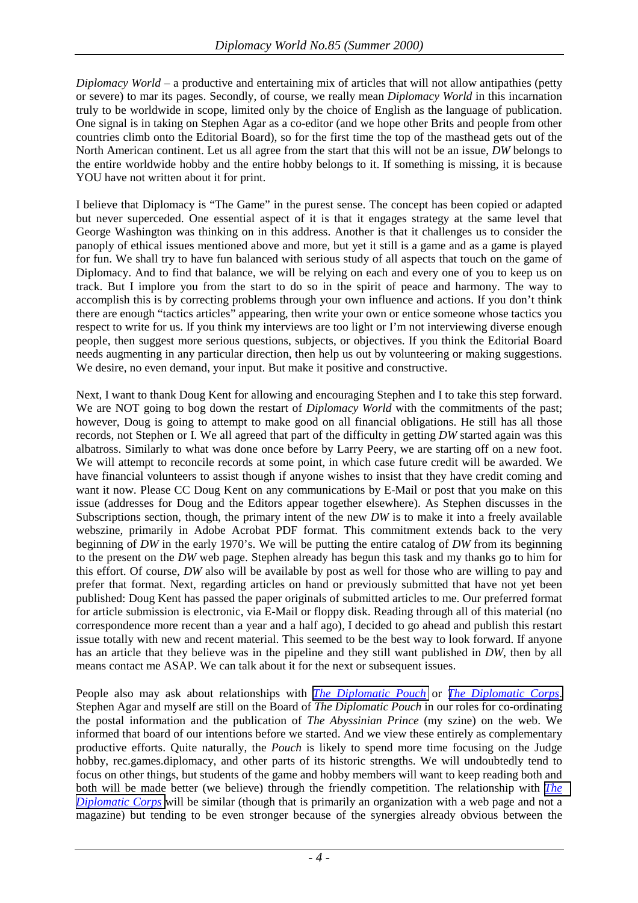*Diplomacy World* – a productive and entertaining mix of articles that will not allow antipathies (petty or severe) to mar its pages. Secondly, of course, we really mean *Diplomacy World* in this incarnation truly to be worldwide in scope, limited only by the choice of English as the language of publication. One signal is in taking on Stephen Agar as a co-editor (and we hope other Brits and people from other countries climb onto the Editorial Board), so for the first time the top of the masthead gets out of the North American continent. Let us all agree from the start that this will not be an issue, *DW* belongs to the entire worldwide hobby and the entire hobby belongs to it. If something is missing, it is because YOU have not written about it for print.

I believe that Diplomacy is "The Game" in the purest sense. The concept has been copied or adapted but never superceded. One essential aspect of it is that it engages strategy at the same level that George Washington was thinking on in this address. Another is that it challenges us to consider the panoply of ethical issues mentioned above and more, but yet it still is a game and as a game is played for fun. We shall try to have fun balanced with serious study of all aspects that touch on the game of Diplomacy. And to find that balance, we will be relying on each and every one of you to keep us on track. But I implore you from the start to do so in the spirit of peace and harmony. The way to accomplish this is by correcting problems through your own influence and actions. If you don't think there are enough "tactics articles" appearing, then write your own or entice someone whose tactics you respect to write for us. If you think my interviews are too light or I'm not interviewing diverse enough people, then suggest more serious questions, subjects, or objectives. If you think the Editorial Board needs augmenting in any particular direction, then help us out by volunteering or making suggestions. We desire, no even demand, your input. But make it positive and constructive.

Next, I want to thank Doug Kent for allowing and encouraging Stephen and I to take this step forward. We are NOT going to bog down the restart of *Diplomacy World* with the commitments of the past; however, Doug is going to attempt to make good on all financial obligations. He still has all those records, not Stephen or I. We all agreed that part of the difficulty in getting *DW* started again was this albatross. Similarly to what was done once before by Larry Peery, we are starting off on a new foot. We will attempt to reconcile records at some point, in which case future credit will be awarded. We have financial volunteers to assist though if anyone wishes to insist that they have credit coming and want it now. Please CC Doug Kent on any communications by E-Mail or post that you make on this issue (addresses for Doug and the Editors appear together elsewhere). As Stephen discusses in the Subscriptions section, though, the primary intent of the new *DW* is to make it into a freely available webszine, primarily in Adobe Acrobat PDF format. This commitment extends back to the very beginning of *DW* in the early 1970's. We will be putting the entire catalog of *DW* from its beginning to the present on the *DW* web page. Stephen already has begun this task and my thanks go to him for this effort. Of course, *DW* also will be available by post as well for those who are willing to pay and prefer that format. Next, regarding articles on hand or previously submitted that have not yet been published: Doug Kent has passed the paper originals of submitted articles to me. Our preferred format for article submission is electronic, via E-Mail or floppy disk. Reading through all of this material (no correspondence more recent than a year and a half ago), I decided to go ahead and publish this restart issue totally with new and recent material. This seemed to be the best way to look forward. If anyone has an article that they believe was in the pipeline and they still want published in *DW*, then by all means contact me ASAP. We can talk about it for the next or subsequent issues.

People also may ask about relationships with *The Diplomatic Pouch* or *The Diplomatic Corps*. Stephen Agar and myself are still on the Board of *The Diplomatic Pouch* in our roles for co-ordinating the postal information and the publication of *The Abyssinian Prince* (my szine) on the web. We informed that board of our intentions before we started. And we view these entirely as complementary productive efforts. Quite naturally, the *Pouch* is likely to spend more time focusing on the Judge hobby, rec.games.diplomacy, and other parts of its historic strengths. We will undoubtedly tend to focus on other things, but students of the game and hobby members will want to keep reading both and both will be made better (we believe) through the friendly competition. The relationship with *The Diplomatic Corps* will be similar (though that is primarily an organization with a web page and not a magazine) but tending to be even stronger because of the synergies already obvious between the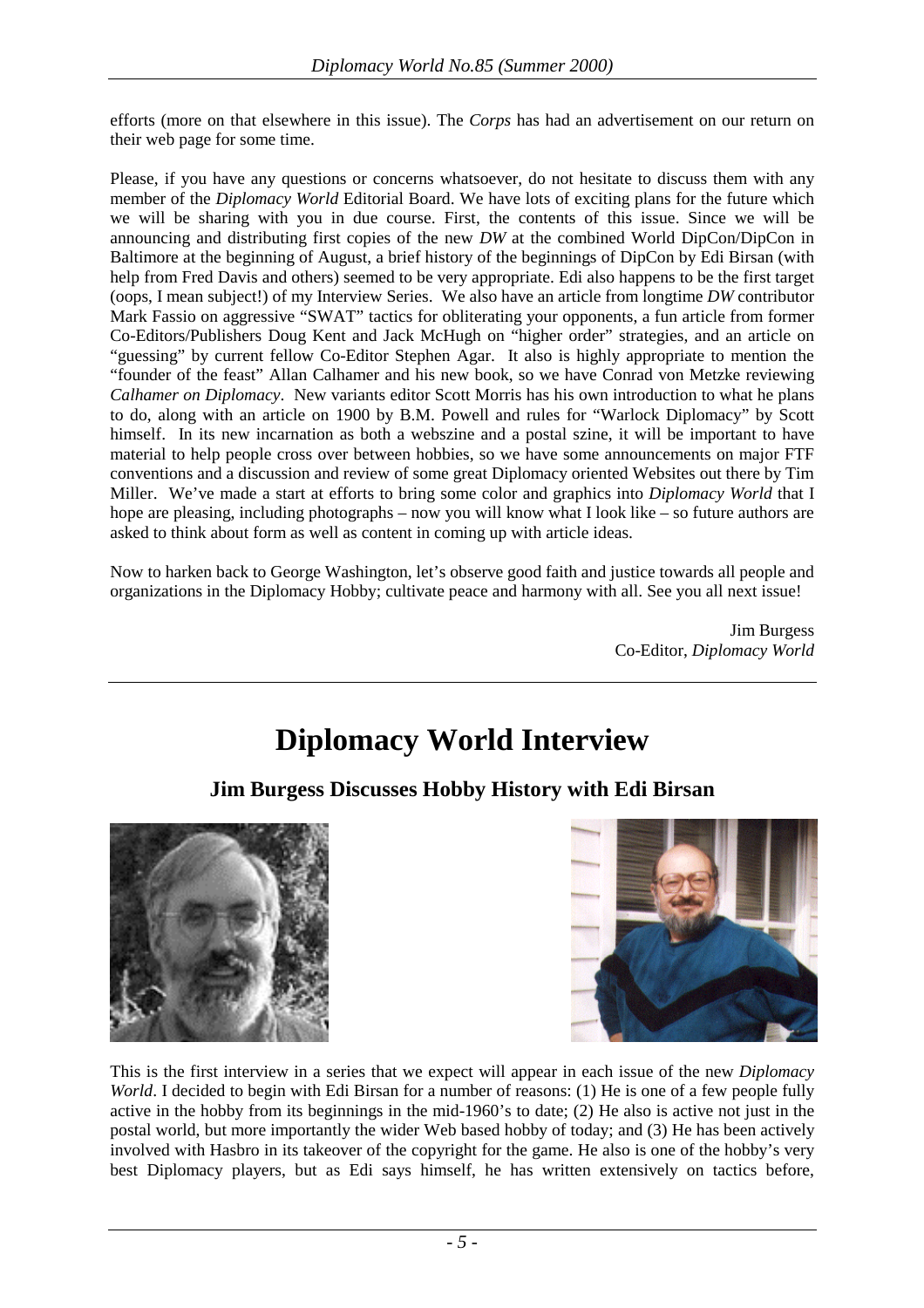efforts (more on that elsewhere in this issue). The *Corps* has had an advertisement on our return on their web page for some time.

Please, if you have any questions or concerns whatsoever, do not hesitate to discuss them with any member of the *Diplomacy World* Editorial Board. We have lots of exciting plans for the future which we will be sharing with you in due course. First, the contents of this issue. Since we will be announcing and distributing first copies of the new *DW* at the combined World DipCon/DipCon in Baltimore at the beginning of August, a brief history of the beginnings of DipCon by Edi Birsan (with help from Fred Davis and others) seemed to be very appropriate. Edi also happens to be the first target (oops, I mean subject!) of my Interview Series. We also have an article from longtime *DW* contributor Mark Fassio on aggressive "SWAT" tactics for obliterating your opponents, a fun article from former Co-Editors/Publishers Doug Kent and Jack McHugh on "higher order" strategies, and an article on "guessing" by current fellow Co-Editor Stephen Agar. It also is highly appropriate to mention the "founder of the feast" Allan Calhamer and his new book, so we have Conrad von Metzke reviewing *Calhamer on Diplomacy*. New variants editor Scott Morris has his own introduction to what he plans to do, along with an article on 1900 by B.M. Powell and rules for "Warlock Diplomacy" by Scott himself. In its new incarnation as both a webszine and a postal szine, it will be important to have material to help people cross over between hobbies, so we have some announcements on major FTF conventions and a discussion and review of some great Diplomacy oriented Websites out there by Tim Miller. We've made a start at efforts to bring some color and graphics into *Diplomacy World* that I hope are pleasing, including photographs – now you will know what I look like – so future authors are asked to think about form as well as content in coming up with article ideas.

Now to harken back to George Washington, let's observe good faith and justice towards all people and organizations in the Diplomacy Hobby; cultivate peace and harmony with all. See you all next issue!

Jim Burgess
Co-Editor, *Diplomacy World*

---

# Diplomacy World Interview

## Jim Burgess Discusses Hobby History with Edi Birsan

This is the first interview in a series that we expect will appear in each issue of the new *Diplomacy World*. I decided to begin with Edi Birsan for a number of reasons: (1) He is one of a few people fully active in the hobby from its beginnings in the mid-1960's to date; (2) He also is active not just in the postal world, but more importantly the wider Web based hobby of today; and (3) He has been actively involved with Hasbro in its takeover of the copyright for the game. He also is one of the hobby's very best Diplomacy players, but as Edi says himself, he has written extensively on tactics before,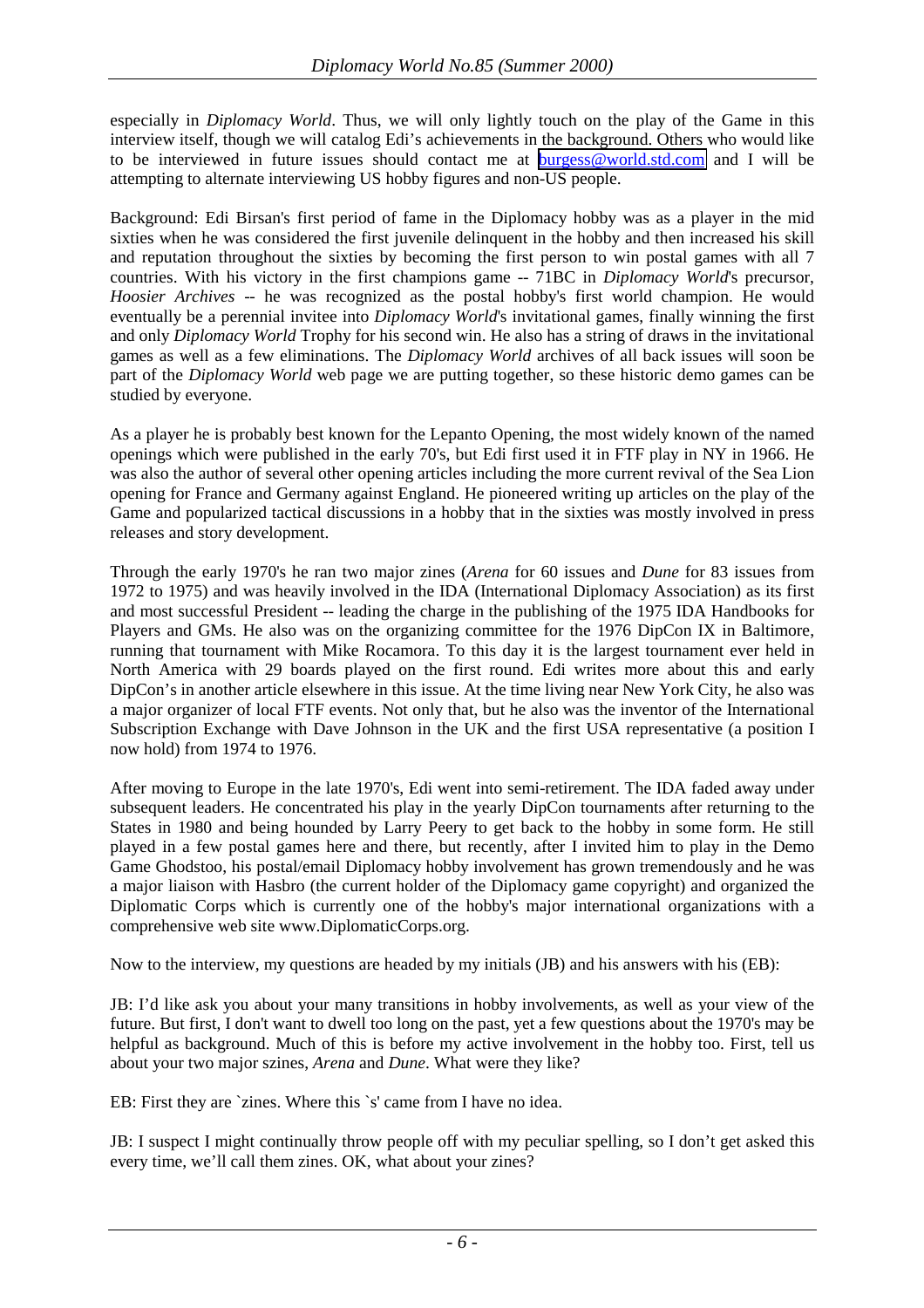especially in *Diplomacy World*. Thus, we will only lightly touch on the play of the Game in this interview itself, though we will catalog Edi's achievements in the background. Others who would like to be interviewed in future issues should contact me at burgess@world.std.com and I will be attempting to alternate interviewing US hobby figures and non-US people.

Background: Edi Birsan's first period of fame in the Diplomacy hobby was as a player in the mid sixties when he was considered the first juvenile delinquent in the hobby and then increased his skill and reputation throughout the sixties by becoming the first person to win postal games with all 7 countries. With his victory in the first champions game -- 71BC in *Diplomacy World*'s precursor, *Hoosier Archives* -- he was recognized as the postal hobby's first world champion. He would eventually be a perennial invitee into *Diplomacy World*'s invitational games, finally winning the first and only *Diplomacy World* Trophy for his second win. He also has a string of draws in the invitational games as well as a few eliminations. The *Diplomacy World* archives of all back issues will soon be part of the *Diplomacy World* web page we are putting together, so these historic demo games can be studied by everyone.

As a player he is probably best known for the Lepanto Opening, the most widely known of the named openings which were published in the early 70's, but Edi first used it in FTF play in NY in 1966. He was also the author of several other opening articles including the more current revival of the Sea Lion opening for France and Germany against England. He pioneered writing up articles on the play of the Game and popularized tactical discussions in a hobby that in the sixties was mostly involved in press releases and story development.

Through the early 1970's he ran two major zines (*Arena* for 60 issues and *Dune* for 83 issues from 1972 to 1975) and was heavily involved in the IDA (International Diplomacy Association) as its first and most successful President -- leading the charge in the publishing of the 1975 IDA Handbooks for Players and GMs. He also was on the organizing committee for the 1976 DipCon IX in Baltimore, running that tournament with Mike Rocamora. To this day it is the largest tournament ever held in North America with 29 boards played on the first round. Edi writes more about this and early DipCon's in another article elsewhere in this issue. At the time living near New York City, he also was a major organizer of local FTF events. Not only that, but he also was the inventor of the International Subscription Exchange with Dave Johnson in the UK and the first USA representative (a position I now hold) from 1974 to 1976.

After moving to Europe in the late 1970's, Edi went into semi-retirement. The IDA faded away under subsequent leaders. He concentrated his play in the yearly DipCon tournaments after returning to the States in 1980 and being hounded by Larry Peery to get back to the hobby in some form. He still played in a few postal games here and there, but recently, after I invited him to play in the Demo Game Ghodstoo, his postal/email Diplomacy hobby involvement has grown tremendously and he was a major liaison with Hasbro (the current holder of the Diplomacy game copyright) and organized the Diplomatic Corps which is currently one of the hobby's major international organizations with a comprehensive web site www.DiplomaticCorps.org.

Now to the interview, my questions are headed by my initials (JB) and his answers with his (EB):

JB: I'd like ask you about your many transitions in hobby involvements, as well as your view of the future. But first, I don't want to dwell too long on the past, yet a few questions about the 1970's may be helpful as background. Much of this is before my active involvement in the hobby too. First, tell us about your two major szines, *Arena* and *Dune*. What were they like?

EB: First they are `zines. Where this `s' came from I have no idea.

JB: I suspect I might continually throw people off with my peculiar spelling, so I don't get asked this every time, we'll call them zines. OK, what about your zines?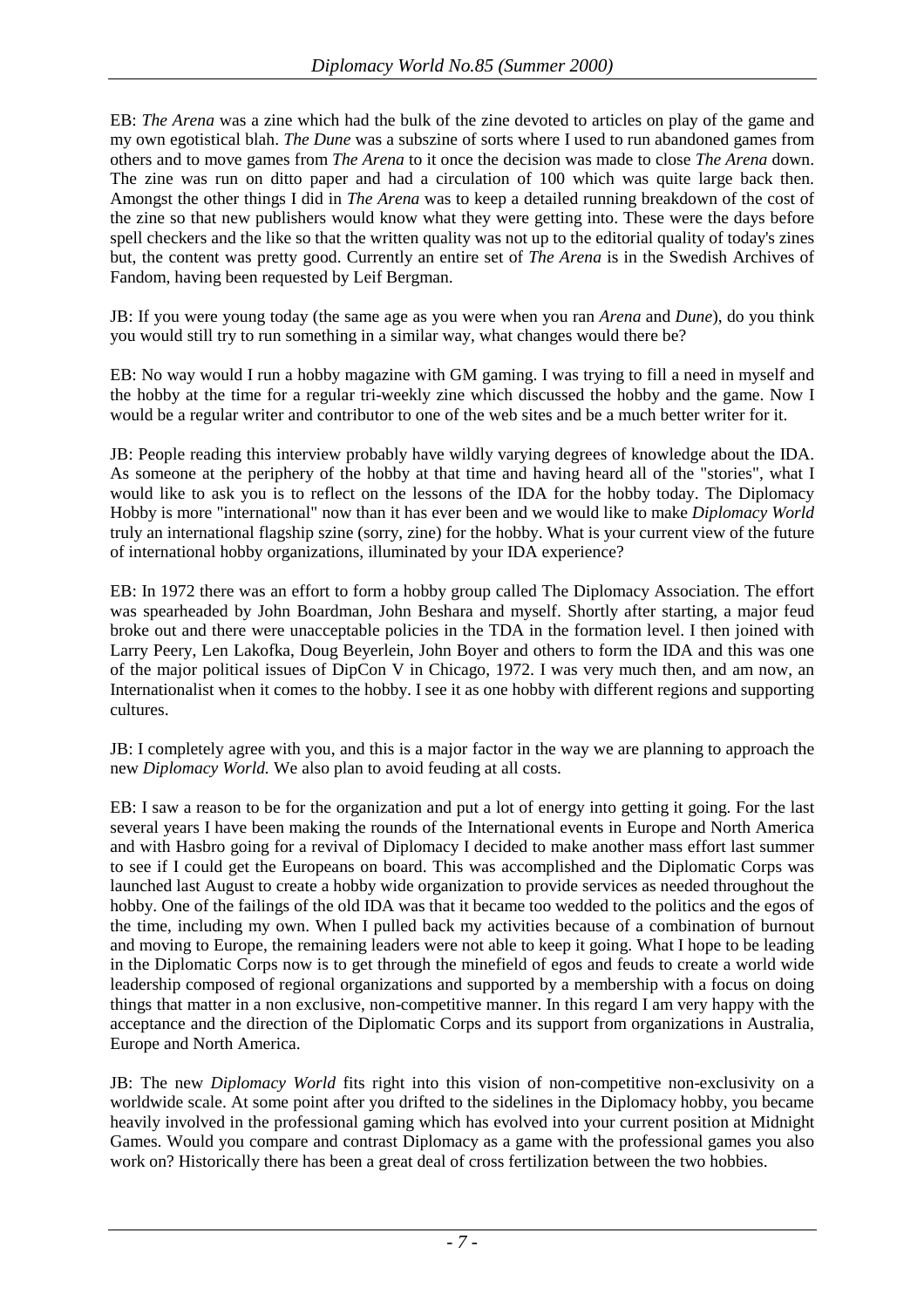EB: *The Arena* was a zine which had the bulk of the zine devoted to articles on play of the game and my own egotistical blah. *The Dune* was a subszine of sorts where I used to run abandoned games from others and to move games from *The Arena* to it once the decision was made to close *The Arena* down. The zine was run on ditto paper and had a circulation of 100 which was quite large back then. Amongst the other things I did in *The Arena* was to keep a detailed running breakdown of the cost of the zine so that new publishers would know what they were getting into. These were the days before spell checkers and the like so that the written quality was not up to the editorial quality of today's zines but, the content was pretty good. Currently an entire set of *The Arena* is in the Swedish Archives of Fandom, having been requested by Leif Bergman.

JB: If you were young today (the same age as you were when you ran *Arena* and *Dune*), do you think you would still try to run something in a similar way, what changes would there be?

EB: No way would I run a hobby magazine with GM gaming. I was trying to fill a need in myself and the hobby at the time for a regular tri-weekly zine which discussed the hobby and the game. Now I would be a regular writer and contributor to one of the web sites and be a much better writer for it.

JB: People reading this interview probably have wildly varying degrees of knowledge about the IDA. As someone at the periphery of the hobby at that time and having heard all of the "stories", what I would like to ask you is to reflect on the lessons of the IDA for the hobby today. The Diplomacy Hobby is more "international" now than it has ever been and we would like to make *Diplomacy World* truly an international flagship szine (sorry, zine) for the hobby. What is your current view of the future of international hobby organizations, illuminated by your IDA experience?

EB: In 1972 there was an effort to form a hobby group called The Diplomacy Association. The effort was spearheaded by John Boardman, John Beshara and myself. Shortly after starting, a major feud broke out and there were unacceptable policies in the TDA in the formation level. I then joined with Larry Peery, Len Lakofka, Doug Beyerlein, John Boyer and others to form the IDA and this was one of the major political issues of DipCon V in Chicago, 1972. I was very much then, and am now, an Internationalist when it comes to the hobby. I see it as one hobby with different regions and supporting cultures.

JB: I completely agree with you, and this is a major factor in the way we are planning to approach the new *Diplomacy World.* We also plan to avoid feuding at all costs.

EB: I saw a reason to be for the organization and put a lot of energy into getting it going. For the last several years I have been making the rounds of the International events in Europe and North America and with Hasbro going for a revival of Diplomacy I decided to make another mass effort last summer to see if I could get the Europeans on board. This was accomplished and the Diplomatic Corps was launched last August to create a hobby wide organization to provide services as needed throughout the hobby. One of the failings of the old IDA was that it became too wedded to the politics and the egos of the time, including my own. When I pulled back my activities because of a combination of burnout and moving to Europe, the remaining leaders were not able to keep it going. What I hope to be leading in the Diplomatic Corps now is to get through the minefield of egos and feuds to create a world wide leadership composed of regional organizations and supported by a membership with a focus on doing things that matter in a non exclusive, non-competitive manner. In this regard I am very happy with the acceptance and the direction of the Diplomatic Corps and its support from organizations in Australia, Europe and North America.

JB: The new *Diplomacy World* fits right into this vision of non-competitive non-exclusivity on a worldwide scale. At some point after you drifted to the sidelines in the Diplomacy hobby, you became heavily involved in the professional gaming which has evolved into your current position at Midnight Games. Would you compare and contrast Diplomacy as a game with the professional games you also work on? Historically there has been a great deal of cross fertilization between the two hobbies.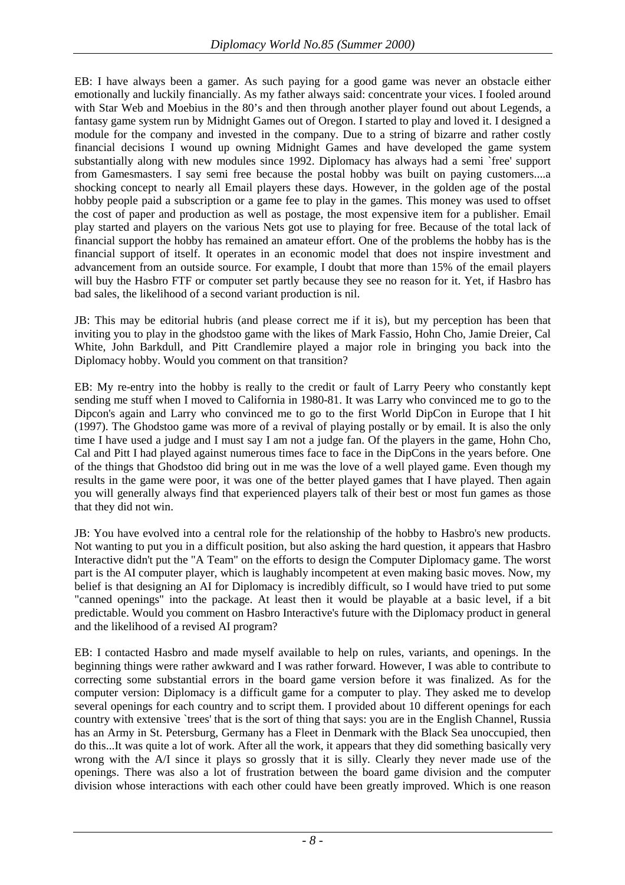EB: I have always been a gamer. As such paying for a good game was never an obstacle either emotionally and luckily financially. As my father always said: concentrate your vices. I fooled around with Star Web and Moebius in the 80's and then through another player found out about Legends, a fantasy game system run by Midnight Games out of Oregon. I started to play and loved it. I designed a module for the company and invested in the company. Due to a string of bizarre and rather costly financial decisions I wound up owning Midnight Games and have developed the game system substantially along with new modules since 1992. Diplomacy has always had a semi `free' support from Gamesmasters. I say semi free because the postal hobby was built on paying customers....a shocking concept to nearly all Email players these days. However, in the golden age of the postal hobby people paid a subscription or a game fee to play in the games. This money was used to offset the cost of paper and production as well as postage, the most expensive item for a publisher. Email play started and players on the various Nets got use to playing for free. Because of the total lack of financial support the hobby has remained an amateur effort. One of the problems the hobby has is the financial support of itself. It operates in an economic model that does not inspire investment and advancement from an outside source. For example, I doubt that more than 15% of the email players will buy the Hasbro FTF or computer set partly because they see no reason for it. Yet, if Hasbro has bad sales, the likelihood of a second variant production is nil.

JB: This may be editorial hubris (and please correct me if it is), but my perception has been that inviting you to play in the ghodstoo game with the likes of Mark Fassio, Hohn Cho, Jamie Dreier, Cal White, John Barkdull, and Pitt Crandlemire played a major role in bringing you back into the Diplomacy hobby. Would you comment on that transition?

EB: My re-entry into the hobby is really to the credit or fault of Larry Peery who constantly kept sending me stuff when I moved to California in 1980-81. It was Larry who convinced me to go to the Dipcon's again and Larry who convinced me to go to the first World DipCon in Europe that I hit (1997). The Ghodstoo game was more of a revival of playing postally or by email. It is also the only time I have used a judge and I must say I am not a judge fan. Of the players in the game, Hohn Cho, Cal and Pitt I had played against numerous times face to face in the DipCons in the years before. One of the things that Ghodstoo did bring out in me was the love of a well played game. Even though my results in the game were poor, it was one of the better played games that I have played. Then again you will generally always find that experienced players talk of their best or most fun games as those that they did not win.

JB: You have evolved into a central role for the relationship of the hobby to Hasbro's new products. Not wanting to put you in a difficult position, but also asking the hard question, it appears that Hasbro Interactive didn't put the "A Team" on the efforts to design the Computer Diplomacy game. The worst part is the AI computer player, which is laughably incompetent at even making basic moves. Now, my belief is that designing an AI for Diplomacy is incredibly difficult, so I would have tried to put some "canned openings" into the package. At least then it would be playable at a basic level, if a bit predictable. Would you comment on Hasbro Interactive's future with the Diplomacy product in general and the likelihood of a revised AI program?

EB: I contacted Hasbro and made myself available to help on rules, variants, and openings. In the beginning things were rather awkward and I was rather forward. However, I was able to contribute to correcting some substantial errors in the board game version before it was finalized. As for the computer version: Diplomacy is a difficult game for a computer to play. They asked me to develop several openings for each country and to script them. I provided about 10 different openings for each country with extensive `trees' that is the sort of thing that says: you are in the English Channel, Russia has an Army in St. Petersburg, Germany has a Fleet in Denmark with the Black Sea unoccupied, then do this...It was quite a lot of work. After all the work, it appears that they did something basically very wrong with the A/I since it plays so grossly that it is silly. Clearly they never made use of the openings. There was also a lot of frustration between the board game division and the computer division whose interactions with each other could have been greatly improved. Which is one reason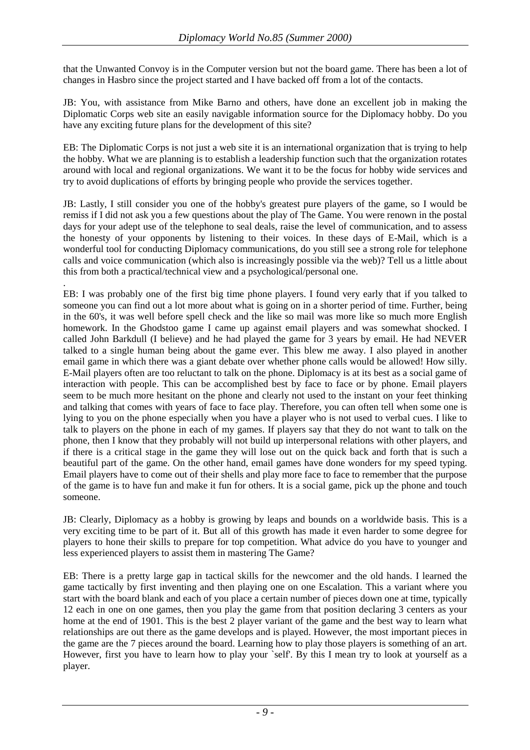that the Unwanted Convoy is in the Computer version but not the board game. There has been a lot of changes in Hasbro since the project started and I have backed off from a lot of the contacts.

JB: You, with assistance from Mike Barno and others, have done an excellent job in making the Diplomatic Corps web site an easily navigable information source for the Diplomacy hobby. Do you have any exciting future plans for the development of this site?

EB: The Diplomatic Corps is not just a web site it is an international organization that is trying to help the hobby. What we are planning is to establish a leadership function such that the organization rotates around with local and regional organizations. We want it to be the focus for hobby wide services and try to avoid duplications of efforts by bringing people who provide the services together.

JB: Lastly, I still consider you one of the hobby's greatest pure players of the game, so I would be remiss if I did not ask you a few questions about the play of The Game. You were renown in the postal days for your adept use of the telephone to seal deals, raise the level of communication, and to assess the honesty of your opponents by listening to their voices. In these days of E-Mail, which is a wonderful tool for conducting Diplomacy communications, do you still see a strong role for telephone calls and voice communication (which also is increasingly possible via the web)? Tell us a little about this from both a practical/technical view and a psychological/personal one.

.

EB: I was probably one of the first big time phone players. I found very early that if you talked to someone you can find out a lot more about what is going on in a shorter period of time. Further, being in the 60's, it was well before spell check and the like so mail was more like so much more English homework. In the Ghodstoo game I came up against email players and was somewhat shocked. I called John Barkdull (I believe) and he had played the game for 3 years by email. He had NEVER talked to a single human being about the game ever. This blew me away. I also played in another email game in which there was a giant debate over whether phone calls would be allowed! How silly. E-Mail players often are too reluctant to talk on the phone. Diplomacy is at its best as a social game of interaction with people. This can be accomplished best by face to face or by phone. Email players seem to be much more hesitant on the phone and clearly not used to the instant on your feet thinking and talking that comes with years of face to face play. Therefore, you can often tell when some one is lying to you on the phone especially when you have a player who is not used to verbal cues. I like to talk to players on the phone in each of my games. If players say that they do not want to talk on the phone, then I know that they probably will not build up interpersonal relations with other players, and if there is a critical stage in the game they will lose out on the quick back and forth that is such a beautiful part of the game. On the other hand, email games have done wonders for my speed typing. Email players have to come out of their shells and play more face to face to remember that the purpose of the game is to have fun and make it fun for others. It is a social game, pick up the phone and touch someone.

JB: Clearly, Diplomacy as a hobby is growing by leaps and bounds on a worldwide basis. This is a very exciting time to be part of it. But all of this growth has made it even harder to some degree for players to hone their skills to prepare for top competition. What advice do you have to younger and less experienced players to assist them in mastering The Game?

EB: There is a pretty large gap in tactical skills for the newcomer and the old hands. I learned the game tactically by first inventing and then playing one on one Escalation. This a variant where you start with the board blank and each of you place a certain number of pieces down one at a time, typically 12 each in one on one games, then you play the game from that position declaring 3 centers as your home at the end of 1901. This is the best 2 player variant of the game and the best way to learn what relationships are out there as the game develops and is played. However, the most important pieces in the game are the 7 pieces around the board. Learning how to play those players is something of an art. However, first you have to learn how to play your `self'. By this I mean try to look at yourself as a player.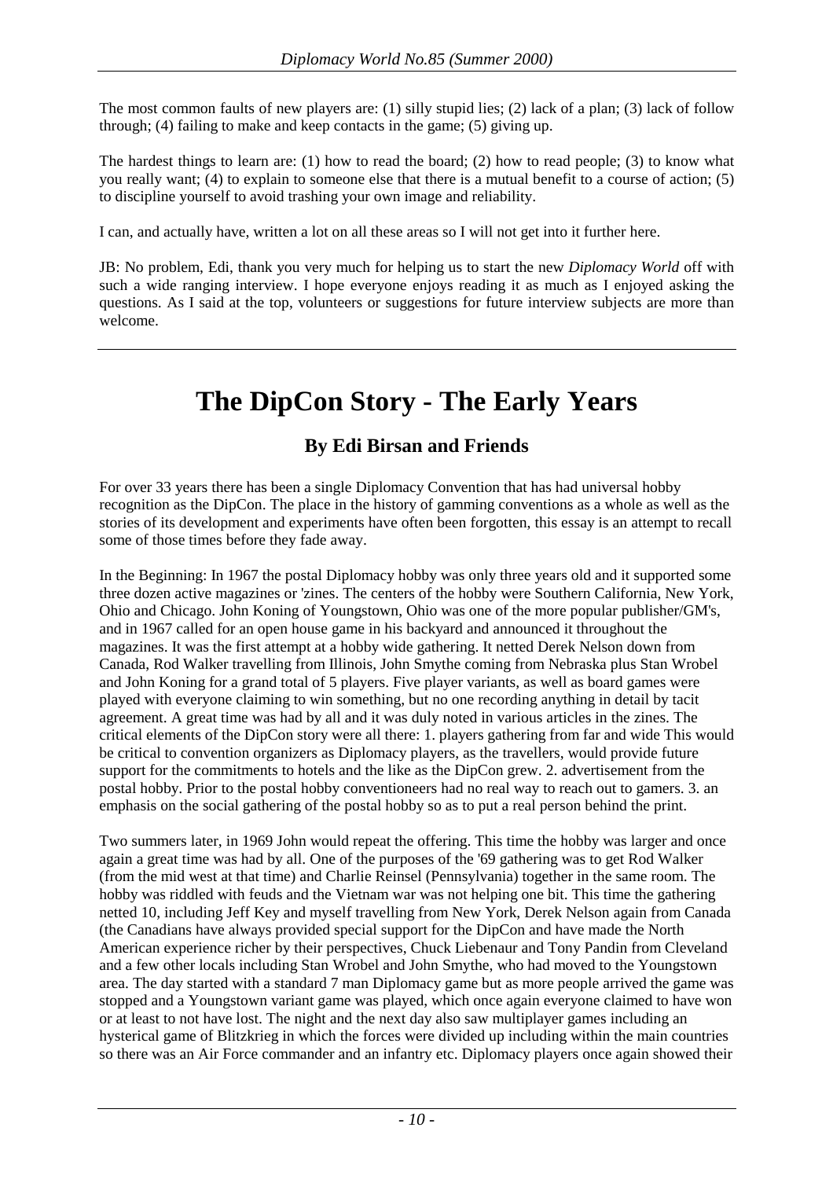The most common faults of new players are: (1) silly stupid lies; (2) lack of a plan; (3) lack of follow through; (4) failing to make and keep contacts in the game; (5) giving up.

The hardest things to learn are: (1) how to read the board; (2) how to read people; (3) to know what you really want; (4) to explain to someone else that there is a mutual benefit to a course of action; (5) to discipline yourself to avoid trashing your own image and reliability.

I can, and actually have, written a lot on all these areas so I will not get into it further here.

JB: No problem, Edi, thank you very much for helping us to start the new *Diplomacy World* off with such a wide ranging interview. I hope everyone enjoys reading it as much as I enjoyed asking the questions. As I said at the top, volunteers or suggestions for future interview subjects are more than welcome.

---

# The DipCon Story - The Early Years

### By Edi Birsan and Friends

For over 33 years there has been a single Diplomacy Convention that has had universal hobby recognition as the DipCon. The place in the history of gamming conventions as a whole as well as the stories of its development and experiments have often been forgotten, this essay is an attempt to recall some of those times before they fade away.

In the Beginning: In 1967 the postal Diplomacy hobby was only three years old and it supported some three dozen active magazines or 'zines. The centers of the hobby were Southern California, New York, Ohio and Chicago. John Koning of Youngstown, Ohio was one of the more popular publisher/GM's, and in 1967 called for an open house game in his backyard and announced it throughout the magazines. It was the first attempt at a hobby wide gathering. It netted Derek Nelson down from Canada, Rod Walker travelling from Illinois, John Smythe coming from Nebraska plus Stan Wrobel and John Koning for a grand total of 5 players. Five player variants, as well as board games were played with everyone claiming to win something, but no one recording anything in detail by tacit agreement. A great time was had by all and it was duly noted in various articles in the zines. The critical elements of the DipCon story were all there: 1. players gathering from far and wide This would be critical to convention organizers as Diplomacy players, as the travellers, would provide future support for the commitments to hotels and the like as the DipCon grew. 2. advertisement from the postal hobby. Prior to the postal hobby conventioneers had no real way to reach out to gamers. 3. an emphasis on the social gathering of the postal hobby so as to put a real person behind the print.

Two summers later, in 1969 John would repeat the offering. This time the hobby was larger and once again a great time was had by all. One of the purposes of the '69 gathering was to get Rod Walker (from the mid west at that time) and Charlie Reinsel (Pennsylvania) together in the same room. The hobby was riddled with feuds and the Vietnam war was not helping one bit. This time the gathering netted 10, including Jeff Key and myself travelling from New York, Derek Nelson again from Canada (the Canadians have always provided special support for the DipCon and have made the North American experience richer by their perspectives, Chuck Liebenaur and Tony Pandin from Cleveland and a few other locals including Stan Wrobel and John Smythe, who had moved to the Youngstown area. The day started with a standard 7 man Diplomacy game but as more people arrived the game was stopped and a Youngstown variant game was played, which once again everyone claimed to have won or at least to not have lost. The night and the next day also saw multiplayer games including an hysterical game of Blitzkrieg in which the forces were divided up including within the main countries so there was an Air Force commander and an infantry etc. Diplomacy players once again showed their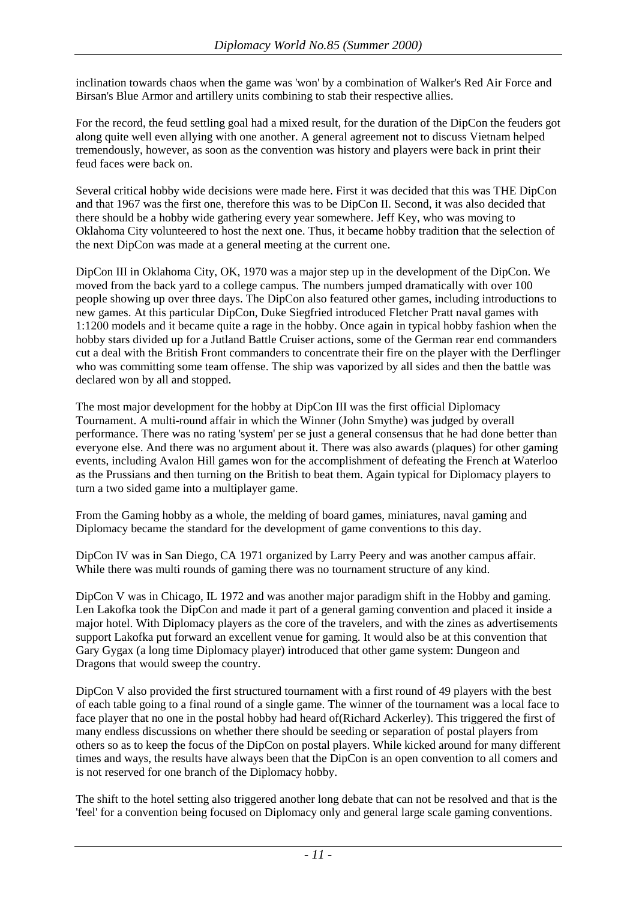inclination towards chaos when the game was 'won' by a combination of Walker's Red Air Force and Birsan's Blue Armor and artillery units combining to stab their respective allies.

For the record, the feud settling goal had a mixed result, for the duration of the DipCon the feuders got along quite well even allying with one another. A general agreement not to discuss Vietnam helped tremendously, however, as soon as the convention was history and players were back in print their feud faces were back on.

Several critical hobby wide decisions were made here. First it was decided that this was THE DipCon and that 1967 was the first one, therefore this was to be DipCon II. Second, it was also decided that there should be a hobby wide gathering every year somewhere. Jeff Key, who was moving to Oklahoma City volunteered to host the next one. Thus, it became hobby tradition that the selection of the next DipCon was made at a general meeting at the current one.

DipCon III in Oklahoma City, OK, 1970 was a major step up in the development of the DipCon. We moved from the back yard to a college campus. The numbers jumped dramatically with over 100 people showing up over three days. The DipCon also featured other games, including introductions to new games. At this particular DipCon, Duke Siegfried introduced Fletcher Pratt naval games with 1:1200 models and it became quite a rage in the hobby. Once again in typical hobby fashion when the hobby stars divided up for a Jutland Battle Cruiser actions, some of the German rear end commanders cut a deal with the British Front commanders to concentrate their fire on the player with the Derflinger who was committing some team offense. The ship was vaporized by all sides and then the battle was declared won by all and stopped.

The most major development for the hobby at DipCon III was the first official Diplomacy Tournament. A multi-round affair in which the Winner (John Smythe) was judged by overall performance. There was no rating 'system' per se just a general consensus that he had done better than everyone else. And there was no argument about it. There was also awards (plaques) for other gaming events, including Avalon Hill games won for the accomplishment of defeating the French at Waterloo as the Prussians and then turning on the British to beat them. Again typical for Diplomacy players to turn a two sided game into a multiplayer game.

From the Gaming hobby as a whole, the melding of board games, miniatures, naval gaming and Diplomacy became the standard for the development of game conventions to this day.

DipCon IV was in San Diego, CA 1971 organized by Larry Peery and was another campus affair. While there was multi rounds of gaming there was no tournament structure of any kind.

DipCon V was in Chicago, IL 1972 and was another major paradigm shift in the Hobby and gaming. Len Lakofka took the DipCon and made it part of a general gaming convention and placed it inside a major hotel. With Diplomacy players as the core of the travelers, and with the zines as advertisements support Lakofka put forward an excellent venue for gaming. It would also be at this convention that Gary Gygax (a long time Diplomacy player) introduced that other game system: Dungeon and Dragons that would sweep the country.

DipCon V also provided the first structured tournament with a first round of 49 players with the best of each table going to a final round of a single game. The winner of the tournament was a local face to face player that no one in the postal hobby had heard of(Richard Ackerley). This triggered the first of many endless discussions on whether there should be seeding or separation of postal players from others so as to keep the focus of the DipCon on postal players. While kicked around for many different times and ways, the results have always been that the DipCon is an open convention to all comers and is not reserved for one branch of the Diplomacy hobby.

The shift to the hotel setting also triggered another long debate that can not be resolved and that is the 'feel' for a convention being focused on Diplomacy only and general large scale gaming conventions.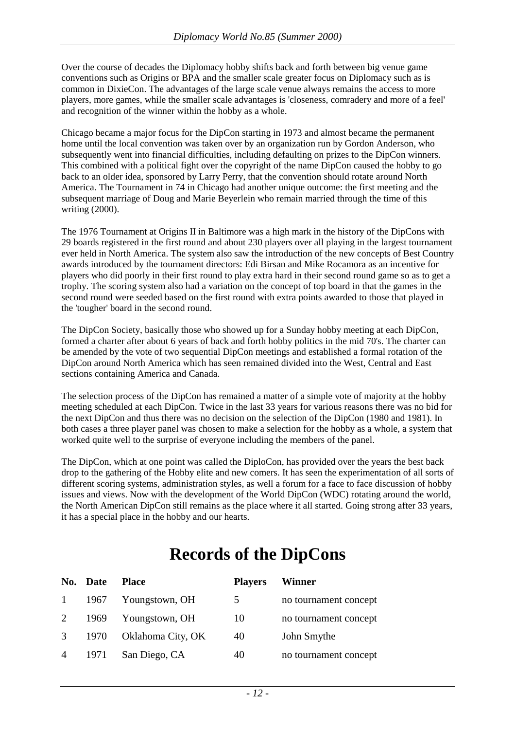Over the course of decades the Diplomacy hobby shifts back and forth between big venue game conventions such as Origins or BPA and the smaller scale greater focus on Diplomacy such as is common in DixieCon. The advantages of the large scale venue always remains the access to more players, more games, while the smaller scale advantages is 'closeness, comradery and more of a feel' and recognition of the winner within the hobby as a whole.

Chicago became a major focus for the DipCon starting in 1973 and almost became the permanent home until the local convention was taken over by an organization run by Gordon Anderson, who subsequently went into financial difficulties, including defaulting on prizes to the DipCon winners. This combined with a political fight over the copyright of the name DipCon caused the hobby to go back to an older idea, sponsored by Larry Perry, that the convention should rotate around North America. The Tournament in 74 in Chicago had another unique outcome: the first meeting and the subsequent marriage of Doug and Marie Beyerlein who remain married through the time of this writing (2000).

The 1976 Tournament at Origins II in Baltimore was a high mark in the history of the DipCons with 29 boards registered in the first round and about 230 players over all playing in the largest tournament ever held in North America. The system also saw the introduction of the new concepts of Best Country awards introduced by the tournament directors: Edi Birsan and Mike Rocamora as an incentive for players who did poorly in their first round to play extra hard in their second round game so as to get a trophy. The scoring system also had a variation on the concept of top board in that the games in the second round were seeded based on the first round with extra points awarded to those that played in the 'tougher' board in the second round.

The DipCon Society, basically those who showed up for a Sunday hobby meeting at each DipCon, formed a charter after about 6 years of back and forth hobby politics in the mid 70's. The charter can be amended by the vote of two sequential DipCon meetings and established a formal rotation of the DipCon around North America which has seen remained divided into the West, Central and East sections containing America and Canada.

The selection process of the DipCon has remained a matter of a simple vote of majority at the hobby meeting scheduled at each DipCon. Twice in the last 33 years for various reasons there was no bid for the next DipCon and thus there was no decision on the selection of the DipCon (1980 and 1981). In both cases a three player panel was chosen to make a selection for the hobby as a whole, a system that worked quite well to the surprise of everyone including the members of the panel.

The DipCon, which at one point was called the DiploCon, has provided over the years the best back drop to the gathering of the Hobby elite and new comers. It has seen the experimentation of all sorts of different scoring systems, administration styles, as well a forum for a face to face discussion of hobby issues and views. Now with the development of the World DipCon (WDC) rotating around the world, the North American DipCon still remains as the place where it all started. Going strong after 33 years, it has a special place in the hobby and our hearts.

# Records of the DipCons

| No. | Date | Place | Players | Winner |
|---|---|---|---|---|
| 1 | 1967 | Youngstown, OH | 5 | no tournament concept |
| 2 | 1969 | Youngstown, OH | 10 | no tournament concept |
| 3 | 1970 | Oklahoma City, OK | 40 | John Smythe |
| 4 | 1971 | San Diego, CA | 40 | no tournament concept |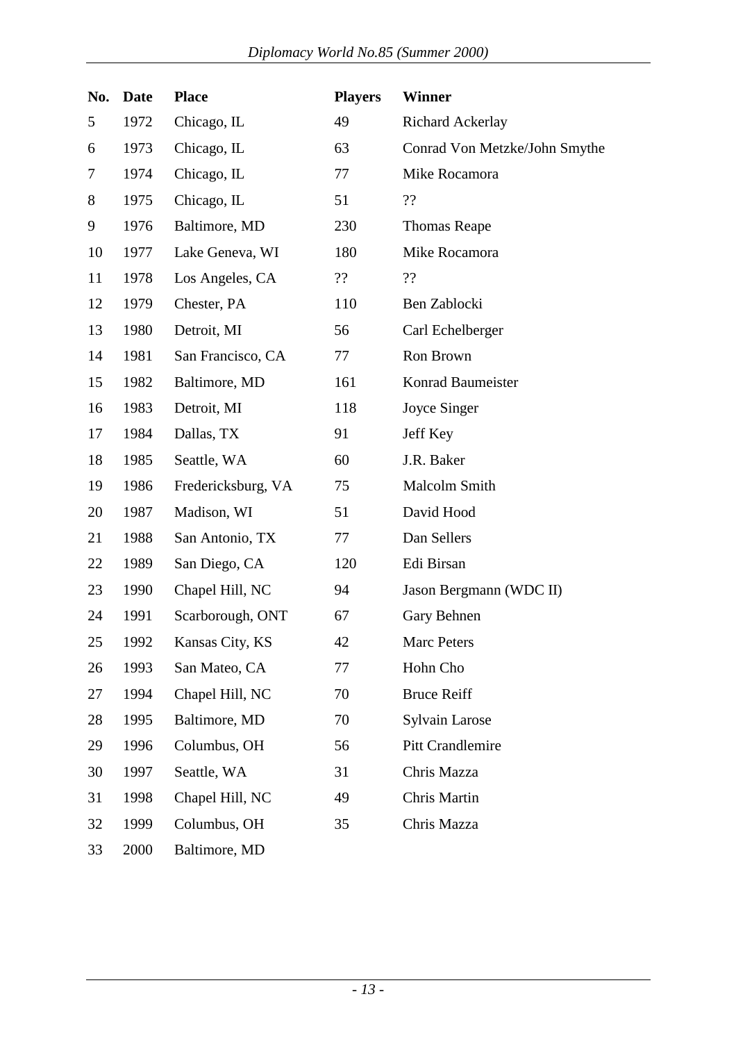| No. | Date | Place | Players | Winner |
|---|---|---|---|---|
| 5 | 1972 | Chicago, IL | 49 | Richard Ackerlay |
| 6 | 1973 | Chicago, IL | 63 | Conrad Von Metzke/John Smythe |
| 7 | 1974 | Chicago, IL | 77 | Mike Rocamora |
| 8 | 1975 | Chicago, IL | 51 | ?? |
| 9 | 1976 | Baltimore, MD | 230 | Thomas Reape |
| 10 | 1977 | Lake Geneva, WI | 180 | Mike Rocamora |
| 11 | 1978 | Los Angeles, CA | ?? | ?? |
| 12 | 1979 | Chester, PA | 110 | Ben Zablocki |
| 13 | 1980 | Detroit, MI | 56 | Carl Echelberger |
| 14 | 1981 | San Francisco, CA | 77 | Ron Brown |
| 15 | 1982 | Baltimore, MD | 161 | Konrad Baumeister |
| 16 | 1983 | Detroit, MI | 118 | Joyce Singer |
| 17 | 1984 | Dallas, TX | 91 | Jeff Key |
| 18 | 1985 | Seattle, WA | 60 | J.R. Baker |
| 19 | 1986 | Fredericksburg, VA | 75 | Malcolm Smith |
| 20 | 1987 | Madison, WI | 51 | David Hood |
| 21 | 1988 | San Antonio, TX | 77 | Dan Sellers |
| 22 | 1989 | San Diego, CA | 120 | Edi Birsan |
| 23 | 1990 | Chapel Hill, NC | 94 | Jason Bergmann (WDC II) |
| 24 | 1991 | Scarborough, ONT | 67 | Gary Behnen |
| 25 | 1992 | Kansas City, KS | 42 | Marc Peters |
| 26 | 1993 | San Mateo, CA | 77 | Hohn Cho |
| 27 | 1994 | Chapel Hill, NC | 70 | Bruce Reiff |
| 28 | 1995 | Baltimore, MD | 70 | Sylvain Larose |
| 29 | 1996 | Columbus, OH | 56 | Pitt Crandlemire |
| 30 | 1997 | Seattle, WA | 31 | Chris Mazza |
| 31 | 1998 | Chapel Hill, NC | 49 | Chris Martin |
| 32 | 1999 | Columbus, OH | 35 | Chris Mazza |
| 33 | 2000 | Baltimore, MD | | |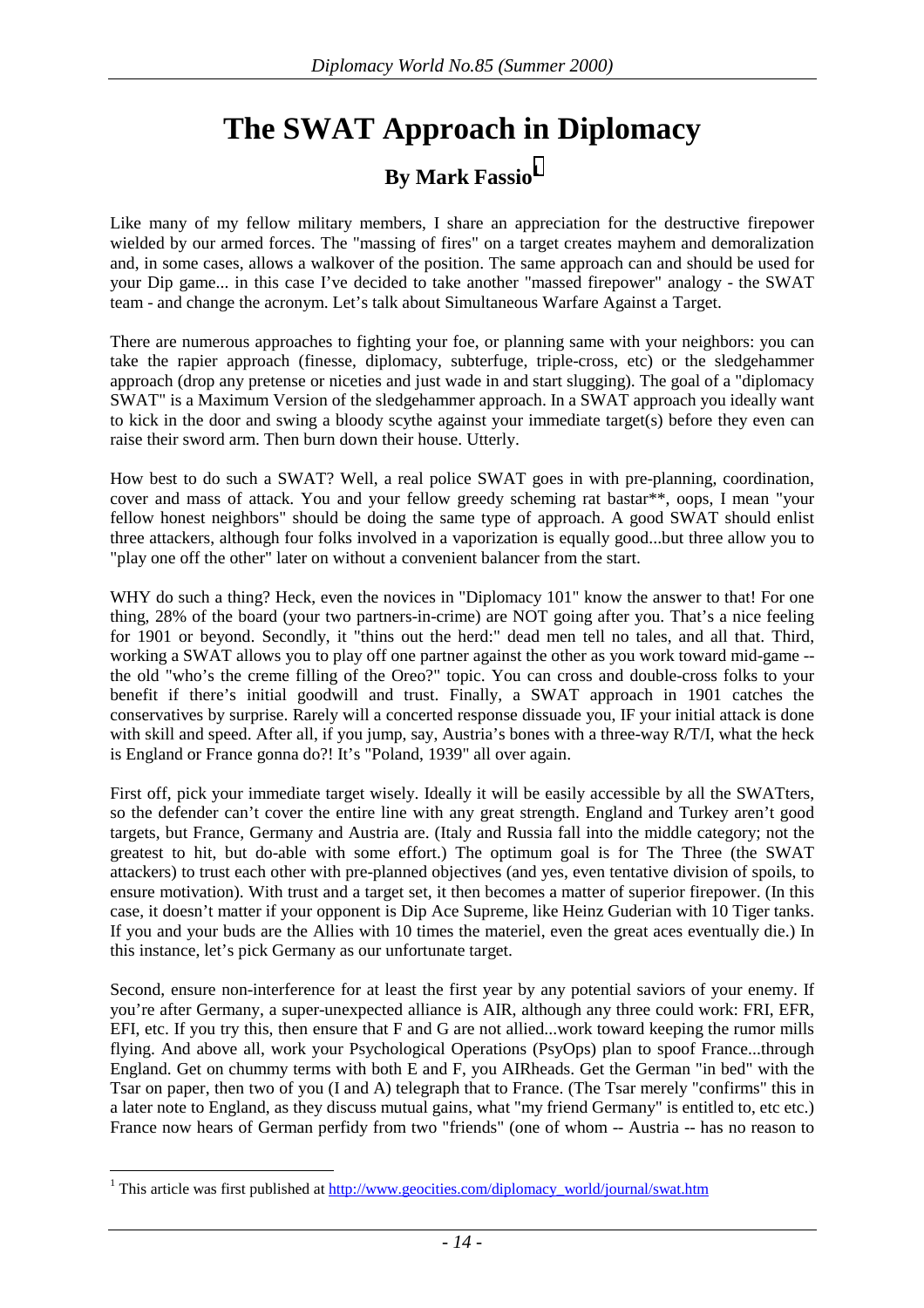# The SWAT Approach in Diplomacy

## By Mark Fassio[1]

Like many of my fellow military members, I share an appreciation for the destructive firepower wielded by our armed forces. The "massing of fires" on a target creates mayhem and demoralization and, in some cases, allows a walkover of the position. The same approach can and should be used for your Dip game... in this case I've decided to take another "massed firepower" analogy - the SWAT team - and change the acronym. Let's talk about Simultaneous Warfare Against a Target.

There are numerous approaches to fighting your foe, or planning same with your neighbors: you can take the rapier approach (finesse, diplomacy, subterfuge, triple-cross, etc) or the sledgehammer approach (drop any pretense or niceties and just wade in and start slugging). The goal of a "diplomacy SWAT" is a Maximum Version of the sledgehammer approach. In a SWAT approach you ideally want to kick in the door and swing a bloody scythe against your immediate target(s) before they even can raise their sword arm. Then burn down their house. Utterly.

How best to do such a SWAT? Well, a real police SWAT goes in with pre-planning, coordination, cover and mass of attack. You and your fellow greedy scheming rat bastar**, oops, I mean "your fellow honest neighbors" should be doing the same type of approach. A good SWAT should enlist three attackers, although four folks involved in a vaporization is equally good...but three allow you to "play one off the other" later on without a convenient balancer from the start.

WHY do such a thing? Heck, even the novices in "Diplomacy 101" know the answer to that! For one thing, 28% of the board (your two partners-in-crime) are NOT going after you. That's a nice feeling for 1901 or beyond. Secondly, it "thins out the herd:" dead men tell no tales, and all that. Third, working a SWAT allows you to play off one partner against the other as you work toward mid-game -- the old "who's the creme filling of the Oreo?" topic. You can cross and double-cross folks to your benefit if there's initial goodwill and trust. Finally, a SWAT approach in 1901 catches the conservatives by surprise. Rarely will a concerted response dissuade you, IF your initial attack is done with skill and speed. After all, if you jump, say, Austria's bones with a three-way R/T/I, what the heck is England or France gonna do?! It's "Poland, 1939" all over again.

First off, pick your immediate target wisely. Ideally it will be easily accessible by all the SWATters, so the defender can't cover the entire line with any great strength. England and Turkey aren't good targets, but France, Germany and Austria are. (Italy and Russia fall into the middle category; not the greatest to hit, but do-able with some effort.) The optimum goal is for The Three (the SWAT attackers) to trust each other with pre-planned objectives (and yes, even tentative division of spoils, to ensure motivation). With trust and a target set, it then becomes a matter of superior firepower. (In this case, it doesn't matter if your opponent is Dip Ace Supreme, like Heinz Guderian with 10 Tiger tanks. If you and your buds are the Allies with 10 times the materiel, even the great aces eventually die.) In this instance, let's pick Germany as our unfortunate target.

Second, ensure non-interference for at least the first year by any potential saviors of your enemy. If you're after Germany, a super-unexpected alliance is AIR, although any three could work: FRI, EFR, EFI, etc. If you try this, then ensure that F and G are not allied...work toward keeping the rumor mills flying. And above all, work your Psychological Operations (PsyOps) plan to spoof France...through England. Get on chummy terms with both E and F, you AIRheads. Get the German "in bed" with the Tsar on paper, then two of you (I and A) telegraph that to France. (The Tsar merely "confirms" this in a later note to England, as they discuss mutual gains, what "my friend Germany" is entitled to, etc etc.) France now hears of German perfidy from two "friends" (one of whom -- Austria -- has no reason to

[1] This article was first published at http://www.geocities.com/diplomacy_world/journal/swat.htm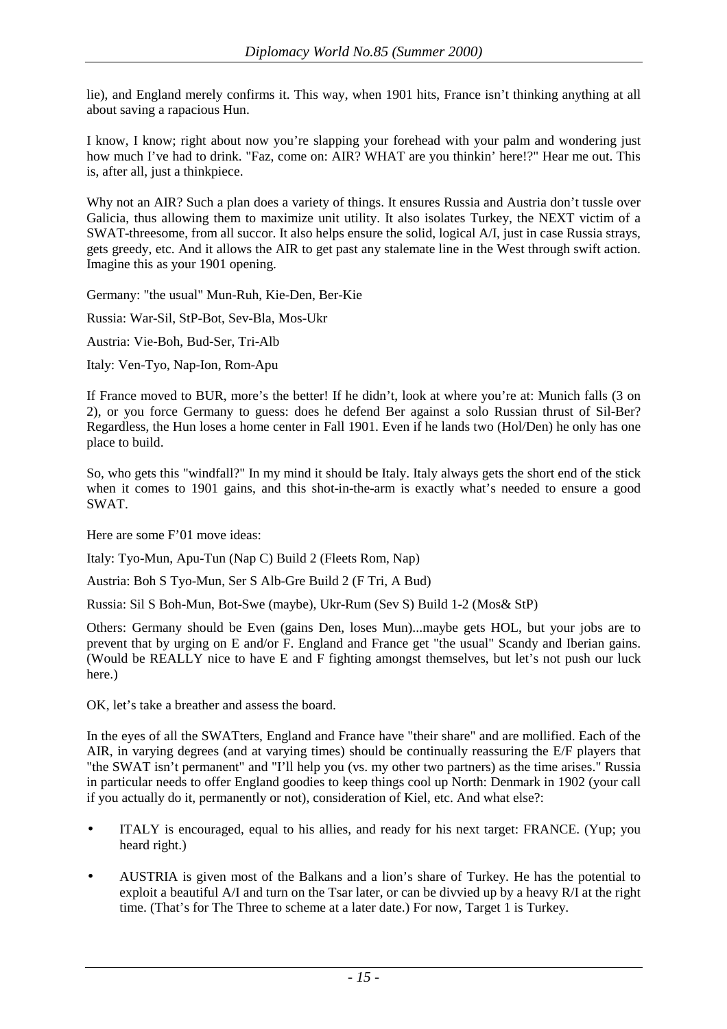lie), and England merely confirms it. This way, when 1901 hits, France isn't thinking anything at all about saving a rapacious Hun.

I know, I know; right about now you're slapping your forehead with your palm and wondering just how much I've had to drink. "Faz, come on: AIR? WHAT are you thinkin' here!?" Hear me out. This is, after all, just a thinkpiece.

Why not an AIR? Such a plan does a variety of things. It ensures Russia and Austria don't tussle over Galicia, thus allowing them to maximize unit utility. It also isolates Turkey, the NEXT victim of a SWAT-threesome, from all succor. It also helps ensure the solid, logical A/I, just in case Russia strays, gets greedy, etc. And it allows the AIR to get past any stalemate line in the West through swift action. Imagine this as your 1901 opening.

Germany: "the usual" Mun-Ruh, Kie-Den, Ber-Kie

Russia: War-Sil, StP-Bot, Sev-Bla, Mos-Ukr

Austria: Vie-Boh, Bud-Ser, Tri-Alb

Italy: Ven-Tyo, Nap-Ion, Rom-Apu

If France moved to BUR, more's the better! If he didn't, look at where you're at: Munich falls (3 on 2), or you force Germany to guess: does he defend Ber against a solo Russian thrust of Sil-Ber? Regardless, the Hun loses a home center in Fall 1901. Even if he lands two (Hol/Den) he only has one place to build.

So, who gets this "windfall?" In my mind it should be Italy. Italy always gets the short end of the stick when it comes to 1901 gains, and this shot-in-the-arm is exactly what's needed to ensure a good SWAT.

Here are some F'01 move ideas:

Italy: Tyo-Mun, Apu-Tun (Nap C) Build 2 (Fleets Rom, Nap)

Austria: Boh S Tyo-Mun, Ser S Alb-Gre Build 2 (F Tri, A Bud)

Russia: Sil S Boh-Mun, Bot-Swe (maybe), Ukr-Rum (Sev S) Build 1-2 (Mos& StP)

Others: Germany should be Even (gains Den, loses Mun)...maybe gets HOL, but your jobs are to prevent that by urging on E and/or F. England and France get "the usual" Scandy and Iberian gains. (Would be REALLY nice to have E and F fighting amongst themselves, but let's not push our luck here.)

OK, let's take a breather and assess the board.

In the eyes of all the SWATters, England and France have "their share" and are mollified. Each of the AIR, in varying degrees (and at varying times) should be continually reassuring the E/F players that "the SWAT isn't permanent" and "I'll help you (vs. my other two partners) as the time arises." Russia in particular needs to offer England goodies to keep things cool up North: Denmark in 1902 (your call if you actually do it, permanently or not), consideration of Kiel, etc. And what else?:

- ITALY is encouraged, equal to his allies, and ready for his next target: FRANCE. (Yup; you heard right.)
- AUSTRIA is given most of the Balkans and a lion's share of Turkey. He has the potential to exploit a beautiful A/I and turn on the Tsar later, or can be divvied up by a heavy R/I at the right time. (That's for The Three to scheme at a later date.) For now, Target 1 is Turkey.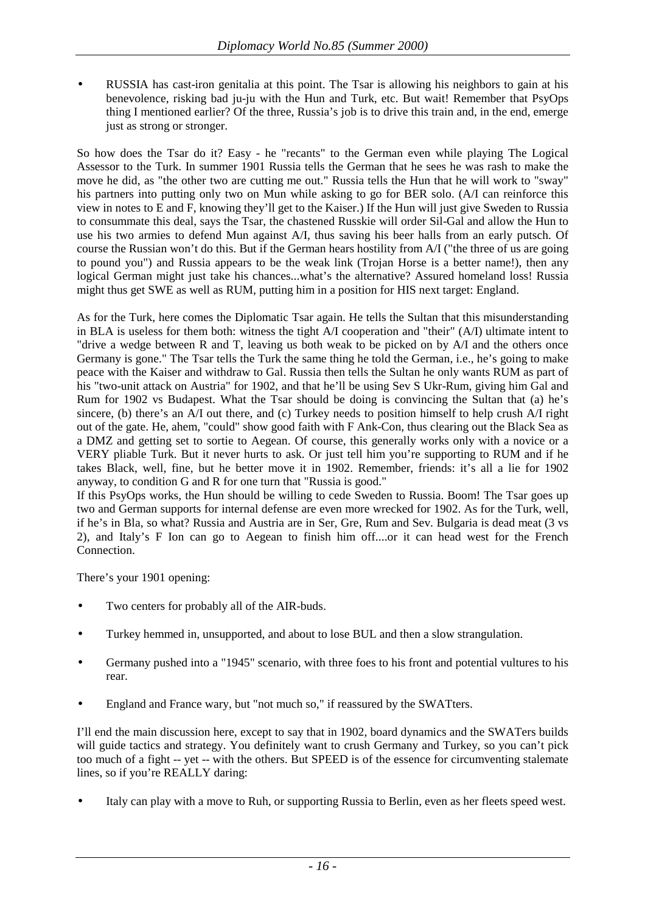- RUSSIA has cast-iron genitalia at this point. The Tsar is allowing his neighbors to gain at his benevolence, risking bad ju-ju with the Hun and Turk, etc. But wait! Remember that PsyOps thing I mentioned earlier? Of the three, Russia's job is to drive this train and, in the end, emerge just as strong or stronger.

So how does the Tsar do it? Easy - he "recants" to the German even while playing The Logical Assessor to the Turk. In summer 1901 Russia tells the German that he sees he was rash to make the move he did, as "the other two are cutting me out." Russia tells the Hun that he will work to "sway" his partners into putting only two on Mun while asking to go for BER solo. (A/I can reinforce this view in notes to E and F, knowing they'll get to the Kaiser.) If the Hun will just give Sweden to Russia to consummate this deal, says the Tsar, the chastened Russkie will order Sil-Gal and allow the Hun to use his two armies to defend Mun against A/I, thus saving his beer halls from an early putsch. Of course the Russian won't do this. But if the German hears hostility from A/I ("the three of us are going to pound you") and Russia appears to be the weak link (Trojan Horse is a better name!), then any logical German might just take his chances...what's the alternative? Assured homeland loss! Russia might thus get SWE as well as RUM, putting him in a position for HIS next target: England.

As for the Turk, here comes the Diplomatic Tsar again. He tells the Sultan that this misunderstanding in BLA is useless for them both: witness the tight A/I cooperation and "their" (A/I) ultimate intent to "drive a wedge between R and T, leaving us both weak to be picked on by A/I and the others once Germany is gone." The Tsar tells the Turk the same thing he told the German, i.e., he's going to make peace with the Kaiser and withdraw to Gal. Russia then tells the Sultan he only wants RUM as part of his "two-unit attack on Austria" for 1902, and that he'll be using Sev S Ukr-Rum, giving him Gal and Rum for 1902 vs Budapest. What the Tsar should be doing is convincing the Sultan that (a) he's sincere, (b) there's an A/I out there, and (c) Turkey needs to position himself to help crush A/I right out of the gate. He, ahem, "could" show good faith with F Ank-Con, thus clearing out the Black Sea as a DMZ and getting set to sortie to Aegean. Of course, this generally works only with a novice or a VERY pliable Turk. But it never hurts to ask. Or just tell him you're supporting to RUM and if he takes Black, well, fine, but he better move it in 1902. Remember, friends: it's all a lie for 1902 anyway, to condition G and R for one turn that "Russia is good."

If this PsyOps works, the Hun should be willing to cede Sweden to Russia. Boom! The Tsar goes up two and German supports for internal defense are even more wrecked for 1902. As for the Turk, well, if he's in Bla, so what? Russia and Austria are in Ser, Gre, Rum and Sev. Bulgaria is dead meat (3 vs 2), and Italy's F Ion can go to Aegean to finish him off....or it can head west for the French Connection.

There's your 1901 opening:

- Two centers for probably all of the AIR-buds.
- Turkey hemmed in, unsupported, and about to lose BUL and then a slow strangulation.
- Germany pushed into a "1945" scenario, with three foes to his front and potential vultures to his rear.
- England and France wary, but "not much so," if reassured by the SWATters.

I'll end the main discussion here, except to say that in 1902, board dynamics and the SWATers builds will guide tactics and strategy. You definitely want to crush Germany and Turkey, so you can't pick too much of a fight -- yet -- with the others. But SPEED is of the essence for circumventing stalemate lines, so if you're REALLY daring:

- Italy can play with a move to Ruh, or supporting Russia to Berlin, even as her fleets speed west.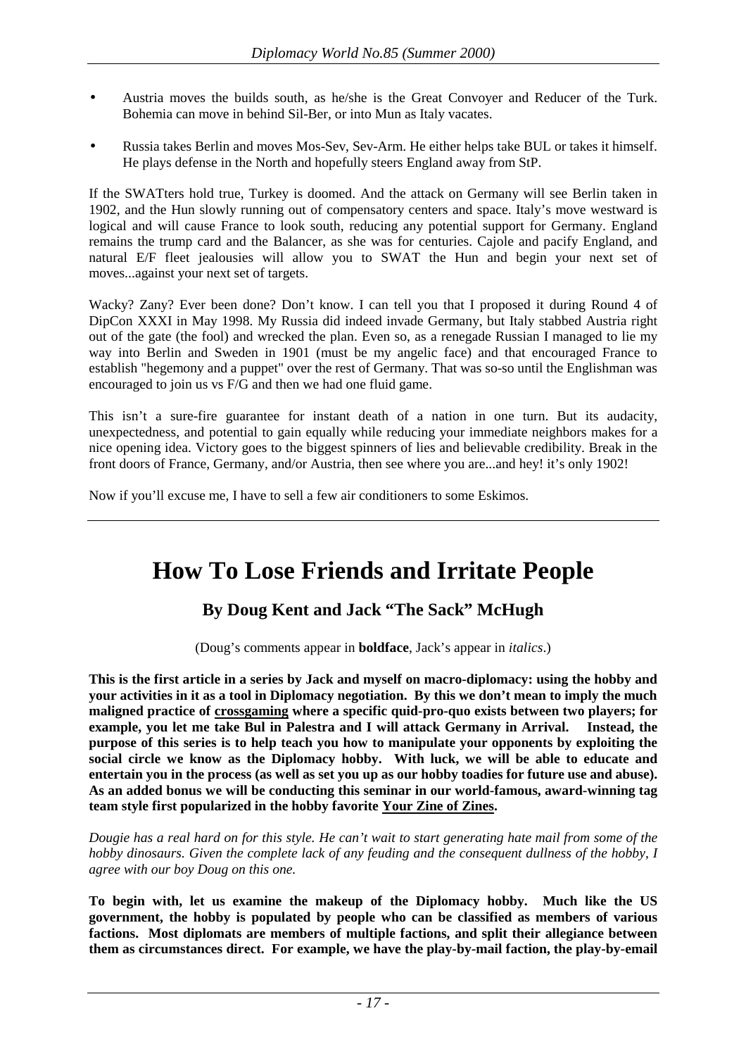- Austria moves the builds south, as he/she is the Great Convoyer and Reducer of the Turk. Bohemia can move in behind Sil-Ber, or into Mun as Italy vacates.

- Russia takes Berlin and moves Mos-Sev, Sev-Arm. He either helps take BUL or takes it himself. He plays defense in the North and hopefully steers England away from StP.

If the SWATters hold true, Turkey is doomed. And the attack on Germany will see Berlin taken in 1902, and the Hun slowly running out of compensatory centers and space. Italy's move westward is logical and will cause France to look south, reducing any potential support for Germany. England remains the trump card and the Balancer, as she was for centuries. Cajole and pacify England, and natural E/F fleet jealousies will allow you to SWAT the Hun and begin your next set of moves...against your next set of targets.

Wacky? Zany? Ever been done? Don't know. I can tell you that I proposed it during Round 4 of DipCon XXXI in May 1998. My Russia did indeed invade Germany, but Italy stabbed Austria right out of the gate (the fool) and wrecked the plan. Even so, as a renegade Russian I managed to lie my way into Berlin and Sweden in 1901 (must be my angelic face) and that encouraged France to establish "hegemony and a puppet" over the rest of Germany. That was so-so until the Englishman was encouraged to join us vs F/G and then we had one fluid game.

This isn't a sure-fire guarantee for instant death of a nation in one turn. But its audacity, unexpectedness, and potential to gain equally while reducing your immediate neighbors makes for a nice opening idea. Victory goes to the biggest spinners of lies and believable credibility. Break in the front doors of France, Germany, and/or Austria, then see where you are...and hey! it's only 1902!

Now if you'll excuse me, I have to sell a few air conditioners to some Eskimos.

# How To Lose Friends and Irritate People

### By Doug Kent and Jack "The Sack" McHugh

(Doug's comments appear in **boldface**, Jack's appear in *italics*.)

**This is the first article in a series by Jack and myself on macro-diplomacy: using the hobby and your activities in it as a tool in Diplomacy negotiation. By this we don't mean to imply the much maligned practice of crossgaming where a specific quid-pro-quo exists between two players; for example, you let me take Bul in Palestra and I will attack Germany in Arrival. Instead, the purpose of this series is to help teach you how to manipulate your opponents by exploiting the social circle we know as the Diplomacy hobby. With luck, we will be able to educate and entertain you in the process (as well as set you up as our hobby toadies for future use and abuse). As an added bonus we will be conducting this seminar in our world-famous, award-winning tag team style first popularized in the hobby favorite Your Zine of Zines.**

*Dougie has a real hard on for this style. He can't wait to start generating hate mail from some of the hobby dinosaurs. Given the complete lack of any feuding and the consequent dullness of the hobby, I agree with our boy Doug on this one.*

**To begin with, let us examine the makeup of the Diplomacy hobby. Much like the US government, the hobby is populated by people who can be classified as members of various factions. Most diplomats are members of multiple factions, and split their allegiance between them as circumstances direct. For example, we have the play-by-mail faction, the play-by-email**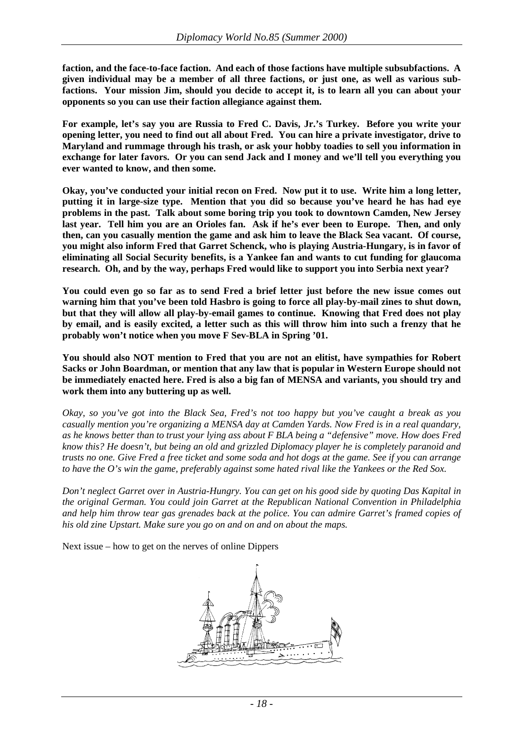**faction, and the face-to-face faction. And each of those factions have multiple subsubfactions. A given individual may be a member of all three factions, or just one, as well as various sub-factions. Your mission Jim, should you decide to accept it, is to learn all you can about your opponents so you can use their faction allegiance against them.**

**For example, let's say you are Russia to Fred C. Davis, Jr.'s Turkey. Before you write your opening letter, you need to find out all about Fred. You can hire a private investigator, drive to Maryland and rummage through his trash, or ask your hobby toadies to sell you information in exchange for later favors. Or you can send Jack and I money and we'll tell you everything you ever wanted to know, and then some.**

**Okay, you've conducted your initial recon on Fred. Now put it to use. Write him a long letter, putting it in large-size type. Mention that you did so because you've heard he has had eye problems in the past. Talk about some boring trip you took to downtown Camden, New Jersey last year. Tell him you are an Orioles fan. Ask if he's ever been to Europe. Then, and only then, can you casually mention the game and ask him to leave the Black Sea vacant. Of course, you might also inform Fred that Garret Schenck, who is playing Austria-Hungary, is in favor of eliminating all Social Security benefits, is a Yankee fan and wants to cut funding for glaucoma research. Oh, and by the way, perhaps Fred would like to support you into Serbia next year?**

**You could even go so far as to send Fred a brief letter just before the new issue comes out warning him that you've been told Hasbro is going to force all play-by-mail zines to shut down, but that they will allow all play-by-email games to continue. Knowing that Fred does not play by email, and is easily excited, a letter such as this will throw him into such a frenzy that he probably won't notice when you move F Sev-BLA in Spring '01.**

**You should also NOT mention to Fred that you are not an elitist, have sympathies for Robert Sacks or John Boardman, or mention that any law that is popular in Western Europe should not be immediately enacted here. Fred is also a big fan of MENSA and variants, you should try and work them into any buttering up as well.**

*Okay, so you've got into the Black Sea, Fred's not too happy but you've caught a break as you casually mention you're organizing a MENSA day at Camden Yards. Now Fred is in a real quandary, as he knows better than to trust your lying ass about F BLA being a "defensive" move. How does Fred know this? He doesn't, but being an old and grizzled Diplomacy player he is completely paranoid and trusts no one. Give Fred a free ticket and some soda and hot dogs at the game. See if you can arrange to have the O's win the game, preferably against some hated rival like the Yankees or the Red Sox.*

*Don't neglect Garret over in Austria-Hungry. You can get on his good side by quoting Das Kapital in the original German. You could join Garret at the Republican National Convention in Philadelphia and help him throw tear gas grenades back at the police. You can admire Garret's framed copies of his old zine Upstart. Make sure you go on and on and on about the maps.*

Next issue – how to get on the nerves of online Dippers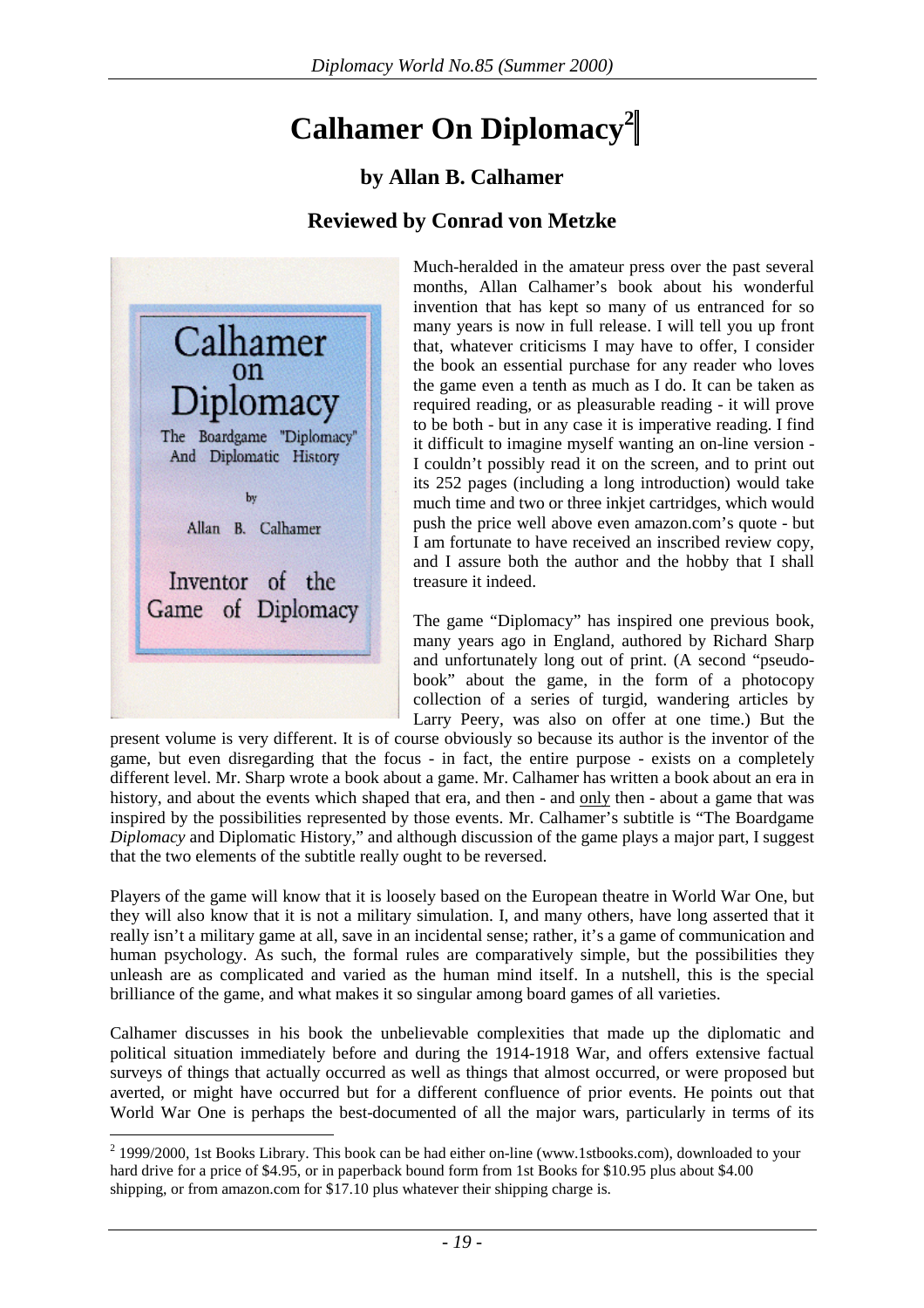# Calhamer On Diplomacy[2]

### by Allan B. Calhamer

### Reviewed by Conrad von Metzke

Much-heralded in the amateur press over the past several months, Allan Calhamer's book about his wonderful invention that has kept so many of us entranced for so many years is now in full release. I will tell you up front that, whatever criticisms I may have to offer, I consider the book an essential purchase for any reader who loves the game even a tenth as much as I do. It can be taken as required reading, or as pleasurable reading - it will prove to be both - but in any case it is imperative reading. I find it difficult to imagine myself wanting an on-line version - I couldn't possibly read it on the screen, and to print out its 252 pages (including a long introduction) would take much time and two or three inkjet cartridges, which would push the price well above even amazon.com's quote - but I am fortunate to have received an inscribed review copy, and I assure both the author and the hobby that I shall treasure it indeed.

The game "Diplomacy" has inspired one previous book, many years ago in England, authored by Richard Sharp and unfortunately long out of print. (A second "pseudo-book" about the game, in the form of a photocopy collection of a series of turgid, wandering articles by Larry Peery, was also on offer at one time.) But the present volume is very different. It is of course obviously so because its author is the inventor of the game, but even disregarding that the focus - in fact, the entire purpose - exists on a completely different level. Mr. Sharp wrote a book about a game. Mr. Calhamer has written a book about an era in history, and about the events which shaped that era, and then - and <u>only</u> then - about a game that was inspired by the possibilities represented by those events. Mr. Calhamer's subtitle is "The Boardgame *Diplomacy* and Diplomatic History," and although discussion of the game plays a major part, I suggest that the two elements of the subtitle really ought to be reversed.

Players of the game will know that it is loosely based on the European theatre in World War One, but they will also know that it is not a military simulation. I, and many others, have long asserted that it really isn't a military game at all, save in an incidental sense; rather, it's a game of communication and human psychology. As such, the formal rules are comparatively simple, but the possibilities they unleash are as complicated and varied as the human mind itself. In a nutshell, this is the special brilliance of the game, and what makes it so singular among board games of all varieties.

Calhamer discusses in his book the unbelievable complexities that made up the diplomatic and political situation immediately before and during the 1914-1918 War, and offers extensive factual surveys of things that actually occurred as well as things that almost occurred, or were proposed but averted, or might have occurred but for a different confluence of prior events. He points out that World War One is perhaps the best-documented of all the major wars, particularly in terms of its

---

[2] 1999/2000, 1st Books Library. This book can be had either on-line (www.1stbooks.com), downloaded to your hard drive for a price of $4.95, or in paperback bound form from 1st Books for $10.95 plus about $4.00 shipping, or from amazon.com for $17.10 plus whatever their shipping charge is.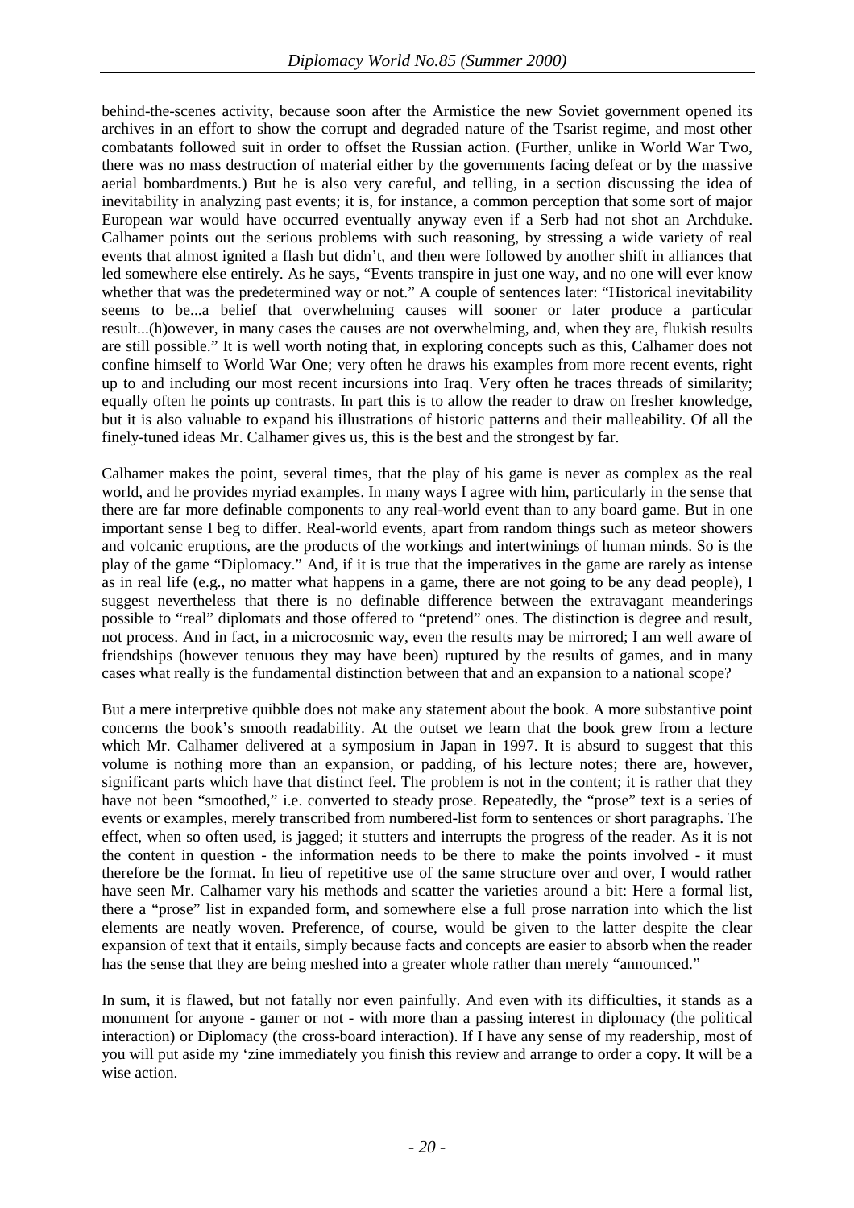behind-the-scenes activity, because soon after the Armistice the new Soviet government opened its archives in an effort to show the corrupt and degraded nature of the Tsarist regime, and most other combatants followed suit in order to offset the Russian action. (Further, unlike in World War Two, there was no mass destruction of material either by the governments facing defeat or by the massive aerial bombardments.) But he is also very careful, and telling, in a section discussing the idea of inevitability in analyzing past events; it is, for instance, a common perception that some sort of major European war would have occurred eventually anyway even if a Serb had not shot an Archduke. Calhamer points out the serious problems with such reasoning, by stressing a wide variety of real events that almost ignited a flash but didn't, and then were followed by another shift in alliances that led somewhere else entirely. As he says, "Events transpire in just one way, and no one will ever know whether that was the predetermined way or not." A couple of sentences later: "Historical inevitability seems to be...a belief that overwhelming causes will sooner or later produce a particular result...(h)owever, in many cases the causes are not overwhelming, and, when they are, flukish results are still possible." It is well worth noting that, in exploring concepts such as this, Calhamer does not confine himself to World War One; very often he draws his examples from more recent events, right up to and including our most recent incursions into Iraq. Very often he traces threads of similarity; equally often he points up contrasts. In part this is to allow the reader to draw on fresher knowledge, but it is also valuable to expand his illustrations of historic patterns and their malleability. Of all the finely-tuned ideas Mr. Calhamer gives us, this is the best and the strongest by far.

Calhamer makes the point, several times, that the play of his game is never as complex as the real world, and he provides myriad examples. In many ways I agree with him, particularly in the sense that there are far more definable components to any real-world event than to any board game. But in one important sense I beg to differ. Real-world events, apart from random things such as meteor showers and volcanic eruptions, are the products of the workings and intertwinings of human minds. So is the play of the game "Diplomacy." And, if it is true that the imperatives in the game are rarely as intense as in real life (e.g., no matter what happens in a game, there are not going to be any dead people), I suggest nevertheless that there is no definable difference between the extravagant meanderings possible to "real" diplomats and those offered to "pretend" ones. The distinction is degree and result, not process. And in fact, in a microcosmic way, even the results may be mirrored; I am well aware of friendships (however tenuous they may have been) ruptured by the results of games, and in many cases what really is the fundamental distinction between that and an expansion to a national scope?

But a mere interpretive quibble does not make any statement about the book. A more substantive point concerns the book's smooth readability. At the outset we learn that the book grew from a lecture which Mr. Calhamer delivered at a symposium in Japan in 1997. It is absurd to suggest that this volume is nothing more than an expansion, or padding, of his lecture notes; there are, however, significant parts which have that distinct feel. The problem is not in the content; it is rather that they have not been "smoothed," i.e. converted to steady prose. Repeatedly, the "prose" text is a series of events or examples, merely transcribed from numbered-list form to sentences or short paragraphs. The effect, when so often used, is jagged; it stutters and interrupts the progress of the reader. As it is not the content in question - the information needs to be there to make the points involved - it must therefore be the format. In lieu of repetitive use of the same structure over and over, I would rather have seen Mr. Calhamer vary his methods and scatter the varieties around a bit: Here a formal list, there a "prose" list in expanded form, and somewhere else a full prose narration into which the list elements are neatly woven. Preference, of course, would be given to the latter despite the clear expansion of text that it entails, simply because facts and concepts are easier to absorb when the reader has the sense that they are being meshed into a greater whole rather than merely "announced."

In sum, it is flawed, but not fatally nor even painfully. And even with its difficulties, it stands as a monument for anyone - gamer or not - with more than a passing interest in diplomacy (the political interaction) or Diplomacy (the cross-board interaction). If I have any sense of my readership, most of you will put aside my 'zine immediately you finish this review and arrange to order a copy. It will be a wise action.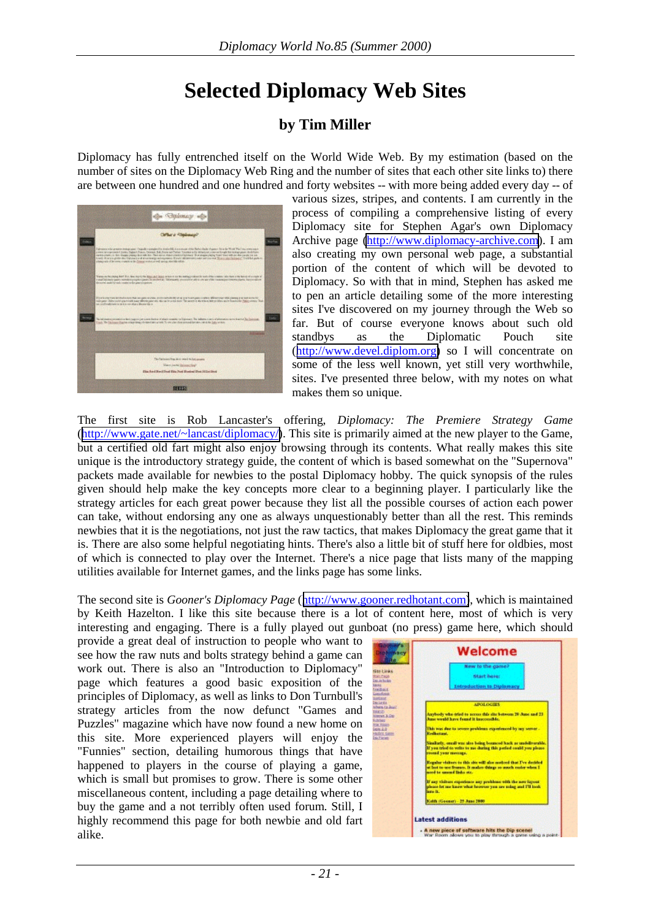# Selected Diplomacy Web Sites

## by Tim Miller

Diplomacy has fully entrenched itself on the World Wide Web. By my estimation (based on the number of sites on the Diplomacy Web Ring and the number of sites that each other site links to) there are between one hundred and one hundred and forty websites -- with more being added every day -- of various sizes, stripes, and contents. I am currently in the process of compiling a comprehensive listing of every Diplomacy site for Stephen Agar's own Diplomacy Archive page (http://www.diplomacy-archive.com). I am also creating my own personal web page, a substantial portion of the content of which will be devoted to Diplomacy. So with that in mind, Stephen has asked me to pen an article detailing some of the more interesting sites I've discovered on my journey through the Web so far. But of course everyone knows about such old standbys as the Diplomatic Pouch site (http://www.devel.diplom.org) so I will concentrate on some of the less well known, yet still very worthwhile, sites. I've presented three below, with my notes on what makes them so unique.

The first site is Rob Lancaster's offering, *Diplomacy: The Premiere Strategy Game* (http://www.gate.net/~lancast/diplomacy/). This site is primarily aimed at the new player to the Game, but a certified old fart might also enjoy browsing through its contents. What really makes this site unique is the introductory strategy guide, the content of which is based somewhat on the "Supernova" packets made available for newbies to the postal Diplomacy hobby. The quick synopsis of the rules given should help make the key concepts more clear to a beginning player. I particularly like the strategy articles for each great power because they list all the possible courses of action each power can take, without endorsing any one as always unquestionably better than all the rest. This reminds newbies that it is the negotiations, not just the raw tactics, that makes Diplomacy the great game that it is. There are also some helpful negotiating hints. There's also a little bit of stuff here for oldbies, most of which is connected to play over the Internet. There's a nice page that lists many of the mapping utilities available for Internet games, and the links page has some links.

The second site is *Gooner's Diplomacy Page* (http://www.gooner.redhotant.com), which is maintained by Keith Hazelton. I like this site because there is a lot of content here, most of which is very interesting and engaging. There is a fully played out gunboat (no press) game here, which should provide a great deal of instruction to people who want to see how the raw nuts and bolts strategy behind a game can work out. There is also an "Introduction to Diplomacy" page which features a good basic exposition of the principles of Diplomacy, as well as links to Don Turnbull's strategy articles from the now defunct "Games and Puzzles" magazine which have now found a new home on this site. More experienced players will enjoy the "Funnies" section, detailing humorous things that have happened to players in the course of playing a game, which is small but promises to grow. There is some other miscellaneous content, including a page detailing where to buy the game and a not terribly often used forum. Still, I highly recommend this page for both newbie and old fart alike.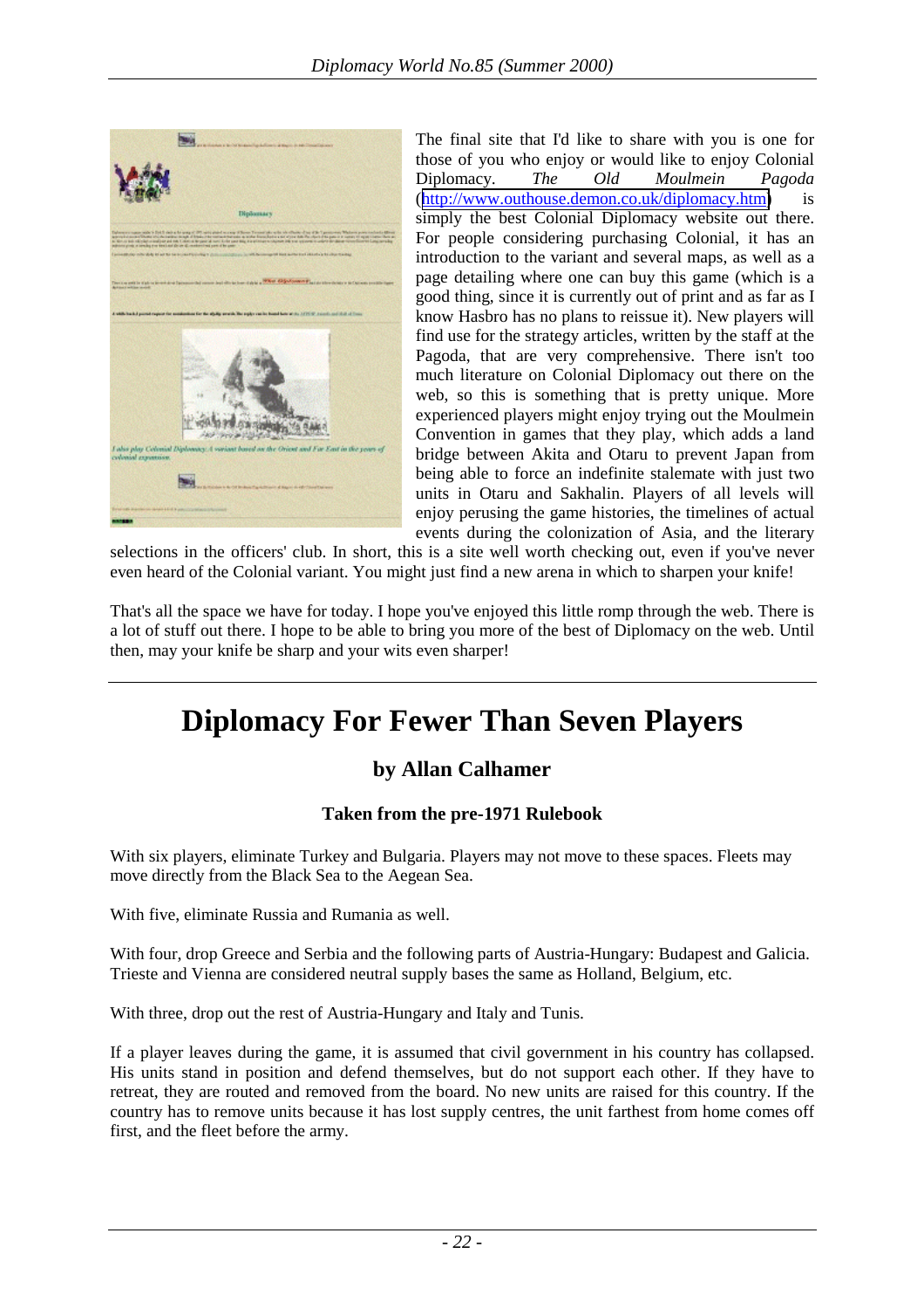The final site that I'd like to share with you is one for those of you who enjoy or would like to enjoy Colonial Diplomacy. *The Old Moulmein Pagoda* (http://www.outhouse.demon.co.uk/diplomacy.htm) is simply the best Colonial Diplomacy website out there. For people considering purchasing Colonial, it has an introduction to the variant and several maps, as well as a page detailing where one can buy this game (which is a good thing, since it is currently out of print and as far as I know Hasbro has no plans to reissue it). New players will find use for the strategy articles, written by the staff at the Pagoda, that are very comprehensive. There isn't too much literature on Colonial Diplomacy out there on the web, so this is something that is pretty unique. More experienced players might enjoy trying out the Moulmein Convention in games that they play, which adds a land bridge between Akita and Otaru to prevent Japan from being able to force an indefinite stalemate with just two units in Otaru and Sakhalin. Players of all levels will enjoy perusing the game histories, the timelines of actual events during the colonization of Asia, and the literary selections in the officers' club. In short, this is a site well worth checking out, even if you've never even heard of the Colonial variant. You might just find a new arena in which to sharpen your knife!

That's all the space we have for today. I hope you've enjoyed this little romp through the web. There is a lot of stuff out there. I hope to be able to bring you more of the best of Diplomacy on the web. Until then, may your knife be sharp and your wits even sharper!

# Diplomacy For Fewer Than Seven Players

## by Allan Calhamer

### Taken from the pre-1971 Rulebook

With six players, eliminate Turkey and Bulgaria. Players may not move to these spaces. Fleets may move directly from the Black Sea to the Aegean Sea.

With five, eliminate Russia and Rumania as well.

With four, drop Greece and Serbia and the following parts of Austria-Hungary: Budapest and Galicia. Trieste and Vienna are considered neutral supply bases the same as Holland, Belgium, etc.

With three, drop out the rest of Austria-Hungary and Italy and Tunis.

If a player leaves during the game, it is assumed that civil government in his country has collapsed. His units stand in position and defend themselves, but do not support each other. If they have to retreat, they are routed and removed from the board. No new units are raised for this country. If the country has to remove units because it has lost supply centres, the unit farthest from home comes off first, and the fleet before the army.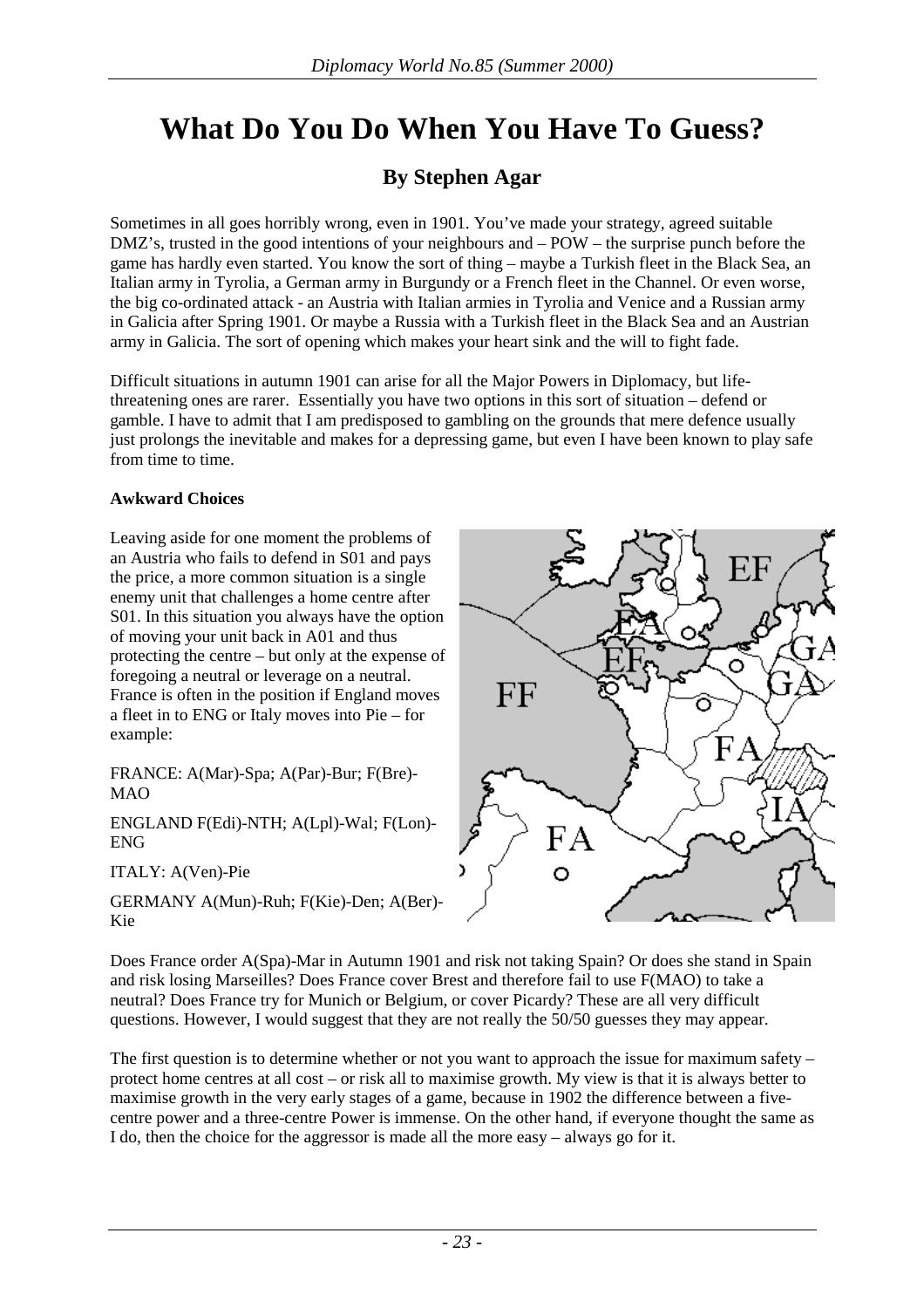# What Do You Do When You Have To Guess?

## By Stephen Agar

Sometimes in all goes horribly wrong, even in 1901. You've made your strategy, agreed suitable DMZ's, trusted in the good intentions of your neighbours and – POW – the surprise punch before the game has hardly even started. You know the sort of thing – maybe a Turkish fleet in the Black Sea, an Italian army in Tyrolia, a German army in Burgundy or a French fleet in the Channel. Or even worse, the big co-ordinated attack - an Austria with Italian armies in Tyrolia and Venice and a Russian army in Galicia after Spring 1901. Or maybe a Russia with a Turkish fleet in the Black Sea and an Austrian army in Galicia. The sort of opening which makes your heart sink and the will to fight fade.

Difficult situations in autumn 1901 can arise for all the Major Powers in Diplomacy, but life-threatening ones are rarer. Essentially you have two options in this sort of situation – defend or gamble. I have to admit that I am predisposed to gambling on the grounds that mere defence usually just prolongs the inevitable and makes for a depressing game, but even I have been known to play safe from time to time.

**Awkward Choices**

Leaving aside for one moment the problems of an Austria who fails to defend in S01 and pays the price, a more common situation is a single enemy unit that challenges a home centre after S01. In this situation you always have the option of moving your unit back in A01 and thus protecting the centre – but only at the expense of foregoing a neutral or leverage on a neutral. France is often in the position if England moves a fleet in to ENG or Italy moves into Pie – for example:

FRANCE: A(Mar)-Spa; A(Par)-Bur; F(Bre)-MAO

ENGLAND F(Edi)-NTH; A(Lpl)-Wal; F(Lon)-ENG

ITALY: A(Ven)-Pie

GERMANY A(Mun)-Ruh; F(Kie)-Den; A(Ber)-Kie

Does France order A(Spa)-Mar in Autumn 1901 and risk not taking Spain? Or does she stand in Spain and risk losing Marseilles? Does France cover Brest and therefore fail to use F(MAO) to take a neutral? Does France try for Munich or Belgium, or cover Picardy? These are all very difficult questions. However, I would suggest that they are not really the 50/50 guesses they may appear.

The first question is to determine whether or not you want to approach the issue for maximum safety – protect home centres at all cost – or risk all to maximise growth. My view is that it is always better to maximise growth in the very early stages of a game, because in 1902 the difference between a five-centre power and a three-centre Power is immense. On the other hand, if everyone thought the same as I do, then the choice for the aggressor is made all the more easy – always go for it.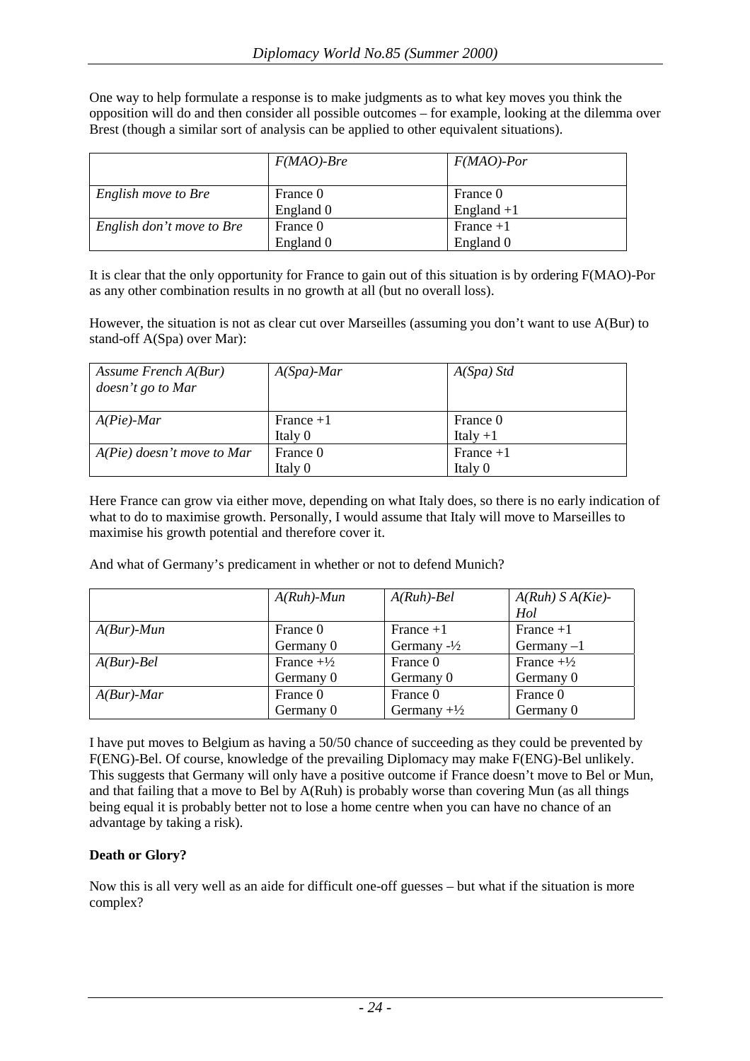One way to help formulate a response is to make judgments as to what key moves you think the opposition will do and then consider all possible outcomes – for example, looking at the dilemma over Brest (though a similar sort of analysis can be applied to other equivalent situations).

| | *F(MAO)-Bre* | *F(MAO)-Por* |
|---|---|---|
| *English move to Bre* | France 0<br>England 0 | France 0<br>England +1 |
| *English don't move to Bre* | France 0<br>England 0 | France +1<br>England 0 |

It is clear that the only opportunity for France to gain out of this situation is by ordering F(MAO)-Por as any other combination results in no growth at all (but no overall loss).

However, the situation is not as clear cut over Marseilles (assuming you don't want to use A(Bur) to stand-off A(Spa) over Mar):

| *Assume French A(Bur) doesn't go to Mar* | *A(Spa)-Mar* | *A(Spa) Std* |
|---|---|---|
| *A(Pie)-Mar* | France +1<br>Italy 0 | France 0<br>Italy +1 |
| *A(Pie) doesn't move to Mar* | France 0<br>Italy 0 | France +1<br>Italy 0 |

Here France can grow via either move, depending on what Italy does, so there is no early indication of what to do to maximise growth. Personally, I would assume that Italy will move to Marseilles to maximise his growth potential and therefore cover it.

And what of Germany's predicament in whether or not to defend Munich?

| | *A(Ruh)-Mun* | *A(Ruh)-Bel* | *A(Ruh) S A(Kie)-Hol* |
|---|---|---|---|
| *A(Bur)-Mun* | France 0<br>Germany 0 | France +1<br>Germany -½ | France +1<br>Germany –1 |
| *A(Bur)-Bel* | France +½<br>Germany 0 | France 0<br>Germany 0 | France +½<br>Germany 0 |
| *A(Bur)-Mar* | France 0<br>Germany 0 | France 0<br>Germany +½ | France 0<br>Germany 0 |

I have put moves to Belgium as having a 50/50 chance of succeeding as they could be prevented by F(ENG)-Bel. Of course, knowledge of the prevailing Diplomacy may make F(ENG)-Bel unlikely. This suggests that Germany will only have a positive outcome if France doesn't move to Bel or Mun, and that failing that a move to Bel by A(Ruh) is probably worse than covering Mun (as all things being equal it is probably better not to lose a home centre when you can have no chance of an advantage by taking a risk).

**Death or Glory?**

Now this is all very well as an aide for difficult one-off guesses – but what if the situation is more complex?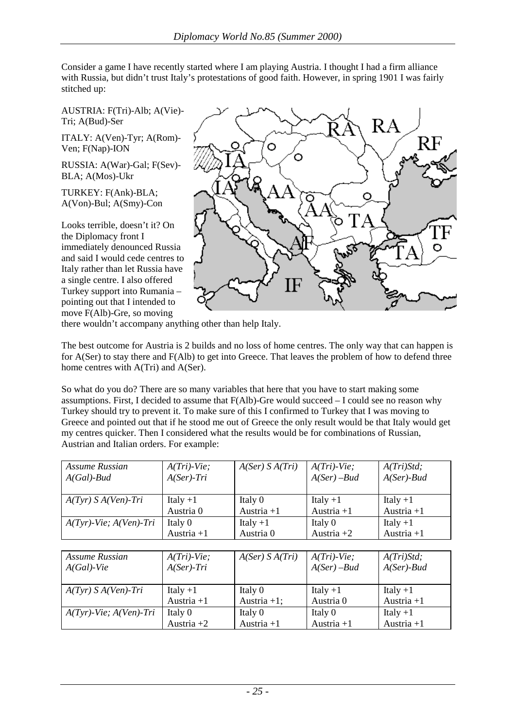Consider a game I have recently started where I am playing Austria. I thought I had a firm alliance with Russia, but didn't trust Italy's protestations of good faith. However, in spring 1901 I was fairly stitched up:

AUSTRIA: F(Tri)-Alb; A(Vie)-Tri; A(Bud)-Ser

ITALY: A(Ven)-Tyr; A(Rom)-Ven; F(Nap)-ION

RUSSIA: A(War)-Gal; F(Sev)-BLA; A(Mos)-Ukr

TURKEY: F(Ank)-BLA; A(Von)-Bul; A(Smy)-Con

Looks terrible, doesn't it? On the Diplomacy front I immediately denounced Russia and said I would cede centres to Italy rather than let Russia have a single centre. I also offered Turkey support into Rumania – pointing out that I intended to move F(Alb)-Gre, so moving there wouldn't accompany anything other than help Italy.

The best outcome for Austria is 2 builds and no loss of home centres. The only way that can happen is for A(Ser) to stay there and F(Alb) to get into Greece. That leaves the problem of how to defend three home centres with A(Tri) and A(Ser).

So what do you do? There are so many variables that here that you have to start making some assumptions. First, I decided to assume that F(Alb)-Gre would succeed – I could see no reason why Turkey should try to prevent it. To make sure of this I confirmed to Turkey that I was moving to Greece and pointed out that if he stood me out of Greece the only result would be that Italy would get my centres quicker. Then I considered what the results would be for combinations of Russian, Austrian and Italian orders. For example:

| *Assume Russian A(Gal)-Bud* | *A(Tri)-Vie; A(Ser)-Tri* | *A(Ser) S A(Tri)* | *A(Tri)-Vie; A(Ser) –Bud* | *A(Tri)Std; A(Ser)-Bud* |
|---|---|---|---|---|
| *A(Tyr) S A(Ven)-Tri* | Italy +1<br>Austria 0 | Italy 0<br>Austria +1 | Italy +1<br>Austria +1 | Italy +1<br>Austria +1 |
| *A(Tyr)-Vie; A(Ven)-Tri* | Italy 0<br>Austria +1 | Italy +1<br>Austria 0 | Italy 0<br>Austria +2 | Italy +1<br>Austria +1 |

| *Assume Russian A(Gal)-Vie* | *A(Tri)-Vie; A(Ser)-Tri* | *A(Ser) S A(Tri)* | *A(Tri)-Vie; A(Ser) –Bud* | *A(Tri)Std; A(Ser)-Bud* |
|---|---|---|---|---|
| *A(Tyr) S A(Ven)-Tri* | Italy +1<br>Austria +1 | Italy 0<br>Austria +1; | Italy +1<br>Austria 0 | Italy +1<br>Austria +1 |
| *A(Tyr)-Vie; A(Ven)-Tri* | Italy 0<br>Austria +2 | Italy 0<br>Austria +1 | Italy 0<br>Austria +1 | Italy +1<br>Austria +1 |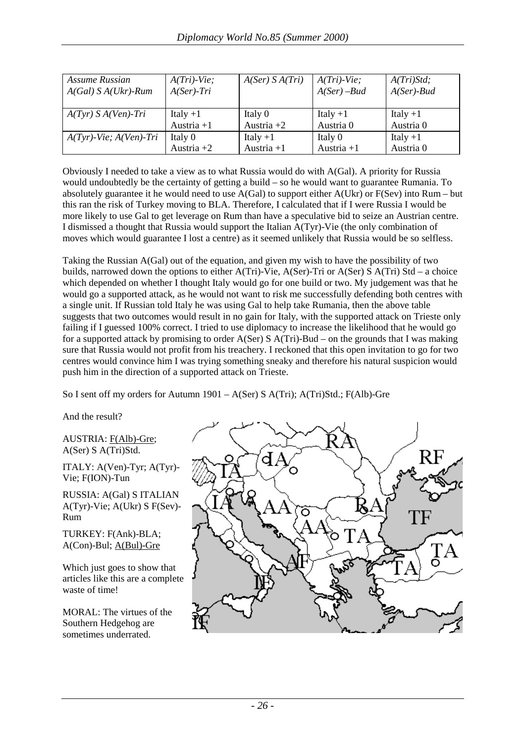| *Assume Russian A(Gal) S A(Ukr)-Rum* | *A(Tri)-Vie; A(Ser)-Tri* | *A(Ser) S A(Tri)* | *A(Tri)-Vie; A(Ser) –Bud* | *A(Tri)Std; A(Ser)-Bud* |
|---|---|---|---|---|
| *A(Tyr) S A(Ven)-Tri* | Italy +1<br>Austria +1 | Italy 0<br>Austria +2 | Italy +1<br>Austria 0 | Italy +1<br>Austria 0 |
| *A(Tyr)-Vie; A(Ven)-Tri* | Italy 0<br>Austria +2 | Italy +1<br>Austria +1 | Italy 0<br>Austria +1 | Italy +1<br>Austria 0 |

Obviously I needed to take a view as to what Russia would do with A(Gal). A priority for Russia would undoubtedly be the certainty of getting a build – so he would want to guarantee Rumania. To absolutely guarantee it he would need to use A(Gal) to support either A(Ukr) or F(Sev) into Rum – but this ran the risk of Turkey moving to BLA. Therefore, I calculated that if I were Russia I would be more likely to use Gal to get leverage on Rum than have a speculative bid to seize an Austrian centre. I dismissed a thought that Russia would support the Italian A(Tyr)-Vie (the only combination of moves which would guarantee I lost a centre) as it seemed unlikely that Russia would be so selfless.

Taking the Russian A(Gal) out of the equation, and given my wish to have the possibility of two builds, narrowed down the options to either A(Tri)-Vie, A(Ser)-Tri or A(Ser) S A(Tri) Std – a choice which depended on whether I thought Italy would go for one build or two. My judgement was that he would go a supported attack, as he would not want to risk me successfully defending both centres with a single unit. If Russian told Italy he was using Gal to help take Rumania, then the above table suggests that two outcomes would result in no gain for Italy, with the supported attack on Trieste only failing if I guessed 100% correct. I tried to use diplomacy to increase the likelihood that he would go for a supported attack by promising to order A(Ser) S A(Tri)-Bud – on the grounds that I was making sure that Russia would not profit from his treachery. I reckoned that this open invitation to go for two centres would convince him I was trying something sneaky and therefore his natural suspicion would push him in the direction of a supported attack on Trieste.

So I sent off my orders for Autumn 1901 – A(Ser) S A(Tri); A(Tri)Std.; F(Alb)-Gre

And the result?

AUSTRIA: F(Alb)-Gre; A(Ser) S A(Tri)Std.

ITALY: A(Ven)-Tyr; A(Tyr)-Vie; F(ION)-Tun

RUSSIA: A(Gal) S ITALIAN A(Tyr)-Vie; A(Ukr) S F(Sev)-Rum

TURKEY: F(Ank)-BLA; A(Con)-Bul; A(Bul)-Gre

Which just goes to show that articles like this are a complete waste of time!

MORAL: The virtues of the Southern Hedgehog are sometimes underrated.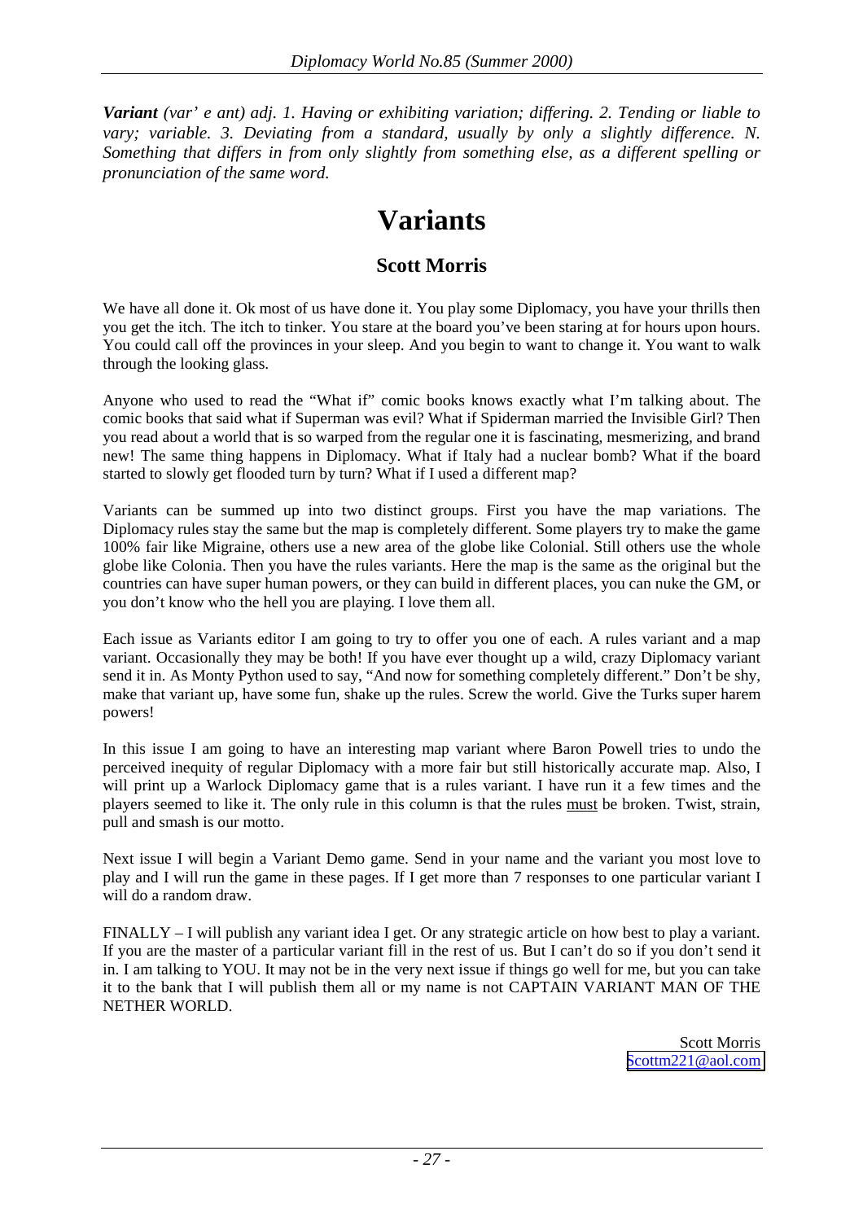***Variant*** *(var' e ant) adj. 1. Having or exhibiting variation; differing. 2. Tending or liable to vary; variable. 3. Deviating from a standard, usually by only a slightly difference. N. Something that differs in from only slightly from something else, as a different spelling or pronunciation of the same word.*

# Variants

## Scott Morris

We have all done it. Ok most of us have done it. You play some Diplomacy, you have your thrills then you get the itch. The itch to tinker. You stare at the board you've been staring at for hours upon hours. You could call off the provinces in your sleep. And you begin to want to change it. You want to walk through the looking glass.

Anyone who used to read the "What if" comic books knows exactly what I'm talking about. The comic books that said what if Superman was evil? What if Spiderman married the Invisible Girl? Then you read about a world that is so warped from the regular one it is fascinating, mesmerizing, and brand new! The same thing happens in Diplomacy. What if Italy had a nuclear bomb? What if the board started to slowly get flooded turn by turn? What if I used a different map?

Variants can be summed up into two distinct groups. First you have the map variations. The Diplomacy rules stay the same but the map is completely different. Some players try to make the game 100% fair like Migraine, others use a new area of the globe like Colonial. Still others use the whole globe like Colonia. Then you have the rules variants. Here the map is the same as the original but the countries can have super human powers, or they can build in different places, you can nuke the GM, or you don't know who the hell you are playing. I love them all.

Each issue as Variants editor I am going to try to offer you one of each. A rules variant and a map variant. Occasionally they may be both! If you have ever thought up a wild, crazy Diplomacy variant send it in. As Monty Python used to say, "And now for something completely different." Don't be shy, make that variant up, have some fun, shake up the rules. Screw the world. Give the Turks super harem powers!

In this issue I am going to have an interesting map variant where Baron Powell tries to undo the perceived inequity of regular Diplomacy with a more fair but still historically accurate map. Also, I will print up a Warlock Diplomacy game that is a rules variant. I have run it a few times and the players seemed to like it. The only rule in this column is that the rules <u>must</u> be broken. Twist, strain, pull and smash is our motto.

Next issue I will begin a Variant Demo game. Send in your name and the variant you most love to play and I will run the game in these pages. If I get more than 7 responses to one particular variant I will do a random draw.

FINALLY – I will publish any variant idea I get. Or any strategic article on how best to play a variant. If you are the master of a particular variant fill in the rest of us. But I can't do so if you don't send it in. I am talking to YOU. It may not be in the very next issue if things go well for me, but you can take it to the bank that I will publish them all or my name is not CAPTAIN VARIANT MAN OF THE NETHER WORLD.

Scott Morris
Scottm221@aol.com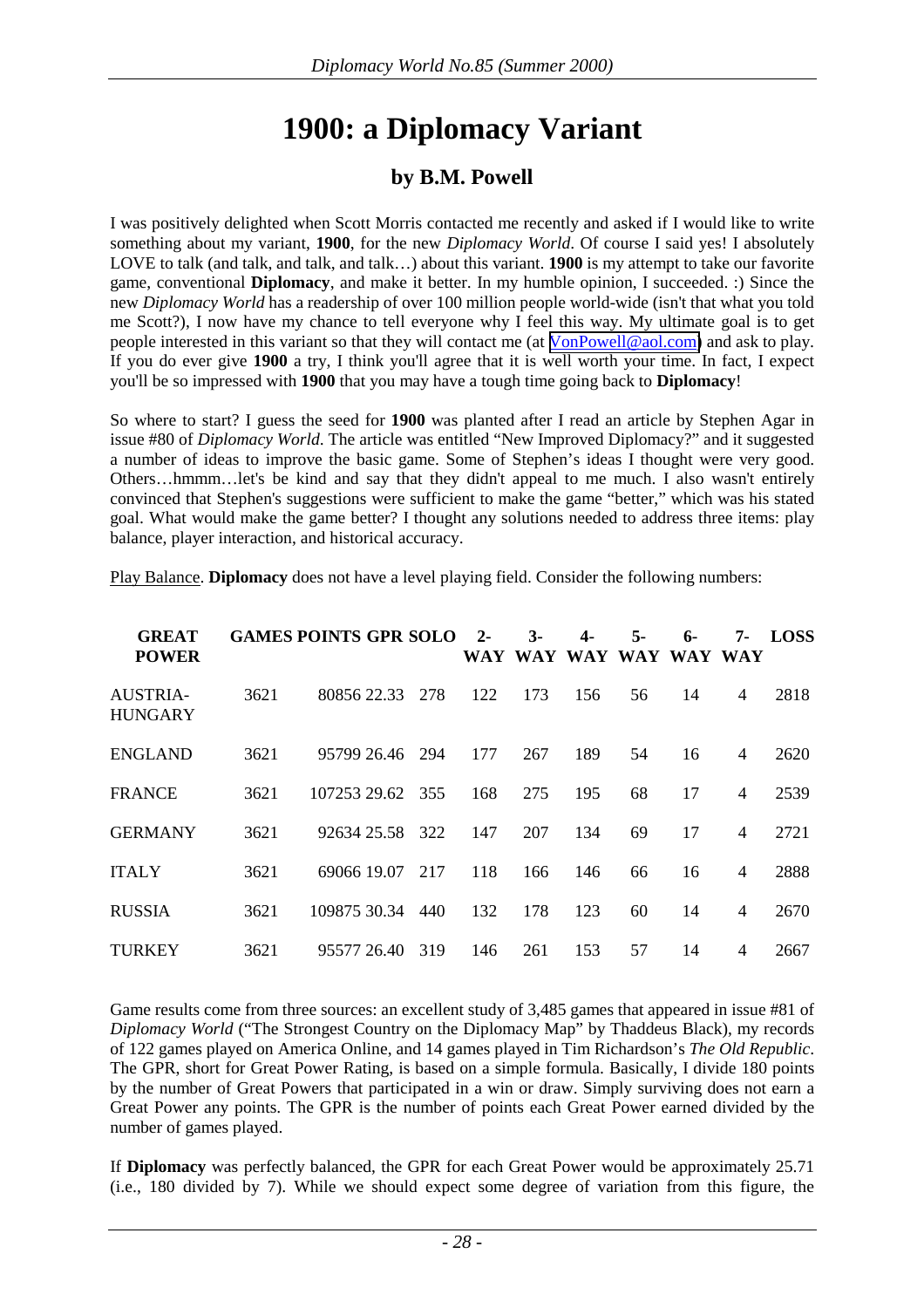# 1900: a Diplomacy Variant

## by B.M. Powell

I was positively delighted when Scott Morris contacted me recently and asked if I would like to write something about my variant, **1900**, for the new *Diplomacy World*. Of course I said yes! I absolutely LOVE to talk (and talk, and talk, and talk…) about this variant. **1900** is my attempt to take our favorite game, conventional **Diplomacy**, and make it better. In my humble opinion, I succeeded. :) Since the new *Diplomacy World* has a readership of over 100 million people world-wide (isn't that what you told me Scott?), I now have my chance to tell everyone why I feel this way. My ultimate goal is to get people interested in this variant so that they will contact me (at VonPowell@aol.com) and ask to play. If you do ever give **1900** a try, I think you'll agree that it is well worth your time. In fact, I expect you'll be so impressed with **1900** that you may have a tough time going back to **Diplomacy**!

So where to start? I guess the seed for **1900** was planted after I read an article by Stephen Agar in issue #80 of *Diplomacy World*. The article was entitled "New Improved Diplomacy?" and it suggested a number of ideas to improve the basic game. Some of Stephen's ideas I thought were very good. Others…hmmm…let's be kind and say that they didn't appeal to me much. I also wasn't entirely convinced that Stephen's suggestions were sufficient to make the game "better," which was his stated goal. What would make the game better? I thought any solutions needed to address three items: play balance, player interaction, and historical accuracy.

Play Balance. **Diplomacy** does not have a level playing field. Consider the following numbers:

| GREAT POWER | GAMES | POINTS | GPR | SOLO | 2-WAY | 3-WAY | 4-WAY | 5-WAY | 6-WAY | 7-WAY | LOSS |
|---|---|---|---|---|---|---|---|---|---|---|---|
| AUSTRIA-HUNGARY | 3621 | 80856 | 22.33 | 278 | 122 | 173 | 156 | 56 | 14 | 4 | 2818 |
| ENGLAND | 3621 | 95799 | 26.46 | 294 | 177 | 267 | 189 | 54 | 16 | 4 | 2620 |
| FRANCE | 3621 | 107253 | 29.62 | 355 | 168 | 275 | 195 | 68 | 17 | 4 | 2539 |
| GERMANY | 3621 | 92634 | 25.58 | 322 | 147 | 207 | 134 | 69 | 17 | 4 | 2721 |
| ITALY | 3621 | 69066 | 19.07 | 217 | 118 | 166 | 146 | 66 | 16 | 4 | 2888 |
| RUSSIA | 3621 | 109875 | 30.34 | 440 | 132 | 178 | 123 | 60 | 14 | 4 | 2670 |
| TURKEY | 3621 | 95577 | 26.40 | 319 | 146 | 261 | 153 | 57 | 14 | 4 | 2667 |

Game results come from three sources: an excellent study of 3,485 games that appeared in issue #81 of *Diplomacy World* ("The Strongest Country on the Diplomacy Map" by Thaddeus Black), my records of 122 games played on America Online, and 14 games played in Tim Richardson's *The Old Republic*. The GPR, short for Great Power Rating, is based on a simple formula. Basically, I divide 180 points by the number of Great Powers that participated in a win or draw. Simply surviving does not earn a Great Power any points. The GPR is the number of points each Great Power earned divided by the number of games played.

If **Diplomacy** was perfectly balanced, the GPR for each Great Power would be approximately 25.71 (i.e., 180 divided by 7). While we should expect some degree of variation from this figure, the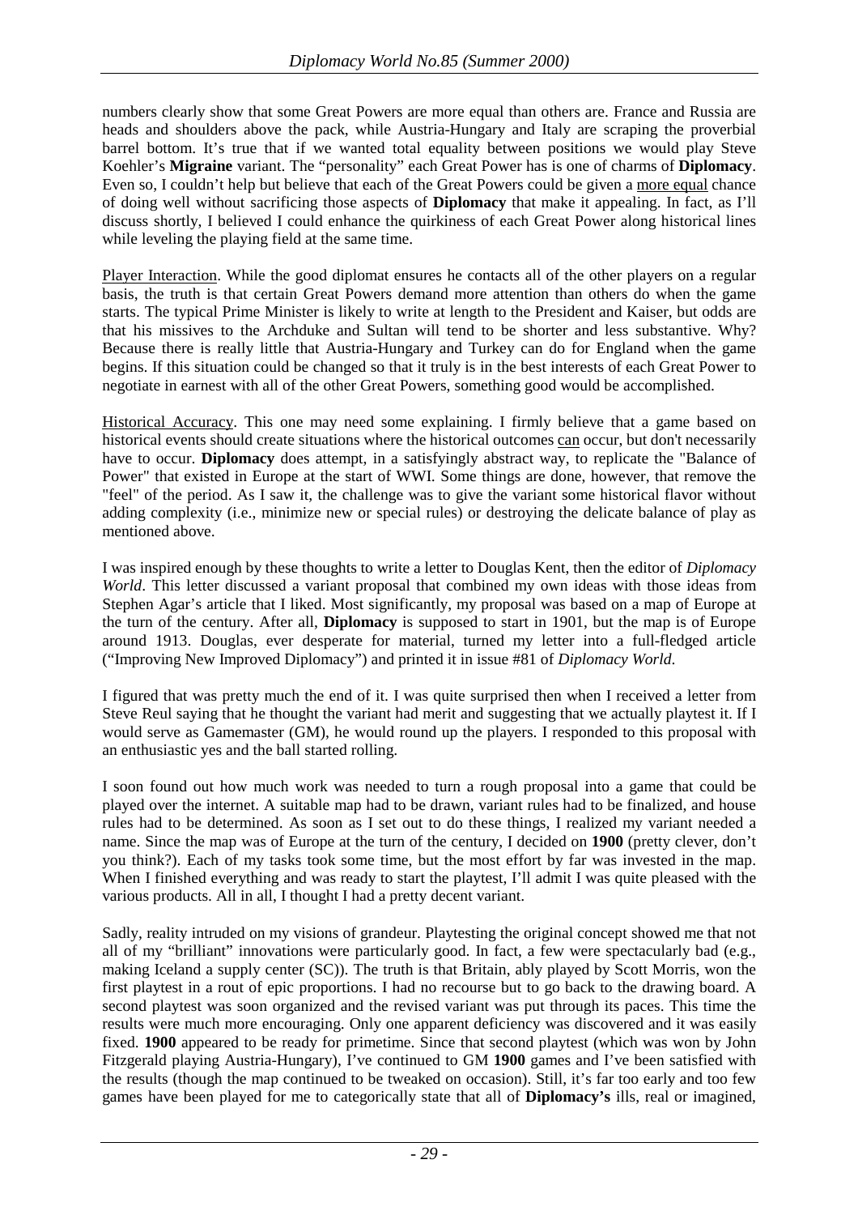numbers clearly show that some Great Powers are more equal than others are. France and Russia are heads and shoulders above the pack, while Austria-Hungary and Italy are scraping the proverbial barrel bottom. It's true that if we wanted total equality between positions we would play Steve Koehler's **Migraine** variant. The "personality" each Great Power has is one of charms of **Diplomacy**. Even so, I couldn't help but believe that each of the Great Powers could be given a more equal chance of doing well without sacrificing those aspects of **Diplomacy** that make it appealing. In fact, as I'll discuss shortly, I believed I could enhance the quirkiness of each Great Power along historical lines while leveling the playing field at the same time.

Player Interaction. While the good diplomat ensures he contacts all of the other players on a regular basis, the truth is that certain Great Powers demand more attention than others do when the game starts. The typical Prime Minister is likely to write at length to the President and Kaiser, but odds are that his missives to the Archduke and Sultan will tend to be shorter and less substantive. Why? Because there is really little that Austria-Hungary and Turkey can do for England when the game begins. If this situation could be changed so that it truly is in the best interests of each Great Power to negotiate in earnest with all of the other Great Powers, something good would be accomplished.

Historical Accuracy. This one may need some explaining. I firmly believe that a game based on historical events should create situations where the historical outcomes can occur, but don't necessarily have to occur. **Diplomacy** does attempt, in a satisfyingly abstract way, to replicate the "Balance of Power" that existed in Europe at the start of WWI. Some things are done, however, that remove the "feel" of the period. As I saw it, the challenge was to give the variant some historical flavor without adding complexity (i.e., minimize new or special rules) or destroying the delicate balance of play as mentioned above.

I was inspired enough by these thoughts to write a letter to Douglas Kent, then the editor of *Diplomacy World*. This letter discussed a variant proposal that combined my own ideas with those ideas from Stephen Agar's article that I liked. Most significantly, my proposal was based on a map of Europe at the turn of the century. After all, **Diplomacy** is supposed to start in 1901, but the map is of Europe around 1913. Douglas, ever desperate for material, turned my letter into a full-fledged article ("Improving New Improved Diplomacy") and printed it in issue #81 of *Diplomacy World*.

I figured that was pretty much the end of it. I was quite surprised then when I received a letter from Steve Reul saying that he thought the variant had merit and suggesting that we actually playtest it. If I would serve as Gamemaster (GM), he would round up the players. I responded to this proposal with an enthusiastic yes and the ball started rolling.

I soon found out how much work was needed to turn a rough proposal into a game that could be played over the internet. A suitable map had to be drawn, variant rules had to be finalized, and house rules had to be determined. As soon as I set out to do these things, I realized my variant needed a name. Since the map was of Europe at the turn of the century, I decided on **1900** (pretty clever, don't you think?). Each of my tasks took some time, but the most effort by far was invested in the map. When I finished everything and was ready to start the playtest, I'll admit I was quite pleased with the various products. All in all, I thought I had a pretty decent variant.

Sadly, reality intruded on my visions of grandeur. Playtesting the original concept showed me that not all of my "brilliant" innovations were particularly good. In fact, a few were spectacularly bad (e.g., making Iceland a supply center (SC)). The truth is that Britain, ably played by Scott Morris, won the first playtest in a rout of epic proportions. I had no recourse but to go back to the drawing board. A second playtest was soon organized and the revised variant was put through its paces. This time the results were much more encouraging. Only one apparent deficiency was discovered and it was easily fixed. **1900** appeared to be ready for primetime. Since that second playtest (which was won by John Fitzgerald playing Austria-Hungary), I've continued to GM **1900** games and I've been satisfied with the results (though the map continued to be tweaked on occasion). Still, it's far too early and too few games have been played for me to categorically state that all of **Diplomacy's** ills, real or imagined,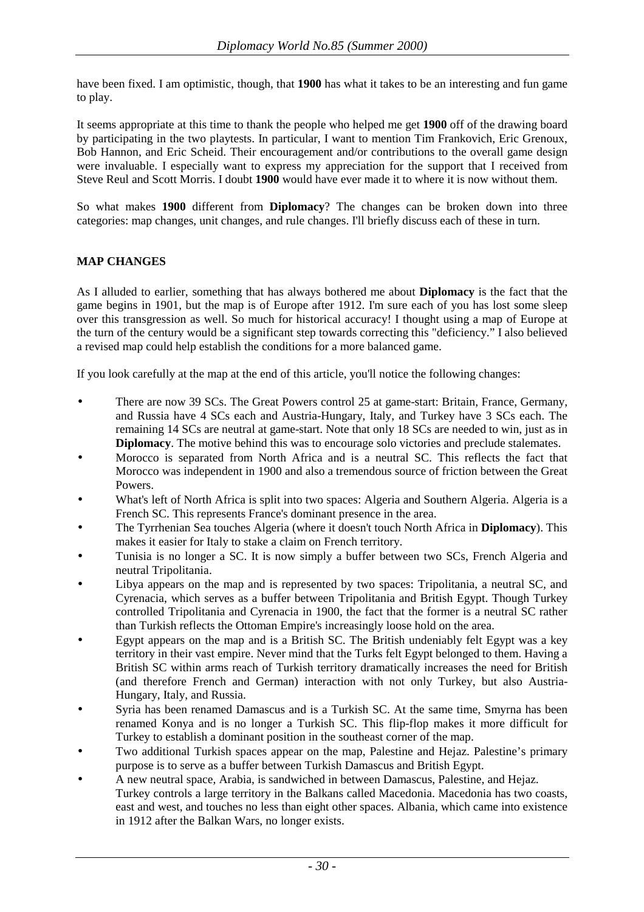have been fixed. I am optimistic, though, that **1900** has what it takes to be an interesting and fun game to play.

It seems appropriate at this time to thank the people who helped me get **1900** off of the drawing board by participating in the two playtests. In particular, I want to mention Tim Frankovich, Eric Grenoux, Bob Hannon, and Eric Scheid. Their encouragement and/or contributions to the overall game design were invaluable. I especially want to express my appreciation for the support that I received from Steve Reul and Scott Morris. I doubt **1900** would have ever made it to where it is now without them.

So what makes **1900** different from **Diplomacy**? The changes can be broken down into three categories: map changes, unit changes, and rule changes. I'll briefly discuss each of these in turn.

## MAP CHANGES

As I alluded to earlier, something that has always bothered me about **Diplomacy** is the fact that the game begins in 1901, but the map is of Europe after 1912. I'm sure each of you has lost some sleep over this transgression as well. So much for historical accuracy! I thought using a map of Europe at the turn of the century would be a significant step towards correcting this "deficiency." I also believed a revised map could help establish the conditions for a more balanced game.

If you look carefully at the map at the end of this article, you'll notice the following changes:

- There are now 39 SCs. The Great Powers control 25 at game-start: Britain, France, Germany, and Russia have 4 SCs each and Austria-Hungary, Italy, and Turkey have 3 SCs each. The remaining 14 SCs are neutral at game-start. Note that only 18 SCs are needed to win, just as in **Diplomacy**. The motive behind this was to encourage solo victories and preclude stalemates.
- Morocco is separated from North Africa and is a neutral SC. This reflects the fact that Morocco was independent in 1900 and also a tremendous source of friction between the Great Powers.
- What's left of North Africa is split into two spaces: Algeria and Southern Algeria. Algeria is a French SC. This represents France's dominant presence in the area.
- The Tyrrhenian Sea touches Algeria (where it doesn't touch North Africa in **Diplomacy**). This makes it easier for Italy to stake a claim on French territory.
- Tunisia is no longer a SC. It is now simply a buffer between two SCs, French Algeria and neutral Tripolitania.
- Libya appears on the map and is represented by two spaces: Tripolitania, a neutral SC, and Cyrenacia, which serves as a buffer between Tripolitania and British Egypt. Though Turkey controlled Tripolitania and Cyrenacia in 1900, the fact that the former is a neutral SC rather than Turkish reflects the Ottoman Empire's increasingly loose hold on the area.
- Egypt appears on the map and is a British SC. The British undeniably felt Egypt was a key territory in their vast empire. Never mind that the Turks felt Egypt belonged to them. Having a British SC within arms reach of Turkish territory dramatically increases the need for British (and therefore French and German) interaction with not only Turkey, but also Austria-Hungary, Italy, and Russia.
- Syria has been renamed Damascus and is a Turkish SC. At the same time, Smyrna has been renamed Konya and is no longer a Turkish SC. This flip-flop makes it more difficult for Turkey to establish a dominant position in the southeast corner of the map.
- Two additional Turkish spaces appear on the map, Palestine and Hejaz. Palestine's primary purpose is to serve as a buffer between Turkish Damascus and British Egypt.
- A new neutral space, Arabia, is sandwiched in between Damascus, Palestine, and Hejaz. Turkey controls a large territory in the Balkans called Macedonia. Macedonia has two coasts, east and west, and touches no less than eight other spaces. Albania, which came into existence in 1912 after the Balkan Wars, no longer exists.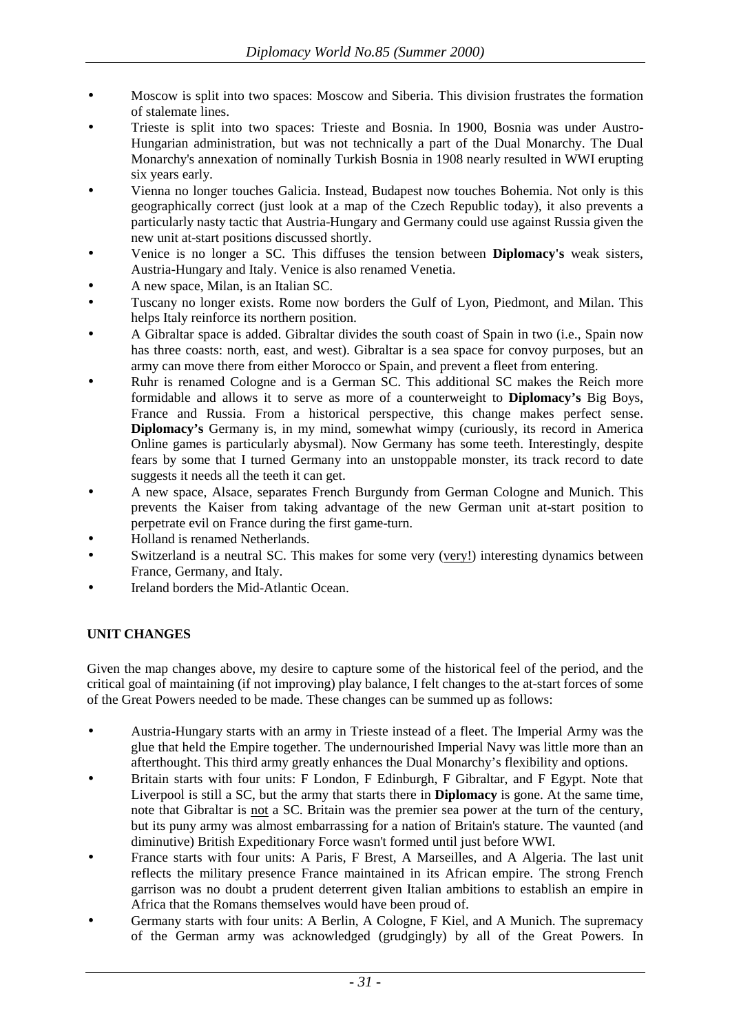- Moscow is split into two spaces: Moscow and Siberia. This division frustrates the formation of stalemate lines.
- Trieste is split into two spaces: Trieste and Bosnia. In 1900, Bosnia was under Austro-Hungarian administration, but was not technically a part of the Dual Monarchy. The Dual Monarchy's annexation of nominally Turkish Bosnia in 1908 nearly resulted in WWI erupting six years early.
- Vienna no longer touches Galicia. Instead, Budapest now touches Bohemia. Not only is this geographically correct (just look at a map of the Czech Republic today), it also prevents a particularly nasty tactic that Austria-Hungary and Germany could use against Russia given the new unit at-start positions discussed shortly.
- Venice is no longer a SC. This diffuses the tension between **Diplomacy's** weak sisters, Austria-Hungary and Italy. Venice is also renamed Venetia.
- A new space, Milan, is an Italian SC.
- Tuscany no longer exists. Rome now borders the Gulf of Lyon, Piedmont, and Milan. This helps Italy reinforce its northern position.
- A Gibraltar space is added. Gibraltar divides the south coast of Spain in two (i.e., Spain now has three coasts: north, east, and west). Gibraltar is a sea space for convoy purposes, but an army can move there from either Morocco or Spain, and prevent a fleet from entering.
- Ruhr is renamed Cologne and is a German SC. This additional SC makes the Reich more formidable and allows it to serve as more of a counterweight to **Diplomacy's** Big Boys, France and Russia. From a historical perspective, this change makes perfect sense. **Diplomacy's** Germany is, in my mind, somewhat wimpy (curiously, its record in America Online games is particularly abysmal). Now Germany has some teeth. Interestingly, despite fears by some that I turned Germany into an unstoppable monster, its track record to date suggests it needs all the teeth it can get.
- A new space, Alsace, separates French Burgundy from German Cologne and Munich. This prevents the Kaiser from taking advantage of the new German unit at-start position to perpetrate evil on France during the first game-turn.
- Holland is renamed Netherlands.
- Switzerland is a neutral SC. This makes for some very (<u>very!</u>) interesting dynamics between France, Germany, and Italy.
- Ireland borders the Mid-Atlantic Ocean.

## UNIT CHANGES

Given the map changes above, my desire to capture some of the historical feel of the period, and the critical goal of maintaining (if not improving) play balance, I felt changes to the at-start forces of some of the Great Powers needed to be made. These changes can be summed up as follows:

- Austria-Hungary starts with an army in Trieste instead of a fleet. The Imperial Army was the glue that held the Empire together. The undernourished Imperial Navy was little more than an afterthought. This third army greatly enhances the Dual Monarchy's flexibility and options.
- Britain starts with four units: F London, F Edinburgh, F Gibraltar, and F Egypt. Note that Liverpool is still a SC, but the army that starts there in **Diplomacy** is gone. At the same time, note that Gibraltar is <u>not</u> a SC. Britain was the premier sea power at the turn of the century, but its puny army was almost embarrassing for a nation of Britain's stature. The vaunted (and diminutive) British Expeditionary Force wasn't formed until just before WWI.
- France starts with four units: A Paris, F Brest, A Marseilles, and A Algeria. The last unit reflects the military presence France maintained in its African empire. The strong French garrison was no doubt a prudent deterrent given Italian ambitions to establish an empire in Africa that the Romans themselves would have been proud of.
- Germany starts with four units: A Berlin, A Cologne, F Kiel, and A Munich. The supremacy of the German army was acknowledged (grudgingly) by all of the Great Powers. In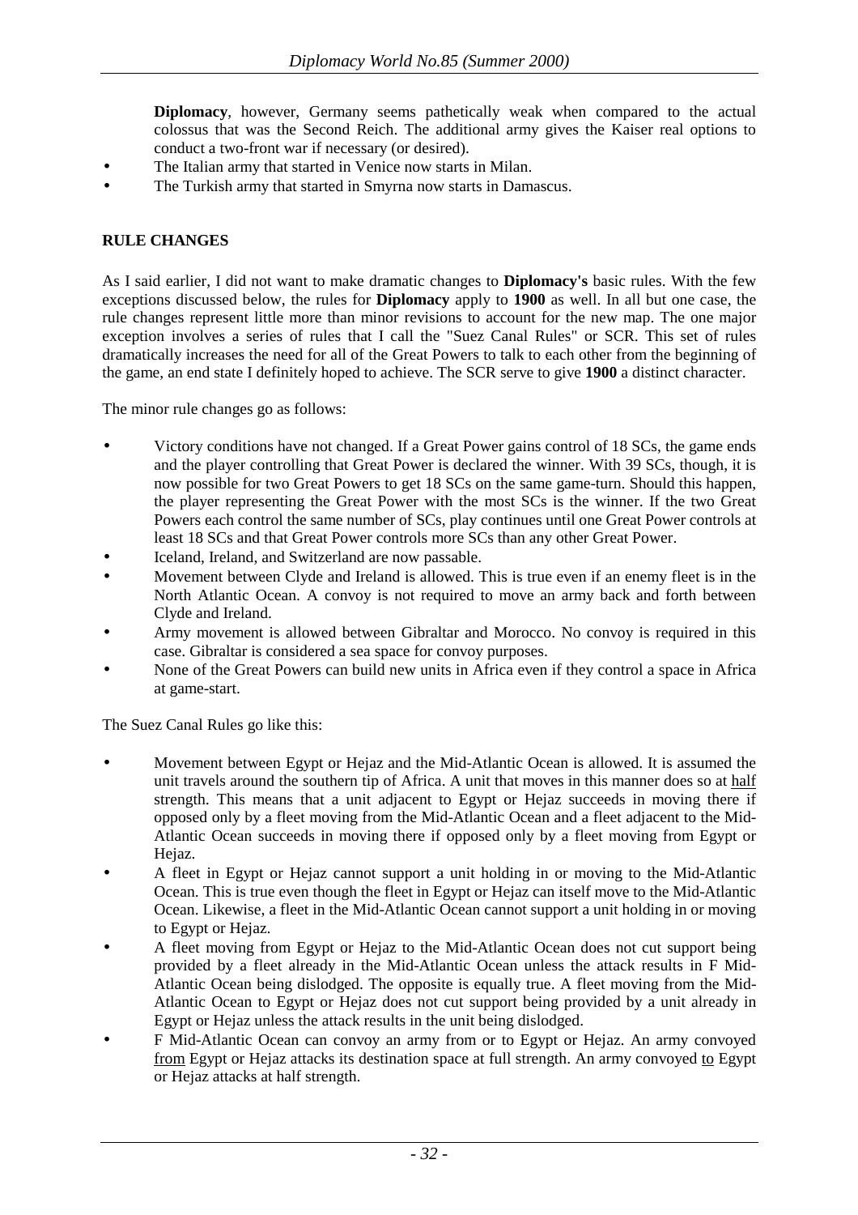**Diplomacy**, however, Germany seems pathetically weak when compared to the actual colossus that was the Second Reich. The additional army gives the Kaiser real options to conduct a two-front war if necessary (or desired).

- The Italian army that started in Venice now starts in Milan.
- The Turkish army that started in Smyrna now starts in Damascus.

**RULE CHANGES**

As I said earlier, I did not want to make dramatic changes to **Diplomacy's** basic rules. With the few exceptions discussed below, the rules for **Diplomacy** apply to **1900** as well. In all but one case, the rule changes represent little more than minor revisions to account for the new map. The one major exception involves a series of rules that I call the "Suez Canal Rules" or SCR. This set of rules dramatically increases the need for all of the Great Powers to talk to each other from the beginning of the game, an end state I definitely hoped to achieve. The SCR serve to give **1900** a distinct character.

The minor rule changes go as follows:

- Victory conditions have not changed. If a Great Power gains control of 18 SCs, the game ends and the player controlling that Great Power is declared the winner. With 39 SCs, though, it is now possible for two Great Powers to get 18 SCs on the same game-turn. Should this happen, the player representing the Great Power with the most SCs is the winner. If the two Great Powers each control the same number of SCs, play continues until one Great Power controls at least 18 SCs and that Great Power controls more SCs than any other Great Power.
- Iceland, Ireland, and Switzerland are now passable.
- Movement between Clyde and Ireland is allowed. This is true even if an enemy fleet is in the North Atlantic Ocean. A convoy is not required to move an army back and forth between Clyde and Ireland.
- Army movement is allowed between Gibraltar and Morocco. No convoy is required in this case. Gibraltar is considered a sea space for convoy purposes.
- None of the Great Powers can build new units in Africa even if they control a space in Africa at game-start.

The Suez Canal Rules go like this:

- Movement between Egypt or Hejaz and the Mid-Atlantic Ocean is allowed. It is assumed the unit travels around the southern tip of Africa. A unit that moves in this manner does so at half strength. This means that a unit adjacent to Egypt or Hejaz succeeds in moving there if opposed only by a fleet moving from the Mid-Atlantic Ocean and a fleet adjacent to the Mid-Atlantic Ocean succeeds in moving there if opposed only by a fleet moving from Egypt or Hejaz.
- A fleet in Egypt or Hejaz cannot support a unit holding in or moving to the Mid-Atlantic Ocean. This is true even though the fleet in Egypt or Hejaz can itself move to the Mid-Atlantic Ocean. Likewise, a fleet in the Mid-Atlantic Ocean cannot support a unit holding in or moving to Egypt or Hejaz.
- A fleet moving from Egypt or Hejaz to the Mid-Atlantic Ocean does not cut support being provided by a fleet already in the Mid-Atlantic Ocean unless the attack results in F Mid-Atlantic Ocean being dislodged. The opposite is equally true. A fleet moving from the Mid-Atlantic Ocean to Egypt or Hejaz does not cut support being provided by a unit already in Egypt or Hejaz unless the attack results in the unit being dislodged.
- F Mid-Atlantic Ocean can convoy an army from or to Egypt or Hejaz. An army convoyed from Egypt or Hejaz attacks its destination space at full strength. An army convoyed to Egypt or Hejaz attacks at half strength.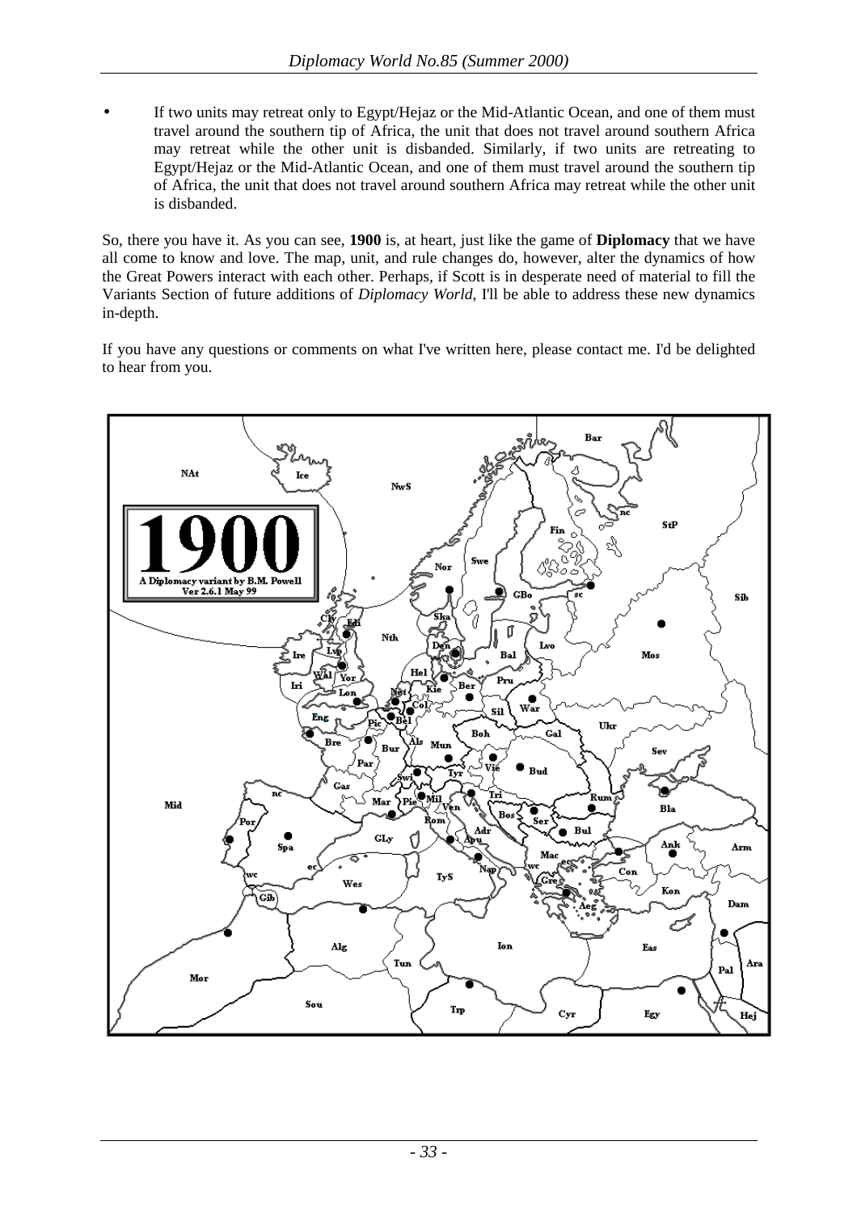- If two units may retreat only to Egypt/Hejaz or the Mid-Atlantic Ocean, and one of them must travel around the southern tip of Africa, the unit that does not travel around southern Africa may retreat while the other unit is disbanded. Similarly, if two units are retreating to Egypt/Hejaz or the Mid-Atlantic Ocean, and one of them must travel around the southern tip of Africa, the unit that does not travel around southern Africa may retreat while the other unit is disbanded.

So, there you have it. As you can see, **1900** is, at heart, just like the game of **Diplomacy** that we have all come to know and love. The map, unit, and rule changes do, however, alter the dynamics of how the Great Powers interact with each other. Perhaps, if Scott is in desperate need of material to fill the Variants Section of future additions of *Diplomacy World*, I'll be able to address these new dynamics in-depth.

If you have any questions or comments on what I've written here, please contact me. I'd be delighted to hear from you.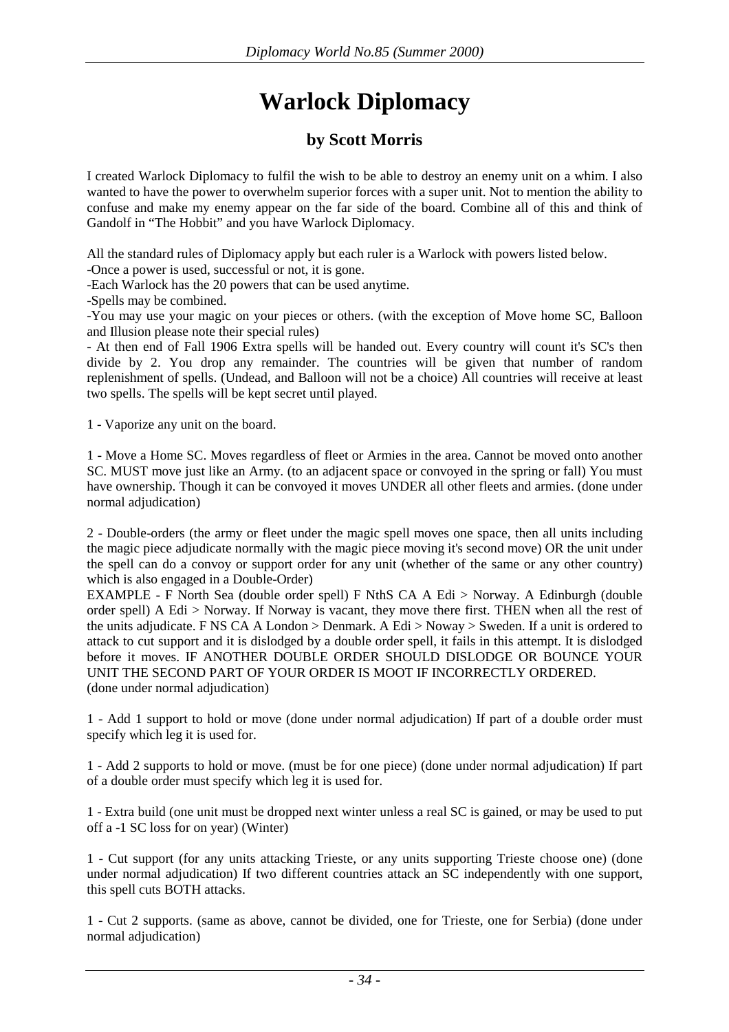# Warlock Diplomacy

## by Scott Morris

I created Warlock Diplomacy to fulfil the wish to be able to destroy an enemy unit on a whim. I also wanted to have the power to overwhelm superior forces with a super unit. Not to mention the ability to confuse and make my enemy appear on the far side of the board. Combine all of this and think of Gandolf in "The Hobbit" and you have Warlock Diplomacy.

All the standard rules of Diplomacy apply but each ruler is a Warlock with powers listed below.
-Once a power is used, successful or not, it is gone.
-Each Warlock has the 20 powers that can be used anytime.
-Spells may be combined.
-You may use your magic on your pieces or others. (with the exception of Move home SC, Balloon and Illusion please note their special rules)
- At then end of Fall 1906 Extra spells will be handed out. Every country will count it's SC's then divide by 2. You drop any remainder. The countries will be given that number of random replenishment of spells. (Undead, and Balloon will not be a choice) All countries will receive at least two spells. The spells will be kept secret until played.

1 - Vaporize any unit on the board.

1 - Move a Home SC. Moves regardless of fleet or Armies in the area. Cannot be moved onto another SC. MUST move just like an Army. (to an adjacent space or convoyed in the spring or fall) You must have ownership. Though it can be convoyed it moves UNDER all other fleets and armies. (done under normal adjudication)

2 - Double-orders (the army or fleet under the magic spell moves one space, then all units including the magic piece adjudicate normally with the magic piece moving it's second move) OR the unit under the spell can do a convoy or support order for any unit (whether of the same or any other country) which is also engaged in a Double-Order)
EXAMPLE - F North Sea (double order spell) F NthS CA A Edi > Norway. A Edinburgh (double order spell) A Edi > Norway. If Norway is vacant, they move there first. THEN when all the rest of the units adjudicate. F NS CA A London > Denmark. A Edi > Noway > Sweden. If a unit is ordered to attack to cut support and it is dislodged by a double order spell, it fails in this attempt. It is dislodged before it moves. IF ANOTHER DOUBLE ORDER SHOULD DISLODGE OR BOUNCE YOUR UNIT THE SECOND PART OF YOUR ORDER IS MOOT IF INCORRECTLY ORDERED.
(done under normal adjudication)

1 - Add 1 support to hold or move (done under normal adjudication) If part of a double order must specify which leg it is used for.

1 - Add 2 supports to hold or move. (must be for one piece) (done under normal adjudication) If part of a double order must specify which leg it is used for.

1 - Extra build (one unit must be dropped next winter unless a real SC is gained, or may be used to put off a -1 SC loss for on year) (Winter)

1 - Cut support (for any units attacking Trieste, or any units supporting Trieste choose one) (done under normal adjudication) If two different countries attack an SC independently with one support, this spell cuts BOTH attacks.

1 - Cut 2 supports. (same as above, cannot be divided, one for Trieste, one for Serbia) (done under normal adjudication)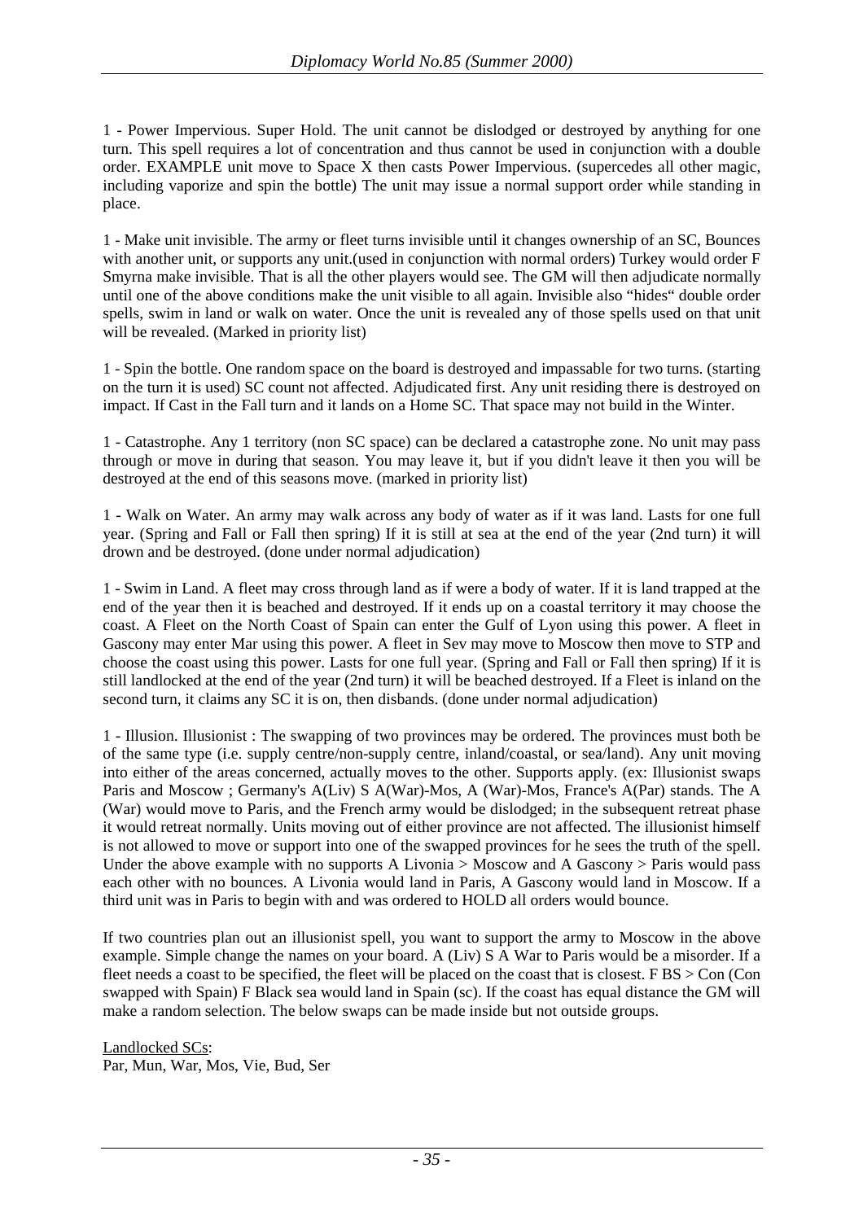1 - Power Impervious. Super Hold. The unit cannot be dislodged or destroyed by anything for one turn. This spell requires a lot of concentration and thus cannot be used in conjunction with a double order. EXAMPLE unit move to Space X then casts Power Impervious. (supercedes all other magic, including vaporize and spin the bottle) The unit may issue a normal support order while standing in place.

1 - Make unit invisible. The army or fleet turns invisible until it changes ownership of an SC, Bounces with another unit, or supports any unit.(used in conjunction with normal orders) Turkey would order F Smyrna make invisible. That is all the other players would see. The GM will then adjudicate normally until one of the above conditions make the unit visible to all again. Invisible also "hides" double order spells, swim in land or walk on water. Once the unit is revealed any of those spells used on that unit will be revealed. (Marked in priority list)

1 - Spin the bottle. One random space on the board is destroyed and impassable for two turns. (starting on the turn it is used) SC count not affected. Adjudicated first. Any unit residing there is destroyed on impact. If Cast in the Fall turn and it lands on a Home SC. That space may not build in the Winter.

1 - Catastrophe. Any 1 territory (non SC space) can be declared a catastrophe zone. No unit may pass through or move in during that season. You may leave it, but if you didn't leave it then you will be destroyed at the end of this seasons move. (marked in priority list)

1 - Walk on Water. An army may walk across any body of water as if it was land. Lasts for one full year. (Spring and Fall or Fall then spring) If it is still at sea at the end of the year (2nd turn) it will drown and be destroyed. (done under normal adjudication)

1 - Swim in Land. A fleet may cross through land as if were a body of water. If it is land trapped at the end of the year then it is beached and destroyed. If it ends up on a coastal territory it may choose the coast. A Fleet on the North Coast of Spain can enter the Gulf of Lyon using this power. A fleet in Gascony may enter Mar using this power. A fleet in Sev may move to Moscow then move to STP and choose the coast using this power. Lasts for one full year. (Spring and Fall or Fall then spring) If it is still landlocked at the end of the year (2nd turn) it will be beached destroyed. If a Fleet is inland on the second turn, it claims any SC it is on, then disbands. (done under normal adjudication)

1 - Illusion. Illusionist : The swapping of two provinces may be ordered. The provinces must both be of the same type (i.e. supply centre/non-supply centre, inland/coastal, or sea/land). Any unit moving into either of the areas concerned, actually moves to the other. Supports apply. (ex: Illusionist swaps Paris and Moscow ; Germany's A(Liv) S A(War)-Mos, A (War)-Mos, France's A(Par) stands. The A (War) would move to Paris, and the French army would be dislodged; in the subsequent retreat phase it would retreat normally. Units moving out of either province are not affected. The illusionist himself is not allowed to move or support into one of the swapped provinces for he sees the truth of the spell. Under the above example with no supports A Livonia > Moscow and A Gascony > Paris would pass each other with no bounces. A Livonia would land in Paris, A Gascony would land in Moscow. If a third unit was in Paris to begin with and was ordered to HOLD all orders would bounce.

If two countries plan out an illusionist spell, you want to support the army to Moscow in the above example. Simple change the names on your board. A (Liv) S A War to Paris would be a misorder. If a fleet needs a coast to be specified, the fleet will be placed on the coast that is closest. F BS > Con (Con swapped with Spain) F Black sea would land in Spain (sc). If the coast has equal distance the GM will make a random selection. The below swaps can be made inside but not outside groups.

<u>Landlocked SCs</u>:
Par, Mun, War, Mos, Vie, Bud, Ser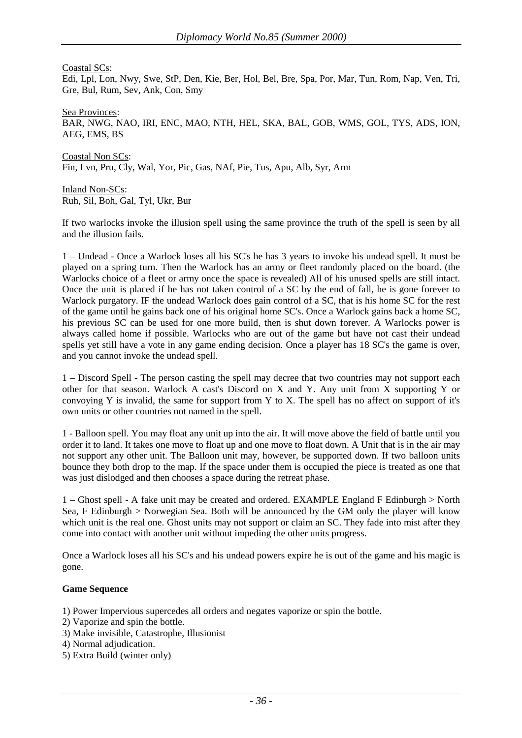Coastal SCs:
Edi, Lpl, Lon, Nwy, Swe, StP, Den, Kie, Ber, Hol, Bel, Bre, Spa, Por, Mar, Tun, Rom, Nap, Ven, Tri, Gre, Bul, Rum, Sev, Ank, Con, Smy

Sea Provinces:
BAR, NWG, NAO, IRI, ENC, MAO, NTH, HEL, SKA, BAL, GOB, WMS, GOL, TYS, ADS, ION, AEG, EMS, BS

Coastal Non SCs:
Fin, Lvn, Pru, Cly, Wal, Yor, Pic, Gas, NAf, Pie, Tus, Apu, Alb, Syr, Arm

Inland Non-SCs:
Ruh, Sil, Boh, Gal, Tyl, Ukr, Bur

If two warlocks invoke the illusion spell using the same province the truth of the spell is seen by all and the illusion fails.

1 – Undead - Once a Warlock loses all his SC's he has 3 years to invoke his undead spell. It must be played on a spring turn. Then the Warlock has an army or fleet randomly placed on the board. (the Warlocks choice of a fleet or army once the space is revealed) All of his unused spells are still intact. Once the unit is placed if he has not taken control of a SC by the end of fall, he is gone forever to Warlock purgatory. IF the undead Warlock does gain control of a SC, that is his home SC for the rest of the game until he gains back one of his original home SC's. Once a Warlock gains back a home SC, his previous SC can be used for one more build, then is shut down forever. A Warlocks power is always called home if possible. Warlocks who are out of the game but have not cast their undead spells yet still have a vote in any game ending decision. Once a player has 18 SC's the game is over, and you cannot invoke the undead spell.

1 – Discord Spell - The person casting the spell may decree that two countries may not support each other for that season. Warlock A cast's Discord on X and Y. Any unit from X supporting Y or convoying Y is invalid, the same for support from Y to X. The spell has no affect on support of it's own units or other countries not named in the spell.

1 - Balloon spell. You may float any unit up into the air. It will move above the field of battle until you order it to land. It takes one move to float up and one move to float down. A Unit that is in the air may not support any other unit. The Balloon unit may, however, be supported down. If two balloon units bounce they both drop to the map. If the space under them is occupied the piece is treated as one that was just dislodged and then chooses a space during the retreat phase.

1 – Ghost spell - A fake unit may be created and ordered. EXAMPLE England F Edinburgh > North Sea, F Edinburgh > Norwegian Sea. Both will be announced by the GM only the player will know which unit is the real one. Ghost units may not support or claim an SC. They fade into mist after they come into contact with another unit without impeding the other units progress.

Once a Warlock loses all his SC's and his undead powers expire he is out of the game and his magic is gone.

**Game Sequence**

1) Power Impervious supercedes all orders and negates vaporize or spin the bottle.
2) Vaporize and spin the bottle.
3) Make invisible, Catastrophe, Illusionist
4) Normal adjudication.
5) Extra Build (winter only)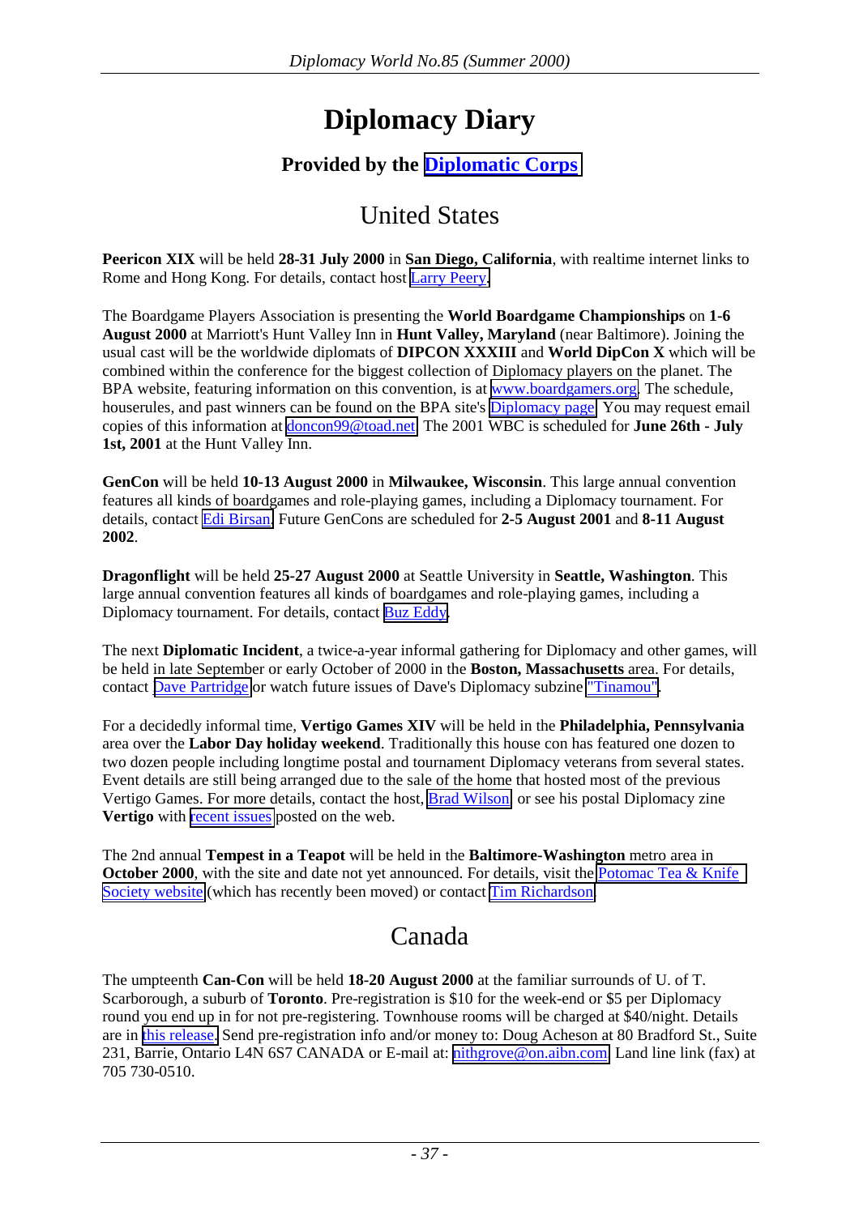# Diplomacy Diary

### Provided by the Diplomatic Corps

## United States

**Peericon XIX** will be held **28-31 July 2000** in **San Diego, California**, with realtime internet links to Rome and Hong Kong. For details, contact host Larry Peery.

The Boardgame Players Association is presenting the **World Boardgame Championships** on **1-6 August 2000** at Marriott's Hunt Valley Inn in **Hunt Valley, Maryland** (near Baltimore). Joining the usual cast will be the worldwide diplomats of **DIPCON XXXIII** and **World DipCon X** which will be combined within the conference for the biggest collection of Diplomacy players on the planet. The BPA website, featuring information on this convention, is at www.boardgamers.org. The schedule, houserules, and past winners can be found on the BPA site's Diplomacy page. You may request email copies of this information at doncon99@toad.net. The 2001 WBC is scheduled for **June 26th - July 1st, 2001** at the Hunt Valley Inn.

**GenCon** will be held **10-13 August 2000** in **Milwaukee, Wisconsin**. This large annual convention features all kinds of boardgames and role-playing games, including a Diplomacy tournament. For details, contact Edi Birsan. Future GenCons are scheduled for **2-5 August 2001** and **8-11 August 2002**.

**Dragonflight** will be held **25-27 August 2000** at Seattle University in **Seattle, Washington**. This large annual convention features all kinds of boardgames and role-playing games, including a Diplomacy tournament. For details, contact Buz Eddy.

The next **Diplomatic Incident**, a twice-a-year informal gathering for Diplomacy and other games, will be held in late September or early October of 2000 in the **Boston, Massachusetts** area. For details, contact Dave Partridge or watch future issues of Dave's Diplomacy subzine "Tinamou".

For a decidedly informal time, **Vertigo Games XIV** will be held in the **Philadelphia, Pennsylvania** area over the **Labor Day holiday weekend**. Traditionally this house con has featured one dozen to two dozen people including longtime postal and tournament Diplomacy veterans from several states. Event details are still being arranged due to the sale of the home that hosted most of the previous Vertigo Games. For more details, contact the host, Brad Wilson, or see his postal Diplomacy zine **Vertigo** with recent issues posted on the web.

The 2nd annual **Tempest in a Teapot** will be held in the **Baltimore-Washington** metro area in **October 2000**, with the site and date not yet announced. For details, visit the Potomac Tea & Knife Society website (which has recently been moved) or contact Tim Richardson.

## Canada

The umpteenth **Can-Con** will be held **18-20 August 2000** at the familiar surrounds of U. of T. Scarborough, a suburb of **Toronto**. Pre-registration is $10 for the week-end or $5 per Diplomacy round you end up in for not pre-registering. Townhouse rooms will be charged at $40/night. Details are in this release. Send pre-registration info and/or money to: Doug Acheson at 80 Bradford St., Suite 231, Barrie, Ontario L4N 6S7 CANADA or E-mail at: nithgrove@on.aibn.com. Land line link (fax) at 705 730-0510.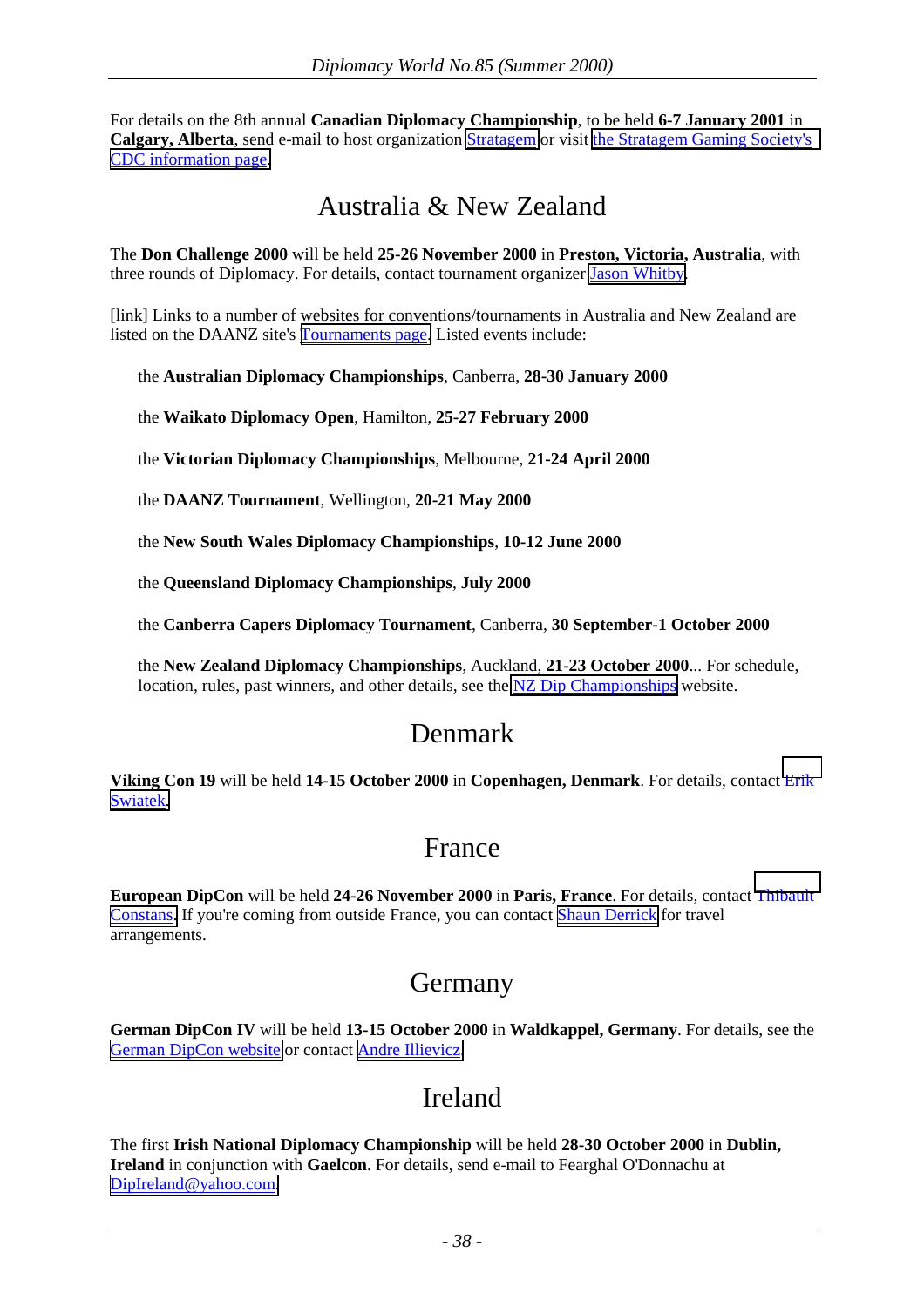For details on the 8th annual **Canadian Diplomacy Championship**, to be held **6-7 January 2001** in **Calgary, Alberta**, send e-mail to host organization Stratagem or visit the Stratagem Gaming Society's CDC information page.

## Australia & New Zealand

The **Don Challenge 2000** will be held **25-26 November 2000** in **Preston, Victoria, Australia**, with three rounds of Diplomacy. For details, contact tournament organizer Jason Whitby.

[link] Links to a number of websites for conventions/tournaments in Australia and New Zealand are listed on the DAANZ site's Tournaments page. Listed events include:

- the **Australian Diplomacy Championships**, Canberra, **28-30 January 2000**
- the **Waikato Diplomacy Open**, Hamilton, **25-27 February 2000**
- the **Victorian Diplomacy Championships**, Melbourne, **21-24 April 2000**
- the **DAANZ Tournament**, Wellington, **20-21 May 2000**
- the **New South Wales Diplomacy Championships**, **10-12 June 2000**
- the **Queensland Diplomacy Championships**, **July 2000**
- the **Canberra Capers Diplomacy Tournament**, Canberra, **30 September-1 October 2000**
- the **New Zealand Diplomacy Championships**, Auckland, **21-23 October 2000**... For schedule, location, rules, past winners, and other details, see the NZ Dip Championships website.

## Denmark

**Viking Con 19** will be held **14-15 October 2000** in **Copenhagen, Denmark**. For details, contact Erik Swiatek.

## France

**European DipCon** will be held **24-26 November 2000** in **Paris, France**. For details, contact Thibault Constans. If you're coming from outside France, you can contact Shaun Derrick for travel arrangements.

## Germany

**German DipCon IV** will be held **13-15 October 2000** in **Waldkappel, Germany**. For details, see the German DipCon website or contact Andre Illievicz.

## Ireland

The first **Irish National Diplomacy Championship** will be held **28-30 October 2000** in **Dublin, Ireland** in conjunction with **Gaelcon**. For details, send e-mail to Fearghal O'Donnachu at DipIreland@yahoo.com.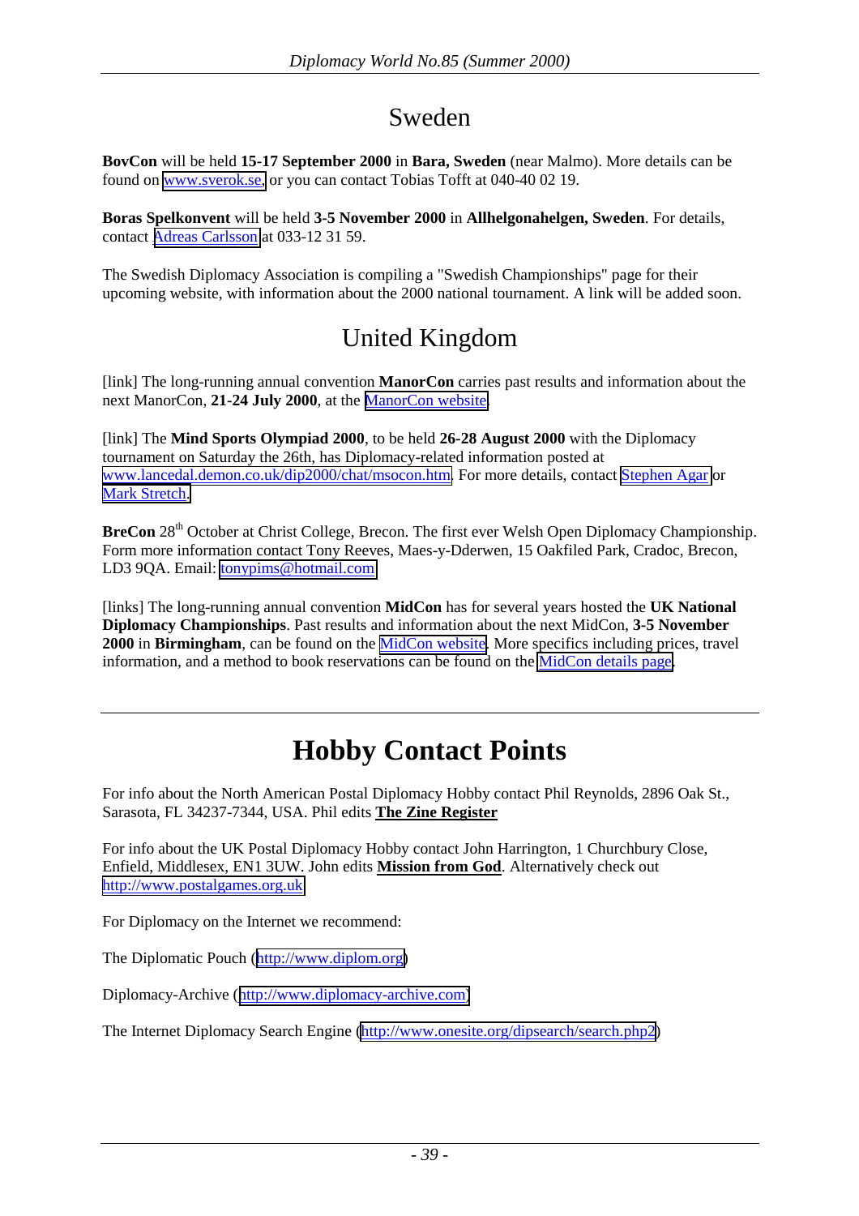## Sweden

**BovCon** will be held **15-17 September 2000** in **Bara, Sweden** (near Malmo). More details can be found on www.sverok.se, or you can contact Tobias Tofft at 040-40 02 19.

**Boras Spelkonvent** will be held **3-5 November 2000** in **Allhelgonahelgen, Sweden**. For details, contact Adreas Carlsson at 033-12 31 59.

The Swedish Diplomacy Association is compiling a "Swedish Championships" page for their upcoming website, with information about the 2000 national tournament. A link will be added soon.

## United Kingdom

[link] The long-running annual convention **ManorCon** carries past results and information about the next ManorCon, **21-24 July 2000**, at the ManorCon website.

[link] The **Mind Sports Olympiad 2000**, to be held **26-28 August 2000** with the Diplomacy tournament on Saturday the 26th, has Diplomacy-related information posted at www.lancedal.demon.co.uk/dip2000/chat/msocon.htm. For more details, contact Stephen Agar or Mark Stretch.

**BreCon** 28th October at Christ College, Brecon. The first ever Welsh Open Diplomacy Championship. Form more information contact Tony Reeves, Maes-y-Dderwen, 15 Oakfiled Park, Cradoc, Brecon, LD3 9QA. Email: tonypims@hotmail.com

[links] The long-running annual convention **MidCon** has for several years hosted the **UK National Diplomacy Championships**. Past results and information about the next MidCon, **3-5 November 2000** in **Birmingham**, can be found on the MidCon website. More specifics including prices, travel information, and a method to book reservations can be found on the MidCon details page.

# Hobby Contact Points

For info about the North American Postal Diplomacy Hobby contact Phil Reynolds, 2896 Oak St., Sarasota, FL 34237-7344, USA. Phil edits **The Zine Register**

For info about the UK Postal Diplomacy Hobby contact John Harrington, 1 Churchbury Close, Enfield, Middlesex, EN1 3UW. John edits **Mission from God**. Alternatively check out http://www.postalgames.org.uk

For Diplomacy on the Internet we recommend:

The Diplomatic Pouch (http://www.diplom.org)

Diplomacy-Archive (http://www.diplomacy-archive.com)

The Internet Diplomacy Search Engine (http://www.onesite.org/dipsearch/search.php2)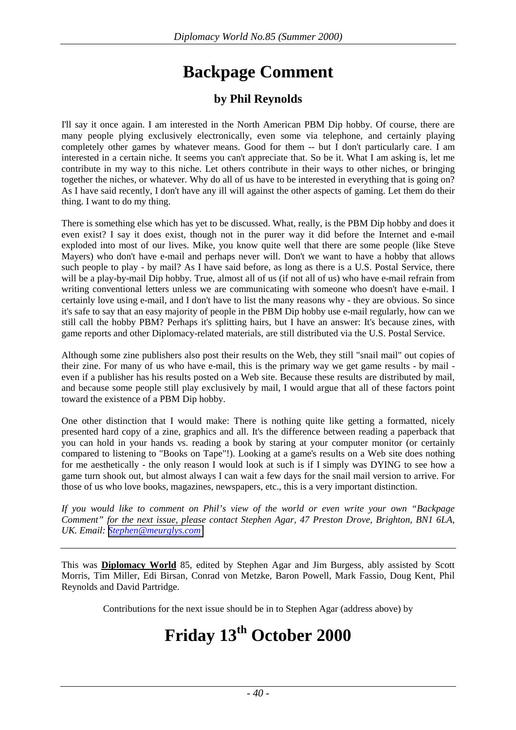# Backpage Comment

## by Phil Reynolds

I'll say it once again. I am interested in the North American PBM Dip hobby. Of course, there are many people plying exclusively electronically, even some via telephone, and certainly playing completely other games by whatever means. Good for them -- but I don't particularly care. I am interested in a certain niche. It seems you can't appreciate that. So be it. What I am asking is, let me contribute in my way to this niche. Let others contribute in their ways to other niches, or bringing together the niches, or whatever. Why do all of us have to be interested in everything that is going on? As I have said recently, I don't have any ill will against the other aspects of gaming. Let them do their thing. I want to do my thing.

There is something else which has yet to be discussed. What, really, is the PBM Dip hobby and does it even exist? I say it does exist, though not in the purer way it did before the Internet and e-mail exploded into most of our lives. Mike, you know quite well that there are some people (like Steve Mayers) who don't have e-mail and perhaps never will. Don't we want to have a hobby that allows such people to play - by mail? As I have said before, as long as there is a U.S. Postal Service, there will be a play-by-mail Dip hobby. True, almost all of us (if not all of us) who have e-mail refrain from writing conventional letters unless we are communicating with someone who doesn't have e-mail. I certainly love using e-mail, and I don't have to list the many reasons why - they are obvious. So since it's safe to say that an easy majority of people in the PBM Dip hobby use e-mail regularly, how can we still call the hobby PBM? Perhaps it's splitting hairs, but I have an answer: It's because zines, with game reports and other Diplomacy-related materials, are still distributed via the U.S. Postal Service.

Although some zine publishers also post their results on the Web, they still "snail mail" out copies of their zine. For many of us who have e-mail, this is the primary way we get game results - by mail - even if a publisher has his results posted on a Web site. Because these results are distributed by mail, and because some people still play exclusively by mail, I would argue that all of these factors point toward the existence of a PBM Dip hobby.

One other distinction that I would make: There is nothing quite like getting a formatted, nicely presented hard copy of a zine, graphics and all. It's the difference between reading a paperback that you can hold in your hands vs. reading a book by staring at your computer monitor (or certainly compared to listening to "Books on Tape"!). Looking at a game's results on a Web site does nothing for me aesthetically - the only reason I would look at such is if I simply was DYING to see how a game turn shook out, but almost always I can wait a few days for the snail mail version to arrive. For those of us who love books, magazines, newspapers, etc., this is a very important distinction.

*If you would like to comment on Phil's view of the world or even write your own "Backpage Comment" for the next issue, please contact Stephen Agar, 47 Preston Drove, Brighton, BN1 6LA, UK. Email: Stephen@meurglys.com*

---

This was **Diplomacy World** 85, edited by Stephen Agar and Jim Burgess, ably assisted by Scott Morris, Tim Miller, Edi Birsan, Conrad von Metzke, Baron Powell, Mark Fassio, Doug Kent, Phil Reynolds and David Partridge.

Contributions for the next issue should be in to Stephen Agar (address above) by

# Friday 13th October 2000